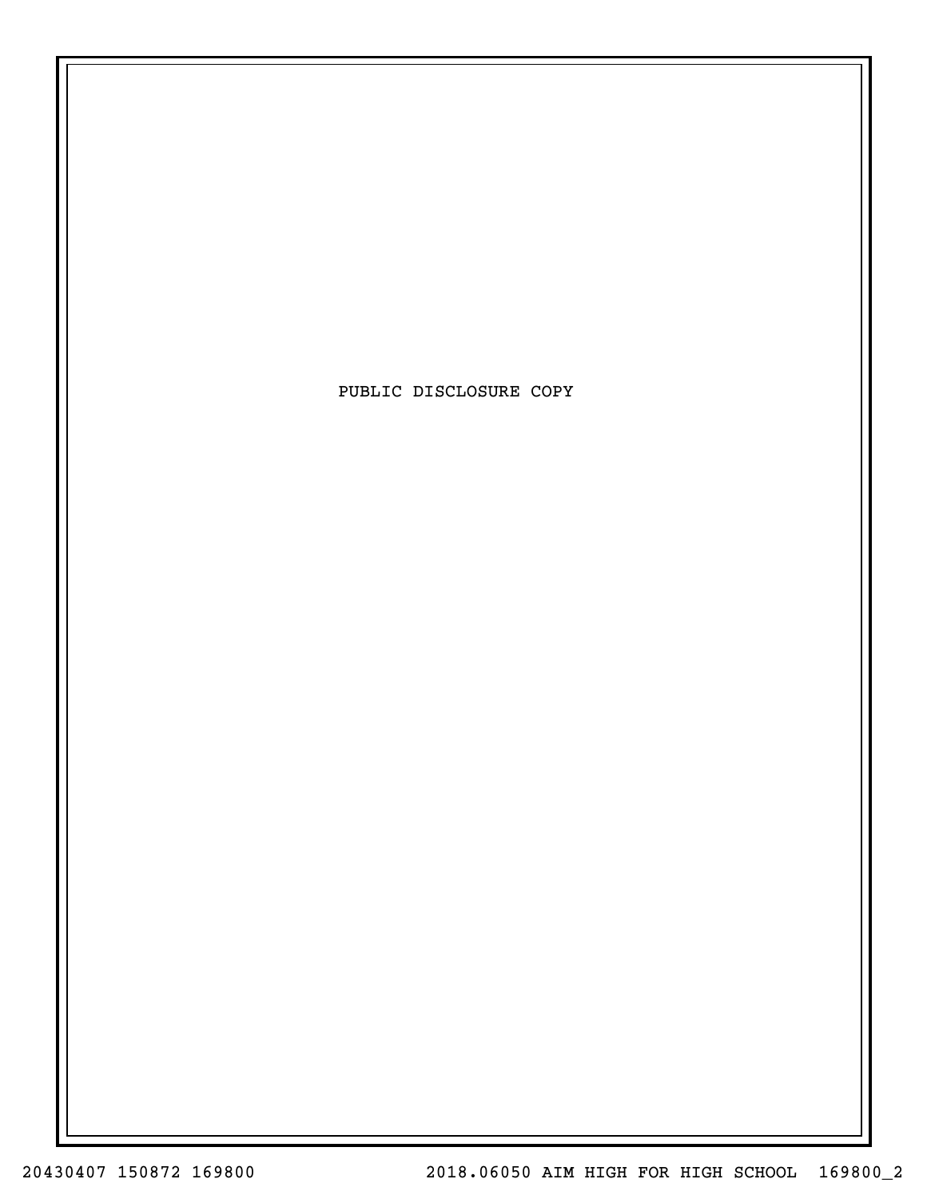PUBLIC DISCLOSURE COPY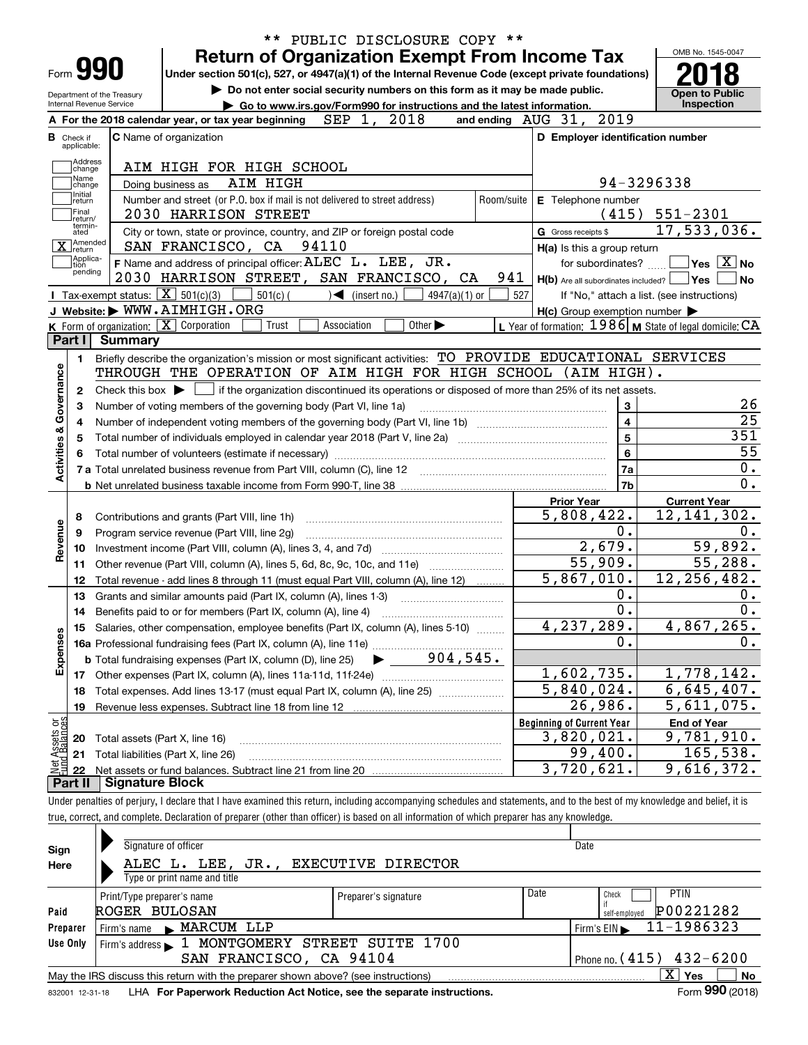\*\* PUBLIC DISCLOSURE COPY \*\*

# Form 990 — Return of Organization Exempt From Income Tax (2018)

Under section 501(c), 527, or 4947(a)(1) of the Internal Revenue Code (except private foundations)

▶ Do not enter social security numbers on this form as it may be made public.

▶ Go to www.irs.gov/Form990 for instructions and the latest information.

Department of the Treasury, Internal Revenue Service — OMB No. 1545-0047 — Open to Public Inspection

**A** For the 2018 calendar year, or tax year beginning SEP 1, 2018 and ending AUG 31, 2019

**B** Check if applicable: Address change ☐ Name change ☐ Initial return ☐ Final return/terminated ☐ Amended return ☒ Application pending ☐

**C** Name of organization: AIM HIGH FOR HIGH SCHOOL
Doing business as: AIM HIGH
Number and street (or P.O. box if mail is not delivered to street address): 2030 HARRISON STREET
City or town, state or province, country, and ZIP or foreign postal code: SAN FRANCISCO, CA 94110

**D** Employer identification number: 94-3296338

**E** Telephone number: (415) 551-2301

**G** Gross receipts $ 17,533,036.

**F** Name and address of principal officer: ALEC L. LEE, JR. 2030 HARRISON STREET, SAN FRANCISCO, CA 941

**H(a)** Is this a group return for subordinates? ☐ Yes ☒ No

**H(b)** Are all subordinates included? ☐ Yes ☐ No — If "No," attach a list. (see instructions)

**H(c)** Group exemption number ▶

**I** Tax-exempt status: ☒ 501(c)(3) ☐ 501(c) ( ) ◀ (insert no.) ☐ 4947(a)(1) or ☐ 527

**J** Website: ▶ WWW.AIMHIGH.ORG

**K** Form of organization: ☒ Corporation ☐ Trust ☐ Association ☐ Other ▶

**L** Year of formation: 1986 **M** State of legal domicile: CA

## Part I Summary

**Activities & Governance**

1. Briefly describe the organization's mission or most significant activities: TO PROVIDE EDUCATIONAL SERVICES THROUGH THE OPERATION OF AIM HIGH FOR HIGH SCHOOL (AIM HIGH).
2. Check this box ▶ ☐ if the organization discontinued its operations or disposed of more than 25% of its net assets.

| Line | Description | Box | Value |
|---|---|---|---|
| 3 | Number of voting members of the governing body (Part VI, line 1a) | 3 | 26 |
| 4 | Number of independent voting members of the governing body (Part VI, line 1b) | 4 | 25 |
| 5 | Total number of individuals employed in calendar year 2018 (Part V, line 2a) | 5 | 351 |
| 6 | Total number of volunteers (estimate if necessary) | 6 | 55 |
| 7a | Total unrelated business revenue from Part VIII, column (C), line 12 | 7a | 0. |
| 7b | Net unrelated business taxable income from Form 990-T, line 38 | 7b | 0. |

| Line | Description | Prior Year | Current Year |
|---|---|---|---|
| **Revenue** | | | |
| 8 | Contributions and grants (Part VIII, line 1h) | 5,808,422. | 12,141,302. |
| 9 | Program service revenue (Part VIII, line 2g) | 0. | 0. |
| 10 | Investment income (Part VIII, column (A), lines 3, 4, and 7d) | 2,679. | 59,892. |
| 11 | Other revenue (Part VIII, column (A), lines 5, 6d, 8c, 9c, 10c, and 11e) | 55,909. | 55,288. |
| 12 | Total revenue - add lines 8 through 11 (must equal Part VIII, column (A), line 12) | 5,867,010. | 12,256,482. |
| **Expenses** | | | |
| 13 | Grants and similar amounts paid (Part IX, column (A), lines 1-3) | 0. | 0. |
| 14 | Benefits paid to or for members (Part IX, column (A), line 4) | 0. | 0. |
| 15 | Salaries, other compensation, employee benefits (Part IX, column (A), lines 5-10) | 4,237,289. | 4,867,265. |
| 16a | Professional fundraising fees (Part IX, column (A), line 11e) | 0. | 0. |
| b | Total fundraising expenses (Part IX, column (D), line 25) ▶ 904,545. | | |
| 17 | Other expenses (Part IX, column (A), lines 11a-11d, 11f-24e) | 1,602,735. | 1,778,142. |
| 18 | Total expenses. Add lines 13-17 (must equal Part IX, column (A), line 25) | 5,840,024. | 6,645,407. |
| 19 | Revenue less expenses. Subtract line 18 from line 12 | 26,986. | 5,611,075. |
| **Net Assets or Fund Balances** | | **Beginning of Current Year** | **End of Year** |
| 20 | Total assets (Part X, line 16) | 3,820,021. | 9,781,910. |
| 21 | Total liabilities (Part X, line 26) | 99,400. | 165,538. |
| 22 | Net assets or fund balances. Subtract line 21 from line 20 | 3,720,621. | 9,616,372. |

## Part II Signature Block

Under penalties of perjury, I declare that I have examined this return, including accompanying schedules and statements, and to the best of my knowledge and belief, it is true, correct, and complete. Declaration of preparer (other than officer) is based on all information of which preparer has any knowledge.

**Sign Here**

Signature of officer — Date

ALEC L. LEE, JR., EXECUTIVE DIRECTOR
Type or print name and title

**Paid Preparer Use Only**

| Print/Type preparer's name | Preparer's signature | Date | Check ☐ if self-employed | PTIN |
|---|---|---|---|---|
| ROGER BULOSAN | | | | P00221282 |

Firm's name ▶ MARCUM LLP — Firm's EIN ▶ 11-1986323

Firm's address ▶ 1 MONTGOMERY STREET SUITE 1700, SAN FRANCISCO, CA 94104 — Phone no. (415) 432-6200

May the IRS discuss this return with the preparer shown above? (see instructions) ☒ Yes ☐ No

832001 12-31-18 LHA For Paperwork Reduction Act Notice, see the separate instructions. Form 990 (2018)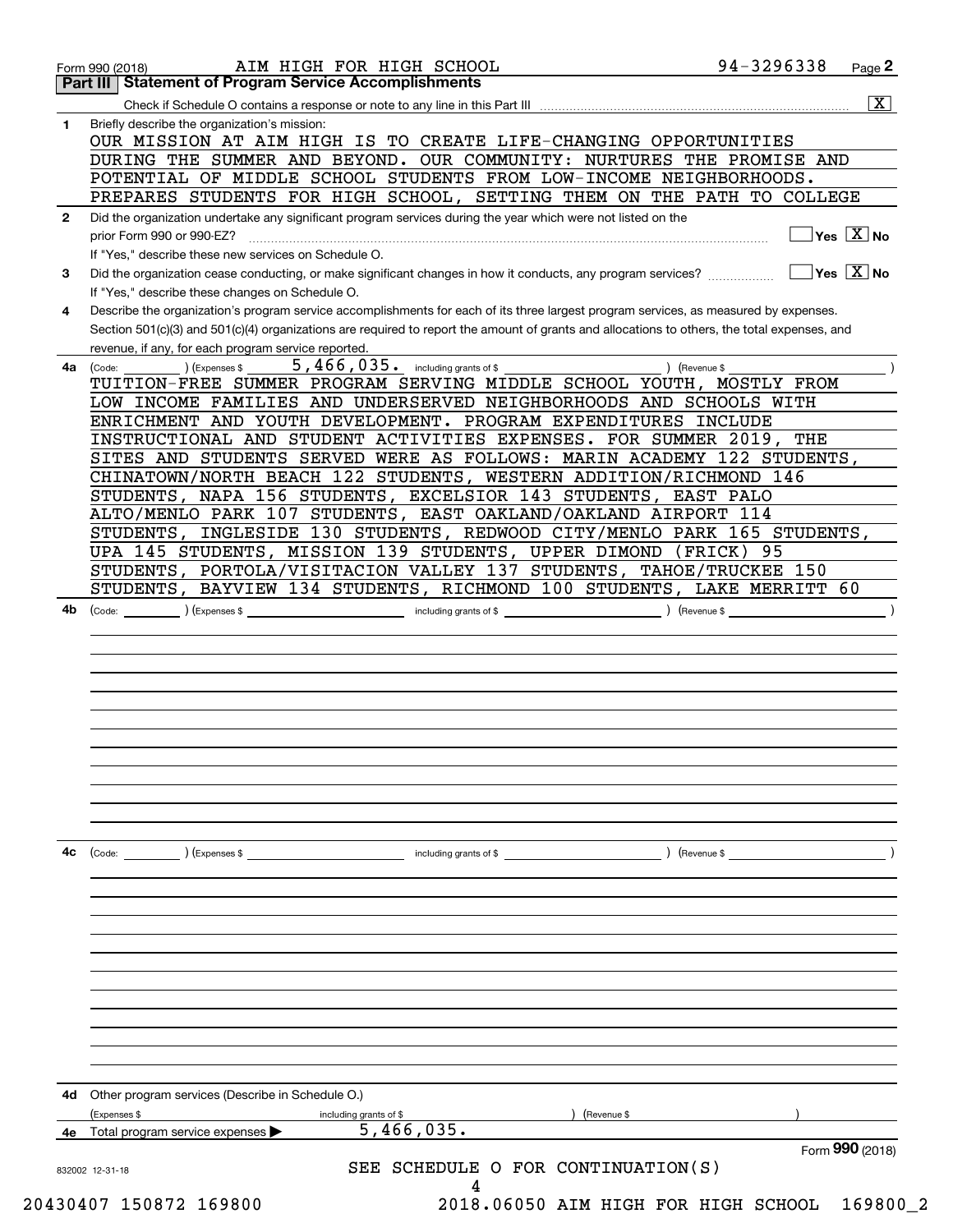Form 990 (2018) AIM HIGH FOR HIGH SCHOOL 94-3296338 Page 2

**Part III | Statement of Program Service Accomplishments**

Check if Schedule O contains a response or note to any line in this Part III .......... [X]

**1** Briefly describe the organization's mission:

OUR MISSION AT AIM HIGH IS TO CREATE LIFE-CHANGING OPPORTUNITIES DURING THE SUMMER AND BEYOND. OUR COMMUNITY: NURTURES THE PROMISE AND POTENTIAL OF MIDDLE SCHOOL STUDENTS FROM LOW-INCOME NEIGHBORHOODS. PREPARES STUDENTS FOR HIGH SCHOOL, SETTING THEM ON THE PATH TO COLLEGE

**2** Did the organization undertake any significant program services during the year which were not listed on the prior Form 990 or 990-EZ? .......... [ ] Yes [X] No

If "Yes," describe these new services on Schedule O.

**3** Did the organization cease conducting, or make significant changes in how it conducts, any program services? .......... [ ] Yes [X] No

If "Yes," describe these changes on Schedule O.

**4** Describe the organization's program service accomplishments for each of its three largest program services, as measured by expenses. Section 501(c)(3) and 501(c)(4) organizations are required to report the amount of grants and allocations to others, the total expenses, and revenue, if any, for each program service reported.

**4a** (Code: ) (Expenses $ 5,466,035. including grants of $ ) (Revenue $ )

TUITION-FREE SUMMER PROGRAM SERVING MIDDLE SCHOOL YOUTH, MOSTLY FROM LOW INCOME FAMILIES AND UNDERSERVED NEIGHBORHOODS AND SCHOOLS WITH ENRICHMENT AND YOUTH DEVELOPMENT. PROGRAM EXPENDITURES INCLUDE INSTRUCTIONAL AND STUDENT ACTIVITIES EXPENSES. FOR SUMMER 2019, THE SITES AND STUDENTS SERVED WERE AS FOLLOWS: MARIN ACADEMY 122 STUDENTS, CHINATOWN/NORTH BEACH 122 STUDENTS, WESTERN ADDITION/RICHMOND 146 STUDENTS, NAPA 156 STUDENTS, EXCELSIOR 143 STUDENTS, EAST PALO ALTO/MENLO PARK 107 STUDENTS, EAST OAKLAND/OAKLAND AIRPORT 114 STUDENTS, INGLESIDE 130 STUDENTS, REDWOOD CITY/MENLO PARK 165 STUDENTS, UPA 145 STUDENTS, MISSION 139 STUDENTS, UPPER DIMOND (FRICK) 95 STUDENTS, PORTOLA/VISITACION VALLEY 137 STUDENTS, TAHOE/TRUCKEE 150 STUDENTS, BAYVIEW 134 STUDENTS, RICHMOND 100 STUDENTS, LAKE MERRITT 60

**4b** (Code: ) (Expenses $ including grants of $ ) (Revenue $ )

**4c** (Code: ) (Expenses $ including grants of $ ) (Revenue $ )

**4d** Other program services (Describe in Schedule O.)

(Expenses $ including grants of $ ) (Revenue $ )

**4e** Total program service expenses ▶ 5,466,035.

Form **990** (2018)

SEE SCHEDULE O FOR CONTINUATION(S)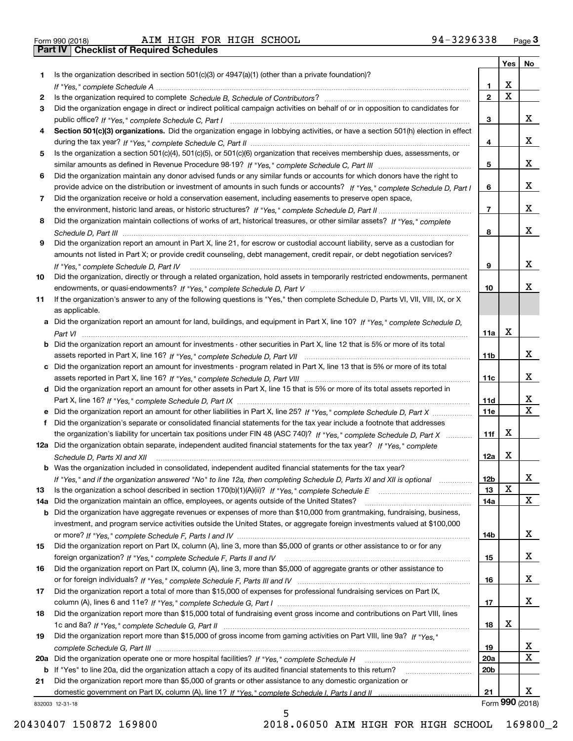Form 990 (2018) AIM HIGH FOR HIGH SCHOOL 94-3296338 Page 3

## Part IV Checklist of Required Schedules

| | | | Yes | No |
|---|---|---|---|---|
| 1 | Is the organization described in section 501(c)(3) or 4947(a)(1) (other than a private foundation)? *If "Yes," complete Schedule A* | 1 | X | |
| 2 | Is the organization required to complete *Schedule B, Schedule of Contributors*? | 2 | X | |
| 3 | Did the organization engage in direct or indirect political campaign activities on behalf of or in opposition to candidates for public office? *If "Yes," complete Schedule C, Part I* | 3 | | X |
| 4 | **Section 501(c)(3) organizations.** Did the organization engage in lobbying activities, or have a section 501(h) election in effect during the tax year? *If "Yes," complete Schedule C, Part II* | 4 | | X |
| 5 | Is the organization a section 501(c)(4), 501(c)(5), or 501(c)(6) organization that receives membership dues, assessments, or similar amounts as defined in Revenue Procedure 98-19? *If "Yes," complete Schedule C, Part III* | 5 | | X |
| 6 | Did the organization maintain any donor advised funds or any similar funds or accounts for which donors have the right to provide advice on the distribution or investment of amounts in such funds or accounts? *If "Yes," complete Schedule D, Part I* | 6 | | X |
| 7 | Did the organization receive or hold a conservation easement, including easements to preserve open space, the environment, historic land areas, or historic structures? *If "Yes," complete Schedule D, Part II* | 7 | | X |
| 8 | Did the organization maintain collections of works of art, historical treasures, or other similar assets? *If "Yes," complete Schedule D, Part III* | 8 | | X |
| 9 | Did the organization report an amount in Part X, line 21, for escrow or custodial account liability, serve as a custodian for amounts not listed in Part X; or provide credit counseling, debt management, credit repair, or debt negotiation services? *If "Yes," complete Schedule D, Part IV* | 9 | | X |
| 10 | Did the organization, directly or through a related organization, hold assets in temporarily restricted endowments, permanent endowments, or quasi-endowments? *If "Yes," complete Schedule D, Part V* | 10 | | X |
| 11 | If the organization's answer to any of the following questions is "Yes," then complete Schedule D, Parts VI, VII, VIII, IX, or X as applicable. | | | |
| a | Did the organization report an amount for land, buildings, and equipment in Part X, line 10? *If "Yes," complete Schedule D, Part VI* | 11a | X | |
| b | Did the organization report an amount for investments - other securities in Part X, line 12 that is 5% or more of its total assets reported in Part X, line 16? *If "Yes," complete Schedule D, Part VII* | 11b | | X |
| c | Did the organization report an amount for investments - program related in Part X, line 13 that is 5% or more of its total assets reported in Part X, line 16? *If "Yes," complete Schedule D, Part VIII* | 11c | | X |
| d | Did the organization report an amount for other assets in Part X, line 15 that is 5% or more of its total assets reported in Part X, line 16? *If "Yes," complete Schedule D, Part IX* | 11d | | X |
| e | Did the organization report an amount for other liabilities in Part X, line 25? *If "Yes," complete Schedule D, Part X* | 11e | | X |
| f | Did the organization's separate or consolidated financial statements for the tax year include a footnote that addresses the organization's liability for uncertain tax positions under FIN 48 (ASC 740)? *If "Yes," complete Schedule D, Part X* | 11f | X | |
| 12a | Did the organization obtain separate, independent audited financial statements for the tax year? *If "Yes," complete Schedule D, Parts XI and XII* | 12a | X | |
| b | Was the organization included in consolidated, independent audited financial statements for the tax year? *If "Yes," and if the organization answered "No" to line 12a, then completing Schedule D, Parts XI and XII is optional* | 12b | | X |
| 13 | Is the organization a school described in section 170(b)(1)(A)(ii)? *If "Yes," complete Schedule E* | 13 | X | |
| 14a | Did the organization maintain an office, employees, or agents outside of the United States? | 14a | | X |
| b | Did the organization have aggregate revenues or expenses of more than $10,000 from grantmaking, fundraising, business, investment, and program service activities outside the United States, or aggregate foreign investments valued at $100,000 or more? *If "Yes," complete Schedule F, Parts I and IV* | 14b | | X |
| 15 | Did the organization report on Part IX, column (A), line 3, more than $5,000 of grants or other assistance to or for any foreign organization? *If "Yes," complete Schedule F, Parts II and IV* | 15 | | X |
| 16 | Did the organization report on Part IX, column (A), line 3, more than $5,000 of aggregate grants or other assistance to or for foreign individuals? *If "Yes," complete Schedule F, Parts III and IV* | 16 | | X |
| 17 | Did the organization report a total of more than $15,000 of expenses for professional fundraising services on Part IX, column (A), lines 6 and 11e? *If "Yes," complete Schedule G, Part I* | 17 | | X |
| 18 | Did the organization report more than $15,000 total of fundraising event gross income and contributions on Part VIII, lines 1c and 8a? *If "Yes," complete Schedule G, Part II* | 18 | X | |
| 19 | Did the organization report more than $15,000 of gross income from gaming activities on Part VIII, line 9a? *If "Yes," complete Schedule G, Part III* | 19 | | X |
| 20a | Did the organization operate one or more hospital facilities? *If "Yes," complete Schedule H* | 20a | | X |
| b | If "Yes" to line 20a, did the organization attach a copy of its audited financial statements to this return? | 20b | | |
| 21 | Did the organization report more than $5,000 of grants or other assistance to any domestic organization or domestic government on Part IX, column (A), line 1? *If "Yes," complete Schedule I, Parts I and II* | 21 | | X |

832003 12-31-18 Form 990 (2018)

20430407 150872 169800 2018.06050 AIM HIGH FOR HIGH SCHOOL 169800_2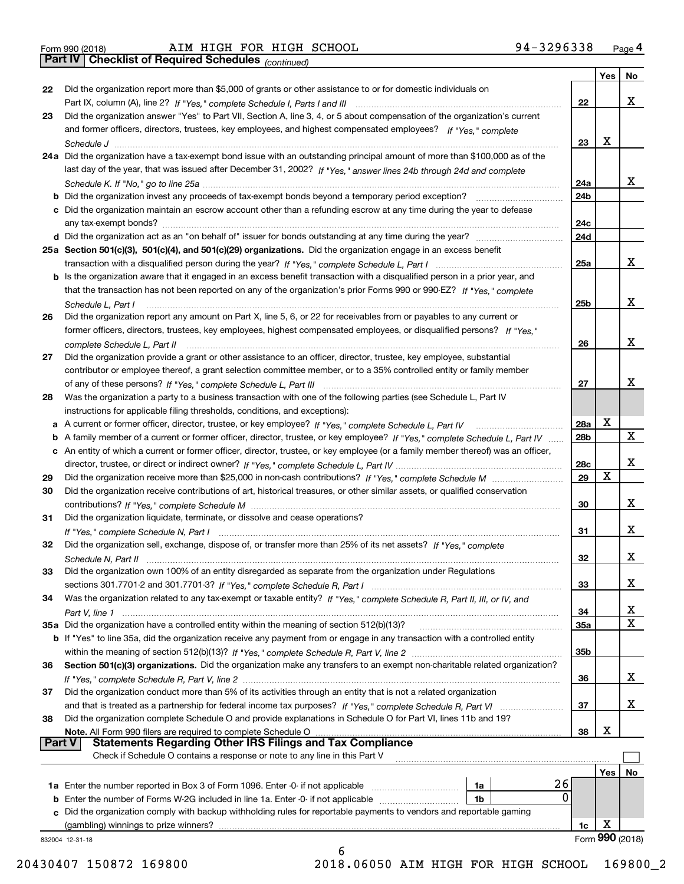Form 990 (2018) AIM HIGH FOR HIGH SCHOOL 94-3296338 Page 4

**Part IV Checklist of Required Schedules** *(continued)*

| | | | Yes | No |
|---|---|---|---|---|
| 22 | Did the organization report more than $5,000 of grants or other assistance to or for domestic individuals on Part IX, column (A), line 2? *If "Yes," complete Schedule I, Parts I and III* | 22 | | X |
| 23 | Did the organization answer "Yes" to Part VII, Section A, line 3, 4, or 5 about compensation of the organization's current and former officers, directors, trustees, key employees, and highest compensated employees? *If "Yes," complete Schedule J* | 23 | X | |
| 24a | Did the organization have a tax-exempt bond issue with an outstanding principal amount of more than $100,000 as of the last day of the year, that was issued after December 31, 2002? *If "Yes," answer lines 24b through 24d and complete Schedule K. If "No," go to line 25a* | 24a | | X |
| b | Did the organization invest any proceeds of tax-exempt bonds beyond a temporary period exception? | 24b | | |
| c | Did the organization maintain an escrow account other than a refunding escrow at any time during the year to defease any tax-exempt bonds? | 24c | | |
| d | Did the organization act as an "on behalf of" issuer for bonds outstanding at any time during the year? | 24d | | |
| 25a | **Section 501(c)(3), 501(c)(4), and 501(c)(29) organizations.** Did the organization engage in an excess benefit transaction with a disqualified person during the year? *If "Yes," complete Schedule L, Part I* | 25a | | X |
| b | Is the organization aware that it engaged in an excess benefit transaction with a disqualified person in a prior year, and that the transaction has not been reported on any of the organization's prior Forms 990 or 990-EZ? *If "Yes," complete Schedule L, Part I* | 25b | | X |
| 26 | Did the organization report any amount on Part X, line 5, 6, or 22 for receivables from or payables to any current or former officers, directors, trustees, key employees, highest compensated employees, or disqualified persons? *If "Yes," complete Schedule L, Part II* | 26 | | X |
| 27 | Did the organization provide a grant or other assistance to an officer, director, trustee, key employee, substantial contributor or employee thereof, a grant selection committee member, or to a 35% controlled entity or family member of any of these persons? *If "Yes," complete Schedule L, Part III* | 27 | | X |
| 28 | Was the organization a party to a business transaction with one of the following parties (see Schedule L, Part IV instructions for applicable filing thresholds, conditions, and exceptions): | | | |
| a | A current or former officer, director, trustee, or key employee? *If "Yes," complete Schedule L, Part IV* | 28a | X | |
| b | A family member of a current or former officer, director, trustee, or key employee? *If "Yes," complete Schedule L, Part IV* | 28b | | X |
| c | An entity of which a current or former officer, director, trustee, or key employee (or a family member thereof) was an officer, director, trustee, or direct or indirect owner? *If "Yes," complete Schedule L, Part IV* | 28c | | X |
| 29 | Did the organization receive more than $25,000 in non-cash contributions? *If "Yes," complete Schedule M* | 29 | X | |
| 30 | Did the organization receive contributions of art, historical treasures, or other similar assets, or qualified conservation contributions? *If "Yes," complete Schedule M* | 30 | | X |
| 31 | Did the organization liquidate, terminate, or dissolve and cease operations? *If "Yes," complete Schedule N, Part I* | 31 | | X |
| 32 | Did the organization sell, exchange, dispose of, or transfer more than 25% of its net assets? *If "Yes," complete Schedule N, Part II* | 32 | | X |
| 33 | Did the organization own 100% of an entity disregarded as separate from the organization under Regulations sections 301.7701-2 and 301.7701-3? *If "Yes," complete Schedule R, Part I* | 33 | | X |
| 34 | Was the organization related to any tax-exempt or taxable entity? *If "Yes," complete Schedule R, Part II, III, or IV, and Part V, line 1* | 34 | | X |
| 35a | Did the organization have a controlled entity within the meaning of section 512(b)(13)? | 35a | | X |
| b | If "Yes" to line 35a, did the organization receive any payment from or engage in any transaction with a controlled entity within the meaning of section 512(b)(13)? *If "Yes," complete Schedule R, Part V, line 2* | 35b | | |
| 36 | **Section 501(c)(3) organizations.** Did the organization make any transfers to an exempt non-charitable related organization? *If "Yes," complete Schedule R, Part V, line 2* | 36 | | X |
| 37 | Did the organization conduct more than 5% of its activities through an entity that is not a related organization and that is treated as a partnership for federal income tax purposes? *If "Yes," complete Schedule R, Part VI* | 37 | | X |
| 38 | Did the organization complete Schedule O and provide explanations in Schedule O for Part VI, lines 11b and 19? **Note.** All Form 990 filers are required to complete Schedule O | 38 | X | |

**Part V Statements Regarding Other IRS Filings and Tax Compliance**

Check if Schedule O contains a response or note to any line in this Part V ☐

| | | | | Yes | No |
|---|---|---|---|---|---|
| 1a | Enter the number reported in Box 3 of Form 1096. Enter -0- if not applicable | 1a | 26 | | |
| b | Enter the number of Forms W-2G included in line 1a. Enter -0- if not applicable | 1b | 0 | | |
| c | Did the organization comply with backup withholding rules for reportable payments to vendors and reportable gaming (gambling) winnings to prize winners? | | 1c | X | |

832004 12-31-18 Form **990** (2018)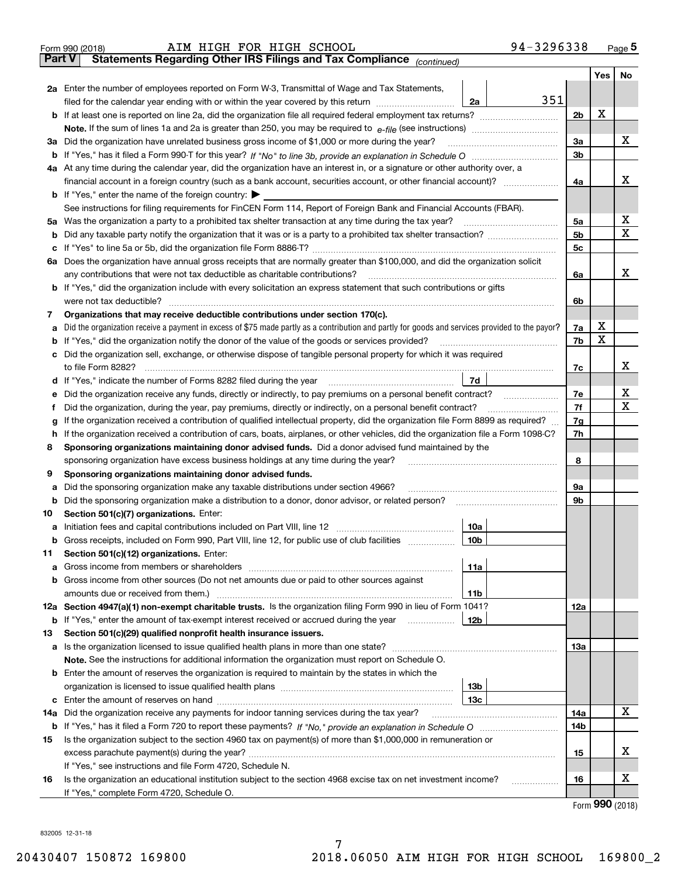Form 990 (2018) AIM HIGH FOR HIGH SCHOOL 94-3296338 Page 5

**Part V Statements Regarding Other IRS Filings and Tax Compliance** *(continued)*

| | | | | | Yes | No |
|---|---|---|---|---|---|---|
| **2a** | Enter the number of employees reported on Form W-3, Transmittal of Wage and Tax Statements, filed for the calendar year ending with or within the year covered by this return | 2a | 351 | | | |
| **b** | If at least one is reported on line 2a, did the organization file all required federal employment tax returns? | | | 2b | X | |
| | **Note.** If the sum of lines 1a and 2a is greater than 250, you may be required to *e-file* (see instructions) | | | | | |
| **3a** | Did the organization have unrelated business gross income of $1,000 or more during the year? | | | 3a | | X |
| **b** | If "Yes," has it filed a Form 990-T for this year? *If "No" to line 3b, provide an explanation in Schedule O* | | | 3b | | |
| **4a** | At any time during the calendar year, did the organization have an interest in, or a signature or other authority over, a financial account in a foreign country (such as a bank account, securities account, or other financial account)? | | | 4a | | X |
| **b** | If "Yes," enter the name of the foreign country: ▶ | | | | | |
| | See instructions for filing requirements for FinCEN Form 114, Report of Foreign Bank and Financial Accounts (FBAR). | | | | | |
| **5a** | Was the organization a party to a prohibited tax shelter transaction at any time during the tax year? | | | 5a | | X |
| **b** | Did any taxable party notify the organization that it was or is a party to a prohibited tax shelter transaction? | | | 5b | | X |
| **c** | If "Yes" to line 5a or 5b, did the organization file Form 8886-T? | | | 5c | | |
| **6a** | Does the organization have annual gross receipts that are normally greater than $100,000, and did the organization solicit any contributions that were not tax deductible as charitable contributions? | | | 6a | | X |
| **b** | If "Yes," did the organization include with every solicitation an express statement that such contributions or gifts were not tax deductible? | | | 6b | | |
| **7** | **Organizations that may receive deductible contributions under section 170(c).** | | | | | |
| **a** | Did the organization receive a payment in excess of $75 made partly as a contribution and partly for goods and services provided to the payor? | | | 7a | X | |
| **b** | If "Yes," did the organization notify the donor of the value of the goods or services provided? | | | 7b | X | |
| **c** | Did the organization sell, exchange, or otherwise dispose of tangible personal property for which it was required to file Form 8282? | | | 7c | | X |
| **d** | If "Yes," indicate the number of Forms 8282 filed during the year | 7d | | | | |
| **e** | Did the organization receive any funds, directly or indirectly, to pay premiums on a personal benefit contract? | | | 7e | | X |
| **f** | Did the organization, during the year, pay premiums, directly or indirectly, on a personal benefit contract? | | | 7f | | X |
| **g** | If the organization received a contribution of qualified intellectual property, did the organization file Form 8899 as required? | | | 7g | | |
| **h** | If the organization received a contribution of cars, boats, airplanes, or other vehicles, did the organization file a Form 1098-C? | | | 7h | | |
| **8** | **Sponsoring organizations maintaining donor advised funds.** Did a donor advised fund maintained by the sponsoring organization have excess business holdings at any time during the year? | | | 8 | | |
| **9** | **Sponsoring organizations maintaining donor advised funds.** | | | | | |
| **a** | Did the sponsoring organization make any taxable distributions under section 4966? | | | 9a | | |
| **b** | Did the sponsoring organization make a distribution to a donor, donor advisor, or related person? | | | 9b | | |
| **10** | **Section 501(c)(7) organizations.** Enter: | | | | | |
| **a** | Initiation fees and capital contributions included on Part VIII, line 12 | 10a | | | | |
| **b** | Gross receipts, included on Form 990, Part VIII, line 12, for public use of club facilities | 10b | | | | |
| **11** | **Section 501(c)(12) organizations.** Enter: | | | | | |
| **a** | Gross income from members or shareholders | 11a | | | | |
| **b** | Gross income from other sources (Do not net amounts due or paid to other sources against amounts due or received from them.) | 11b | | | | |
| **12a** | **Section 4947(a)(1) non-exempt charitable trusts.** Is the organization filing Form 990 in lieu of Form 1041? | | | 12a | | |
| **b** | If "Yes," enter the amount of tax-exempt interest received or accrued during the year | 12b | | | | |
| **13** | **Section 501(c)(29) qualified nonprofit health insurance issuers.** | | | | | |
| **a** | Is the organization licensed to issue qualified health plans in more than one state? | | | 13a | | |
| | **Note.** See the instructions for additional information the organization must report on Schedule O. | | | | | |
| **b** | Enter the amount of reserves the organization is required to maintain by the states in which the organization is licensed to issue qualified health plans | 13b | | | | |
| **c** | Enter the amount of reserves on hand | 13c | | | | |
| **14a** | Did the organization receive any payments for indoor tanning services during the tax year? | | | 14a | | X |
| **b** | If "Yes," has it filed a Form 720 to report these payments? *If "No," provide an explanation in Schedule O* | | | 14b | | |
| **15** | Is the organization subject to the section 4960 tax on payment(s) of more than $1,000,000 in remuneration or excess parachute payment(s) during the year? | | | 15 | | X |
| | If "Yes," see instructions and file Form 4720, Schedule N. | | | | | |
| **16** | Is the organization an educational institution subject to the section 4968 excise tax on net investment income? | | | 16 | | X |
| | If "Yes," complete Form 4720, Schedule O. | | | | | |

Form **990** (2018)

832005 12-31-18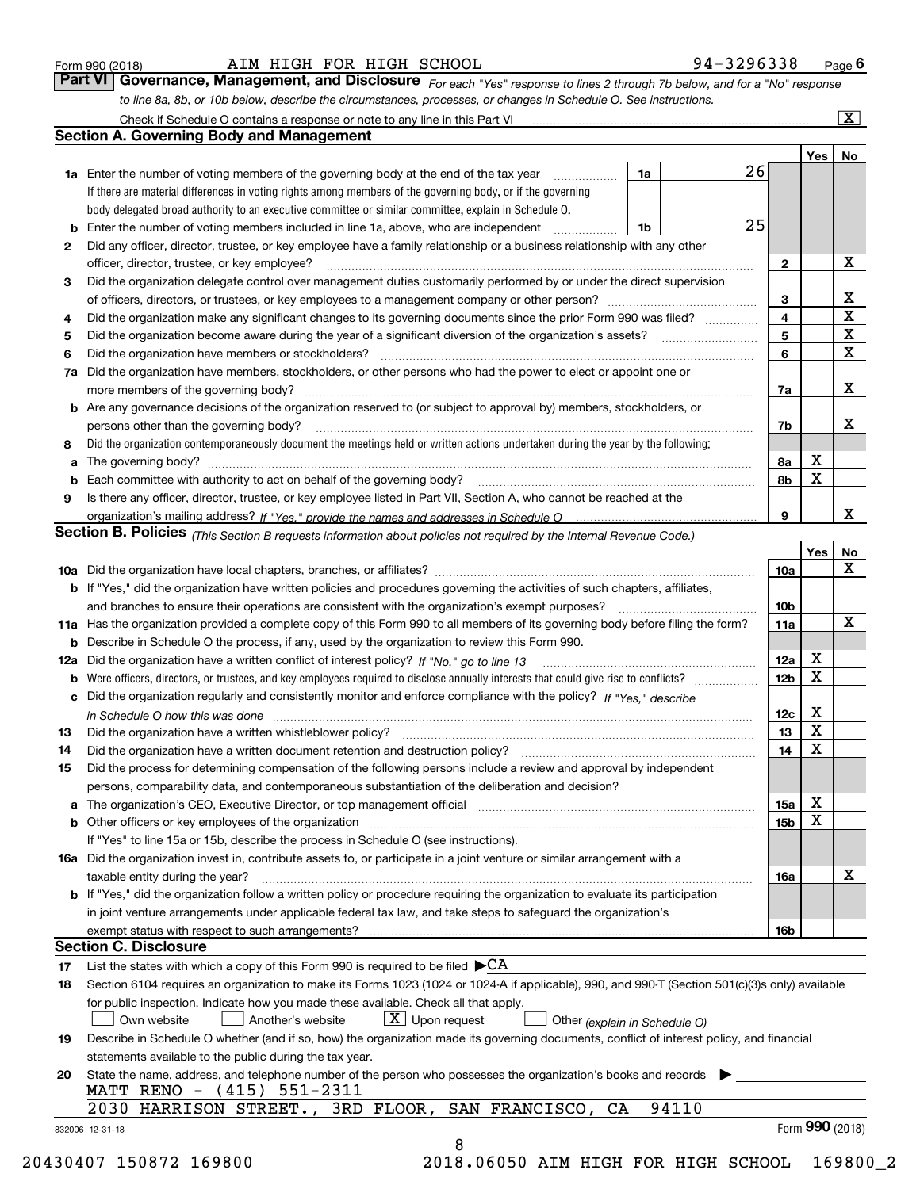Form 990 (2018) AIM HIGH FOR HIGH SCHOOL 94-3296338 Page 6

**Part VI Governance, Management, and Disclosure** *For each "Yes" response to lines 2 through 7b below, and for a "No" response to line 8a, 8b, or 10b below, describe the circumstances, processes, or changes in Schedule O. See instructions.*

Check if Schedule O contains a response or note to any line in this Part VI [X]

## Section A. Governing Body and Management

| | | | | Yes | No |
|---|---|---|---|---|---|
| **1a** | Enter the number of voting members of the governing body at the end of the tax year | 1a | 26 | | |
| | If there are material differences in voting rights among members of the governing body, or if the governing body delegated broad authority to an executive committee or similar committee, explain in Schedule O. | | | | |
| **b** | Enter the number of voting members included in line 1a, above, who are independent | 1b | 25 | | |
| **2** | Did any officer, director, trustee, or key employee have a family relationship or a business relationship with any other officer, director, trustee, or key employee? | 2 | | | X |
| **3** | Did the organization delegate control over management duties customarily performed by or under the direct supervision of officers, directors, or trustees, or key employees to a management company or other person? | 3 | | | X |
| **4** | Did the organization make any significant changes to its governing documents since the prior Form 990 was filed? | 4 | | | X |
| **5** | Did the organization become aware during the year of a significant diversion of the organization's assets? | 5 | | | X |
| **6** | Did the organization have members or stockholders? | 6 | | | X |
| **7a** | Did the organization have members, stockholders, or other persons who had the power to elect or appoint one or more members of the governing body? | 7a | | | X |
| **b** | Are any governance decisions of the organization reserved to (or subject to approval by) members, stockholders, or persons other than the governing body? | 7b | | | X |
| **8** | Did the organization contemporaneously document the meetings held or written actions undertaken during the year by the following: | | | | |
| **a** | The governing body? | 8a | | X | |
| **b** | Each committee with authority to act on behalf of the governing body? | 8b | | X | |
| **9** | Is there any officer, director, trustee, or key employee listed in Part VII, Section A, who cannot be reached at the organization's mailing address? *If "Yes," provide the names and addresses in Schedule O* | 9 | | | X |

## Section B. Policies *(This Section B requests information about policies not required by the Internal Revenue Code.)*

| | | | Yes | No |
|---|---|---|---|---|
| **10a** | Did the organization have local chapters, branches, or affiliates? | 10a | | X |
| **b** | If "Yes," did the organization have written policies and procedures governing the activities of such chapters, affiliates, and branches to ensure their operations are consistent with the organization's exempt purposes? | 10b | | |
| **11a** | Has the organization provided a complete copy of this Form 990 to all members of its governing body before filing the form? | 11a | | X |
| **b** | Describe in Schedule O the process, if any, used by the organization to review this Form 990. | | | |
| **12a** | Did the organization have a written conflict of interest policy? *If "No," go to line 13* | 12a | X | |
| **b** | Were officers, directors, or trustees, and key employees required to disclose annually interests that could give rise to conflicts? | 12b | X | |
| **c** | Did the organization regularly and consistently monitor and enforce compliance with the policy? *If "Yes," describe in Schedule O how this was done* | 12c | X | |
| **13** | Did the organization have a written whistleblower policy? | 13 | X | |
| **14** | Did the organization have a written document retention and destruction policy? | 14 | X | |
| **15** | Did the process for determining compensation of the following persons include a review and approval by independent persons, comparability data, and contemporaneous substantiation of the deliberation and decision? | | | |
| **a** | The organization's CEO, Executive Director, or top management official | 15a | X | |
| **b** | Other officers or key employees of the organization | 15b | X | |
| | If "Yes" to line 15a or 15b, describe the process in Schedule O (see instructions). | | | |
| **16a** | Did the organization invest in, contribute assets to, or participate in a joint venture or similar arrangement with a taxable entity during the year? | 16a | | X |
| **b** | If "Yes," did the organization follow a written policy or procedure requiring the organization to evaluate its participation in joint venture arrangements under applicable federal tax law, and take steps to safeguard the organization's exempt status with respect to such arrangements? | 16b | | |

## Section C. Disclosure

**17** List the states with which a copy of this Form 990 is required to be filed ▶CA

**18** Section 6104 requires an organization to make its Forms 1023 (1024 or 1024-A if applicable), 990, and 990-T (Section 501(c)(3)s only) available for public inspection. Indicate how you made these available. Check all that apply.

[ ] Own website [ ] Another's website [X] Upon request [ ] Other *(explain in Schedule O)*

**19** Describe in Schedule O whether (and if so, how) the organization made its governing documents, conflict of interest policy, and financial statements available to the public during the tax year.

**20** State the name, address, and telephone number of the person who possesses the organization's books and records ▶

MATT RENO - (415) 551-2311

2030 HARRISON STREET., 3RD FLOOR, SAN FRANCISCO, CA 94110

832006 12-31-18 Form **990** (2018)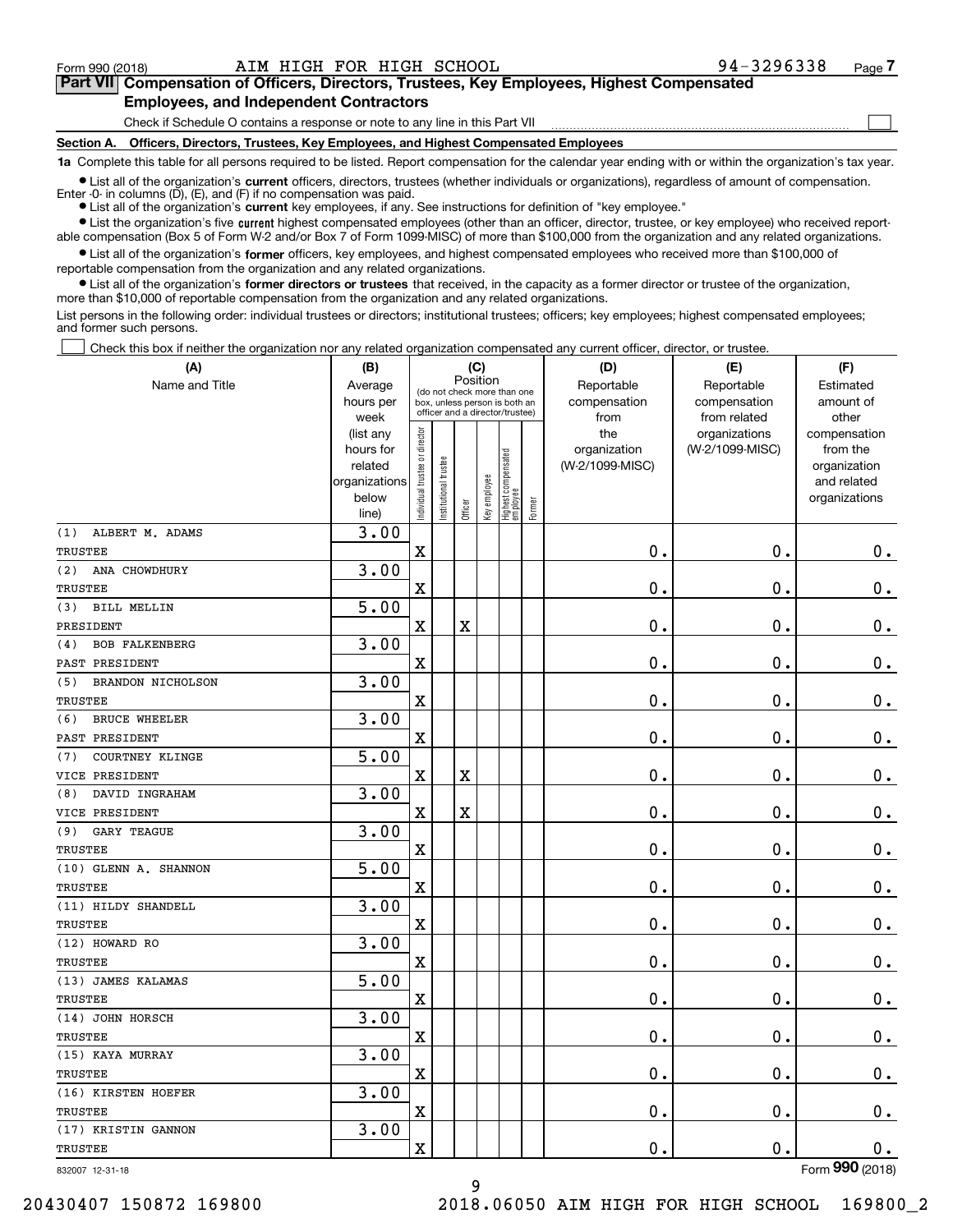Form 990 (2018) AIM HIGH FOR HIGH SCHOOL 94-3296338 Page 7

**Part VII Compensation of Officers, Directors, Trustees, Key Employees, Highest Compensated Employees, and Independent Contractors**

Check if Schedule O contains a response or note to any line in this Part VII ☐

**Section A. Officers, Directors, Trustees, Key Employees, and Highest Compensated Employees**

**1a** Complete this table for all persons required to be listed. Report compensation for the calendar year ending with or within the organization's tax year.

- List all of the organization's **current** officers, directors, trustees (whether individuals or organizations), regardless of amount of compensation. Enter -0- in columns (D), (E), and (F) if no compensation was paid.
- List all of the organization's **current** key employees, if any. See instructions for definition of "key employee."
- List the organization's five **current** highest compensated employees (other than an officer, director, trustee, or key employee) who received reportable compensation (Box 5 of Form W-2 and/or Box 7 of Form 1099-MISC) of more than $100,000 from the organization and any related organizations.
- List all of the organization's **former** officers, key employees, and highest compensated employees who received more than $100,000 of reportable compensation from the organization and any related organizations.
- List all of the organization's **former directors or trustees** that received, in the capacity as a former director or trustee of the organization, more than $10,000 of reportable compensation from the organization and any related organizations.

List persons in the following order: individual trustees or directors; institutional trustees; officers; key employees; highest compensated employees; and former such persons.

☐ Check this box if neither the organization nor any related organization compensated any current officer, director, or trustee.

| (A) Name and Title | (B) Average hours per week (list any hours for related organizations below line) | (C) Position: Individual trustee or director | Institutional trustee | Officer | Key employee | Highest compensated employee | Former | (D) Reportable compensation from the organization (W-2/1099-MISC) | (E) Reportable compensation from related organizations (W-2/1099-MISC) | (F) Estimated amount of other compensation from the organization and related organizations |
|---|---|---|---|---|---|---|---|---|---|---|
| (1) ALBERT M. ADAMS<br>TRUSTEE | 3.00 | X | | | | | | 0. | 0. | 0. |
| (2) ANA CHOWDHURY<br>TRUSTEE | 3.00 | X | | | | | | 0. | 0. | 0. |
| (3) BILL MELLIN<br>PRESIDENT | 5.00 | X | | X | | | | 0. | 0. | 0. |
| (4) BOB FALKENBERG<br>PAST PRESIDENT | 3.00 | X | | | | | | 0. | 0. | 0. |
| (5) BRANDON NICHOLSON<br>TRUSTEE | 3.00 | X | | | | | | 0. | 0. | 0. |
| (6) BRUCE WHEELER<br>PAST PRESIDENT | 3.00 | X | | | | | | 0. | 0. | 0. |
| (7) COURTNEY KLINGE<br>VICE PRESIDENT | 5.00 | X | | X | | | | 0. | 0. | 0. |
| (8) DAVID INGRAHAM<br>VICE PRESIDENT | 3.00 | X | | X | | | | 0. | 0. | 0. |
| (9) GARY TEAGUE<br>TRUSTEE | 3.00 | X | | | | | | 0. | 0. | 0. |
| (10) GLENN A. SHANNON<br>TRUSTEE | 5.00 | X | | | | | | 0. | 0. | 0. |
| (11) HILDY SHANDELL<br>TRUSTEE | 3.00 | X | | | | | | 0. | 0. | 0. |
| (12) HOWARD RO<br>TRUSTEE | 3.00 | X | | | | | | 0. | 0. | 0. |
| (13) JAMES KALAMAS<br>TRUSTEE | 5.00 | X | | | | | | 0. | 0. | 0. |
| (14) JOHN HORSCH<br>TRUSTEE | 3.00 | X | | | | | | 0. | 0. | 0. |
| (15) KAYA MURRAY<br>TRUSTEE | 3.00 | X | | | | | | 0. | 0. | 0. |
| (16) KIRSTEN HOEFER<br>TRUSTEE | 3.00 | X | | | | | | 0. | 0. | 0. |
| (17) KRISTIN GANNON<br>TRUSTEE | 3.00 | X | | | | | | 0. | 0. | 0. |

832007 12-31-18 Form 990 (2018)

20430407 150872 169800 2018.06050 AIM HIGH FOR HIGH SCHOOL 169800_2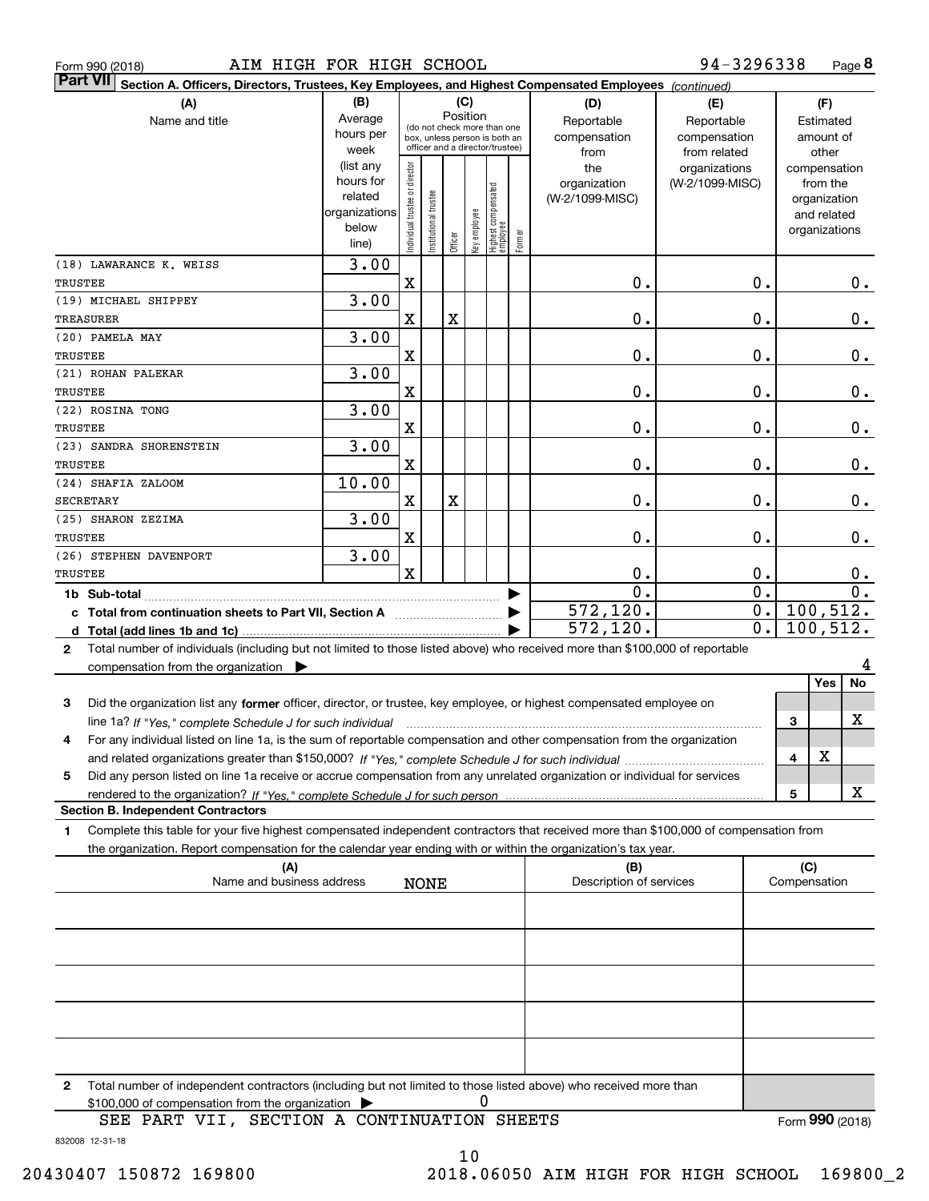Form 990 (2018) AIM HIGH FOR HIGH SCHOOL 94-3296338 Page **8**

**Part VII** Section A. Officers, Directors, Trustees, Key Employees, and Highest Compensated Employees *(continued)*

| (A) Name and title | (B) Average hours per week (list any hours for related organizations below line) | (C) Position: Individual trustee or director | Institutional trustee | Officer | Key employee | Highest compensated employee | Former | (D) Reportable compensation from the organization (W-2/1099-MISC) | (E) Reportable compensation from related organizations (W-2/1099-MISC) | (F) Estimated amount of other compensation from the organization and related organizations |
|---|---|---|---|---|---|---|---|---|---|---|
| (18) LAWARANCE K. WEISS<br>TRUSTEE | 3.00 | X | | | | | | 0. | 0. | 0. |
| (19) MICHAEL SHIPPEY<br>TREASURER | 3.00 | X | | X | | | | 0. | 0. | 0. |
| (20) PAMELA MAY<br>TRUSTEE | 3.00 | X | | | | | | 0. | 0. | 0. |
| (21) ROHAN PALEKAR<br>TRUSTEE | 3.00 | X | | | | | | 0. | 0. | 0. |
| (22) ROSINA TONG<br>TRUSTEE | 3.00 | X | | | | | | 0. | 0. | 0. |
| (23) SANDRA SHORENSTEIN<br>TRUSTEE | 3.00 | X | | | | | | 0. | 0. | 0. |
| (24) SHAFIA ZALOOM<br>SECRETARY | 10.00 | X | | X | | | | 0. | 0. | 0. |
| (25) SHARON ZEZIMA<br>TRUSTEE | 3.00 | X | | | | | | 0. | 0. | 0. |
| (26) STEPHEN DAVENPORT<br>TRUSTEE | 3.00 | X | | | | | | 0. | 0. | 0. |
| **1b Sub-total** | | | | | | | | 0. | 0. | 0. |
| **c Total from continuation sheets to Part VII, Section A** | | | | | | | | 572,120. | 0. | 100,512. |
| **d Total (add lines 1b and 1c)** | | | | | | | | 572,120. | 0. | 100,512. |

**2** Total number of individuals (including but not limited to those listed above) who received more than $100,000 of reportable compensation from the organization ▶ 4

| | | Yes | No |
|---|---|---|---|
| **3** Did the organization list any **former** officer, director, or trustee, key employee, or highest compensated employee on line 1a? *If "Yes," complete Schedule J for such individual* | 3 | | X |
| **4** For any individual listed on line 1a, is the sum of reportable compensation and other compensation from the organization and related organizations greater than $150,000? *If "Yes," complete Schedule J for such individual* | 4 | X | |
| **5** Did any person listed on line 1a receive or accrue compensation from any unrelated organization or individual for services rendered to the organization? *If "Yes," complete Schedule J for such person* | 5 | | X |

**Section B. Independent Contractors**

**1** Complete this table for your five highest compensated independent contractors that received more than $100,000 of compensation from the organization. Report compensation for the calendar year ending with or within the organization's tax year.

| (A) Name and business address | (B) Description of services | (C) Compensation |
|---|---|---|
| NONE | | |
| | | |
| | | |
| | | |
| | | |

**2** Total number of independent contractors (including but not limited to those listed above) who received more than $100,000 of compensation from the organization ▶ 0

SEE PART VII, SECTION A CONTINUATION SHEETS

Form **990** (2018)

832008 12-31-18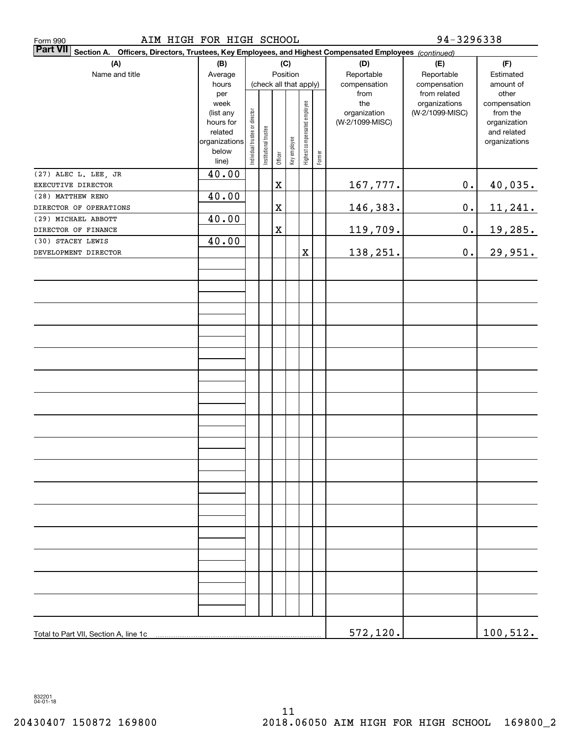Form 990 AIM HIGH FOR HIGH SCHOOL 94-3296338

**Part VII** **Section A. Officers, Directors, Trustees, Key Employees, and Highest Compensated Employees** *(continued)*

| (A) Name and title | (B) Average hours per week (list any hours for related organizations below line) | (C) Position (check all that apply): Individual trustee or director | Institutional trustee | Officer | Key employee | Highest compensated employee | Former | (D) Reportable compensation from the organization (W-2/1099-MISC) | (E) Reportable compensation from related organizations (W-2/1099-MISC) | (F) Estimated amount of other compensation from the organization and related organizations |
|---|---|---|---|---|---|---|---|---|---|---|
| (27) ALEC L. LEE, JR EXECUTIVE DIRECTOR | 40.00 | | | X | | | | 167,777. | 0. | 40,035. |
| (28) MATTHEW RENO DIRECTOR OF OPERATIONS | 40.00 | | | X | | | | 146,383. | 0. | 11,241. |
| (29) MICHAEL ABBOTT DIRECTOR OF FINANCE | 40.00 | | | X | | | | 119,709. | 0. | 19,285. |
| (30) STACEY LEWIS DEVELOPMENT DIRECTOR | 40.00 | | | | | X | | 138,251. | 0. | 29,951. |
| Total to Part VII, Section A, line 1c | | | | | | | | 572,120. | | 100,512. |

832201 04-01-18

20430407 150872 169800 2018.06050 AIM HIGH FOR HIGH SCHOOL 169800_2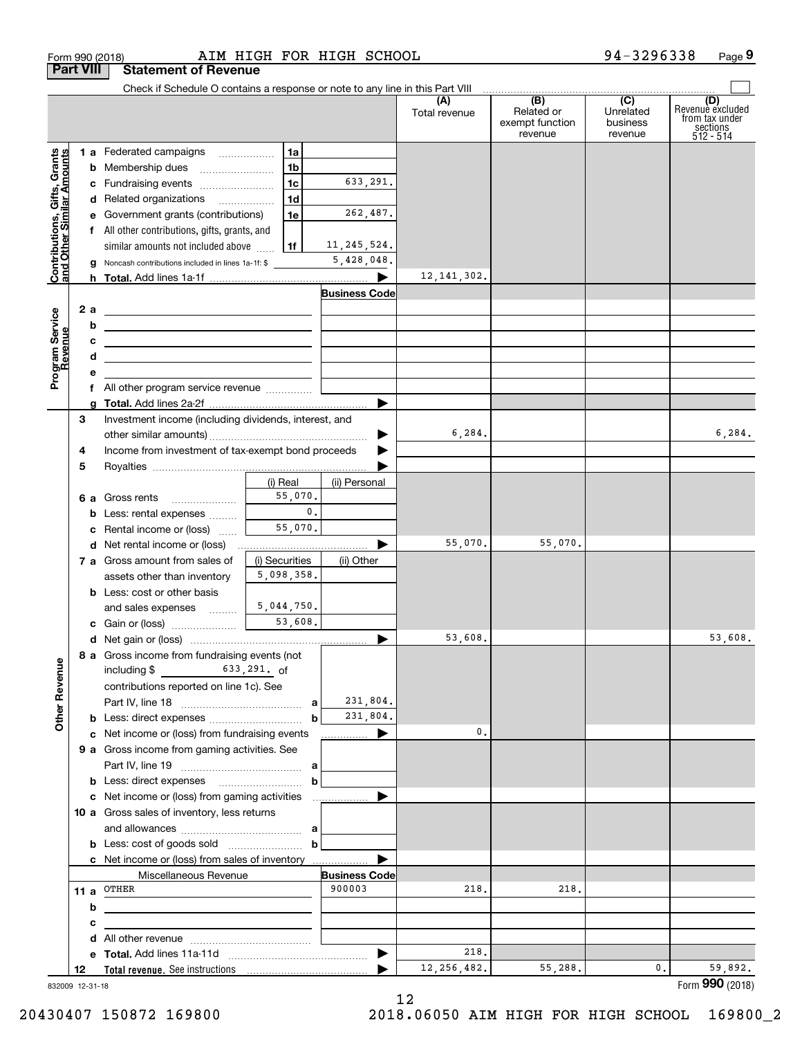Form 990 (2018) AIM HIGH FOR HIGH SCHOOL 94-3296338 Page 9

## Part VIII Statement of Revenue

Check if Schedule O contains a response or note to any line in this Part VIII

| | | | | (A) Total revenue | (B) Related or exempt function revenue | (C) Unrelated business revenue | (D) Revenue excluded from tax under sections 512 - 514 |
|---|---|---|---|---|---|---|---|
| **Contributions, Gifts, Grants and Other Similar Amounts** | 1 a Federated campaigns | 1a | | | | | |
| | b Membership dues | 1b | | | | | |
| | c Fundraising events | 1c | 633,291. | | | | |
| | d Related organizations | 1d | | | | | |
| | e Government grants (contributions) | 1e | 262,487. | | | | |
| | f All other contributions, gifts, grants, and similar amounts not included above | 1f | 11,245,524. | | | | |
| | g Noncash contributions included in lines 1a-1f: $ | | 5,428,048. | | | | |
| | h **Total.** Add lines 1a-1f | | | 12,141,302. | | | |
| **Program Service Revenue** | | | **Business Code** | | | | |
| | 2 a | | | | | | |
| | b | | | | | | |
| | c | | | | | | |
| | d | | | | | | |
| | e | | | | | | |
| | f All other program service revenue | | | | | | |
| | g **Total.** Add lines 2a-2f | | | | | | |
| **Other Revenue** | 3 Investment income (including dividends, interest, and other similar amounts) | | | 6,284. | | | 6,284. |
| | 4 Income from investment of tax-exempt bond proceeds | | | | | | |
| | 5 Royalties | | | | | | |
| | | (i) Real | (ii) Personal | | | | |
| | 6 a Gross rents | 55,070. | | | | | |
| | b Less: rental expenses | 0. | | | | | |
| | c Rental income or (loss) | 55,070. | | | | | |
| | d Net rental income or (loss) | | | 55,070. | 55,070. | | |
| | 7 a Gross amount from sales of assets other than inventory | (i) Securities 5,098,358. | (ii) Other | | | | |
| | b Less: cost or other basis and sales expenses | 5,044,750. | | | | | |
| | c Gain or (loss) | 53,608. | | | | | |
| | d Net gain or (loss) | | | 53,608. | | | 53,608. |
| | 8 a Gross income from fundraising events (not including $ 633,291. of contributions reported on line 1c). See Part IV, line 18 | a | 231,804. | | | | |
| | b Less: direct expenses | b | 231,804. | | | | |
| | c Net income or (loss) from fundraising events | | | 0. | | | |
| | 9 a Gross income from gaming activities. See Part IV, line 19 | a | | | | | |
| | b Less: direct expenses | b | | | | | |
| | c Net income or (loss) from gaming activities | | | | | | |
| | 10 a Gross sales of inventory, less returns and allowances | a | | | | | |
| | b Less: cost of goods sold | b | | | | | |
| | c Net income or (loss) from sales of inventory | | | | | | |
| | Miscellaneous Revenue | | **Business Code** | | | | |
| | 11 a OTHER | | 900003 | 218. | 218. | | |
| | b | | | | | | |
| | c | | | | | | |
| | d All other revenue | | | | | | |
| | e **Total.** Add lines 11a-11d | | | 218. | | | |
| | 12 **Total revenue.** See instructions | | | 12,256,482. | 55,288. | 0. | 59,892. |

832009 12-31-18

Form **990** (2018)

20430407 150872 169800 2018.06050 AIM HIGH FOR HIGH SCHOOL 169800_2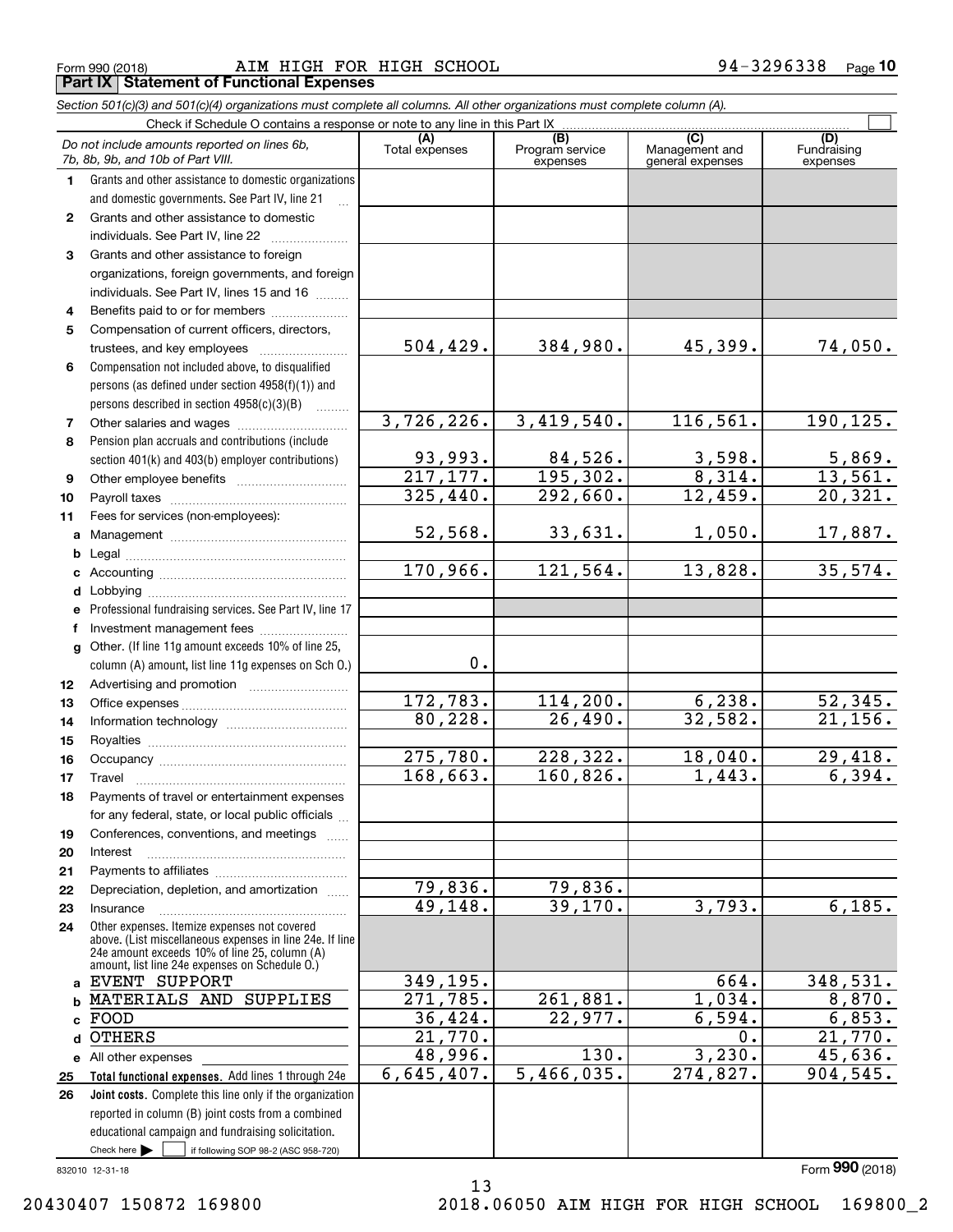Form 990 (2018) AIM HIGH FOR HIGH SCHOOL 94-3296338 Page 10

**Part IX Statement of Functional Expenses**

*Section 501(c)(3) and 501(c)(4) organizations must complete all columns. All other organizations must complete column (A).*

Check if Schedule O contains a response or note to any line in this Part IX

| | *Do not include amounts reported on lines 6b, 7b, 8b, 9b, and 10b of Part VIII.* | (A) Total expenses | (B) Program service expenses | (C) Management and general expenses | (D) Fundraising expenses |
|---|---|---|---|---|---|
| 1 | Grants and other assistance to domestic organizations and domestic governments. See Part IV, line 21 | | | | |
| 2 | Grants and other assistance to domestic individuals. See Part IV, line 22 | | | | |
| 3 | Grants and other assistance to foreign organizations, foreign governments, and foreign individuals. See Part IV, lines 15 and 16 | | | | |
| 4 | Benefits paid to or for members | | | | |
| 5 | Compensation of current officers, directors, trustees, and key employees | 504,429. | 384,980. | 45,399. | 74,050. |
| 6 | Compensation not included above, to disqualified persons (as defined under section 4958(f)(1)) and persons described in section 4958(c)(3)(B) | | | | |
| 7 | Other salaries and wages | 3,726,226. | 3,419,540. | 116,561. | 190,125. |
| 8 | Pension plan accruals and contributions (include section 401(k) and 403(b) employer contributions) | 93,993. | 84,526. | 3,598. | 5,869. |
| 9 | Other employee benefits | 217,177. | 195,302. | 8,314. | 13,561. |
| 10 | Payroll taxes | 325,440. | 292,660. | 12,459. | 20,321. |
| 11 | Fees for services (non-employees): | | | | |
| a | Management | 52,568. | 33,631. | 1,050. | 17,887. |
| b | Legal | | | | |
| c | Accounting | 170,966. | 121,564. | 13,828. | 35,574. |
| d | Lobbying | | | | |
| e | Professional fundraising services. See Part IV, line 17 | | | | |
| f | Investment management fees | | | | |
| g | Other. (If line 11g amount exceeds 10% of line 25, column (A) amount, list line 11g expenses on Sch O.) | 0. | | | |
| 12 | Advertising and promotion | | | | |
| 13 | Office expenses | 172,783. | 114,200. | 6,238. | 52,345. |
| 14 | Information technology | 80,228. | 26,490. | 32,582. | 21,156. |
| 15 | Royalties | | | | |
| 16 | Occupancy | 275,780. | 228,322. | 18,040. | 29,418. |
| 17 | Travel | 168,663. | 160,826. | 1,443. | 6,394. |
| 18 | Payments of travel or entertainment expenses for any federal, state, or local public officials | | | | |
| 19 | Conferences, conventions, and meetings | | | | |
| 20 | Interest | | | | |
| 21 | Payments to affiliates | | | | |
| 22 | Depreciation, depletion, and amortization | 79,836. | 79,836. | | |
| 23 | Insurance | 49,148. | 39,170. | 3,793. | 6,185. |
| 24 | Other expenses. Itemize expenses not covered above. (List miscellaneous expenses in line 24e. If line 24e amount exceeds 10% of line 25, column (A) amount, list line 24e expenses on Schedule O.) | | | | |
| a | EVENT SUPPORT | 349,195. | | 664. | 348,531. |
| b | MATERIALS AND SUPPLIES | 271,785. | 261,881. | 1,034. | 8,870. |
| c | FOOD | 36,424. | 22,977. | 6,594. | 6,853. |
| d | OTHERS | 21,770. | | 0. | 21,770. |
| e | All other expenses | 48,996. | 130. | 3,230. | 45,636. |
| 25 | **Total functional expenses.** Add lines 1 through 24e | 6,645,407. | 5,466,035. | 274,827. | 904,545. |
| 26 | **Joint costs.** Complete this line only if the organization reported in column (B) joint costs from a combined educational campaign and fundraising solicitation. Check here ▶ ☐ if following SOP 98-2 (ASC 958-720) | | | | |

832010 12-31-18

Form **990** (2018)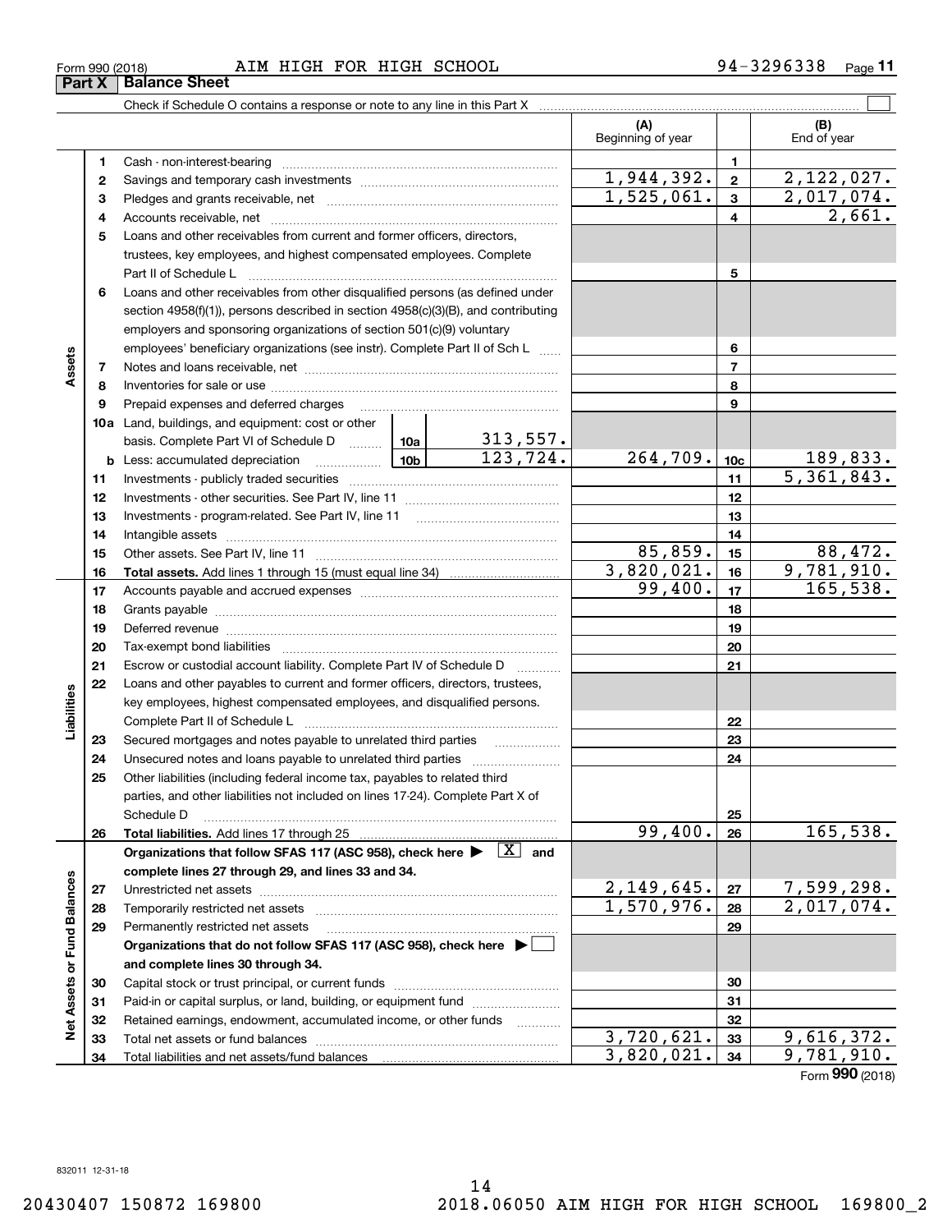Form 990 (2018) AIM HIGH FOR HIGH SCHOOL 94-3296338 Page 11

**Part X Balance Sheet**

Check if Schedule O contains a response or note to any line in this Part X

| | | | | (A) Beginning of year | | (B) End of year |
|---|---|---|---|---|---|---|
| Assets | 1 | Cash - non-interest-bearing | | | 1 | |
| | 2 | Savings and temporary cash investments | | 1,944,392. | 2 | 2,122,027. |
| | 3 | Pledges and grants receivable, net | | 1,525,061. | 3 | 2,017,074. |
| | 4 | Accounts receivable, net | | | 4 | 2,661. |
| | 5 | Loans and other receivables from current and former officers, directors, trustees, key employees, and highest compensated employees. Complete Part II of Schedule L | | | 5 | |
| | 6 | Loans and other receivables from other disqualified persons (as defined under section 4958(f)(1)), persons described in section 4958(c)(3)(B), and contributing employers and sponsoring organizations of section 501(c)(9) voluntary employees' beneficiary organizations (see instr). Complete Part II of Sch L | | | 6 | |
| | 7 | Notes and loans receivable, net | | | 7 | |
| | 8 | Inventories for sale or use | | | 8 | |
| | 9 | Prepaid expenses and deferred charges | | | 9 | |
| | 10a | Land, buildings, and equipment: cost or other basis. Complete Part VI of Schedule D | 10a 313,557. | | | |
| | b | Less: accumulated depreciation | 10b 123,724. | 264,709. | 10c | 189,833. |
| | 11 | Investments - publicly traded securities | | | 11 | 5,361,843. |
| | 12 | Investments - other securities. See Part IV, line 11 | | | 12 | |
| | 13 | Investments - program-related. See Part IV, line 11 | | | 13 | |
| | 14 | Intangible assets | | | 14 | |
| | 15 | Other assets. See Part IV, line 11 | | 85,859. | 15 | 88,472. |
| | 16 | **Total assets.** Add lines 1 through 15 (must equal line 34) | | 3,820,021. | 16 | 9,781,910. |
| Liabilities | 17 | Accounts payable and accrued expenses | | 99,400. | 17 | 165,538. |
| | 18 | Grants payable | | | 18 | |
| | 19 | Deferred revenue | | | 19 | |
| | 20 | Tax-exempt bond liabilities | | | 20 | |
| | 21 | Escrow or custodial account liability. Complete Part IV of Schedule D | | | 21 | |
| | 22 | Loans and other payables to current and former officers, directors, trustees, key employees, highest compensated employees, and disqualified persons. Complete Part II of Schedule L | | | 22 | |
| | 23 | Secured mortgages and notes payable to unrelated third parties | | | 23 | |
| | 24 | Unsecured notes and loans payable to unrelated third parties | | | 24 | |
| | 25 | Other liabilities (including federal income tax, payables to related third parties, and other liabilities not included on lines 17-24). Complete Part X of Schedule D | | | 25 | |
| | 26 | **Total liabilities.** Add lines 17 through 25 | | 99,400. | 26 | 165,538. |
| Net Assets or Fund Balances | | **Organizations that follow SFAS 117 (ASC 958), check here** [X] **and complete lines 27 through 29, and lines 33 and 34.** | | | | |
| | 27 | Unrestricted net assets | | 2,149,645. | 27 | 7,599,298. |
| | 28 | Temporarily restricted net assets | | 1,570,976. | 28 | 2,017,074. |
| | 29 | Permanently restricted net assets | | | 29 | |
| | | **Organizations that do not follow SFAS 117 (ASC 958), check here** [ ] **and complete lines 30 through 34.** | | | | |
| | 30 | Capital stock or trust principal, or current funds | | | 30 | |
| | 31 | Paid-in or capital surplus, or land, building, or equipment fund | | | 31 | |
| | 32 | Retained earnings, endowment, accumulated income, or other funds | | | 32 | |
| | 33 | Total net assets or fund balances | | 3,720,621. | 33 | 9,616,372. |
| | 34 | Total liabilities and net assets/fund balances | | 3,820,021. | 34 | 9,781,910. |

Form **990** (2018)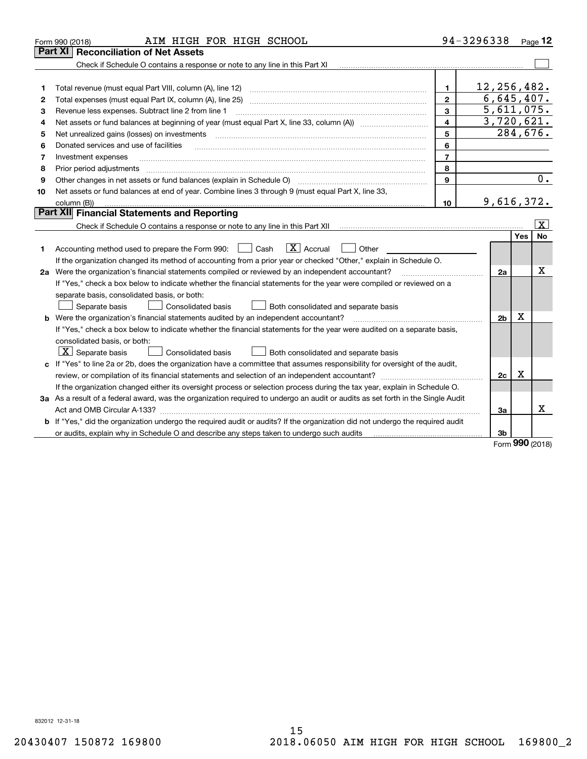Form 990 (2018) AIM HIGH FOR HIGH SCHOOL 94-3296338 Page **12**

## Part XI Reconciliation of Net Assets

Check if Schedule O contains a response or note to any line in this Part XI [ ]

| | | | |
|---|---|---|---|
| 1 | Total revenue (must equal Part VIII, column (A), line 12) | 1 | 12,256,482. |
| 2 | Total expenses (must equal Part IX, column (A), line 25) | 2 | 6,645,407. |
| 3 | Revenue less expenses. Subtract line 2 from line 1 | 3 | 5,611,075. |
| 4 | Net assets or fund balances at beginning of year (must equal Part X, line 33, column (A)) | 4 | 3,720,621. |
| 5 | Net unrealized gains (losses) on investments | 5 | 284,676. |
| 6 | Donated services and use of facilities | 6 | |
| 7 | Investment expenses | 7 | |
| 8 | Prior period adjustments | 8 | |
| 9 | Other changes in net assets or fund balances (explain in Schedule O) | 9 | 0. |
| 10 | Net assets or fund balances at end of year. Combine lines 3 through 9 (must equal Part X, line 33, column (B)) | 10 | 9,616,372. |

## Part XII Financial Statements and Reporting

Check if Schedule O contains a response or note to any line in this Part XII [X]

| | | | Yes | No |
|---|---|---|---|---|
| 1 | Accounting method used to prepare the Form 990: [ ] Cash [X] Accrual [ ] Other | | | |
| | If the organization changed its method of accounting from a prior year or checked "Other," explain in Schedule O. | | | |
| 2a | Were the organization's financial statements compiled or reviewed by an independent accountant? | 2a | | X |
| | If "Yes," check a box below to indicate whether the financial statements for the year were compiled or reviewed on a separate basis, consolidated basis, or both: [ ] Separate basis [ ] Consolidated basis [ ] Both consolidated and separate basis | | | |
| b | Were the organization's financial statements audited by an independent accountant? | 2b | X | |
| | If "Yes," check a box below to indicate whether the financial statements for the year were audited on a separate basis, consolidated basis, or both: [X] Separate basis [ ] Consolidated basis [ ] Both consolidated and separate basis | | | |
| c | If "Yes" to line 2a or 2b, does the organization have a committee that assumes responsibility for oversight of the audit, review, or compilation of its financial statements and selection of an independent accountant? | 2c | X | |
| | If the organization changed either its oversight process or selection process during the tax year, explain in Schedule O. | | | |
| 3a | As a result of a federal award, was the organization required to undergo an audit or audits as set forth in the Single Audit Act and OMB Circular A-133? | 3a | | X |
| b | If "Yes," did the organization undergo the required audit or audits? If the organization did not undergo the required audit or audits, explain why in Schedule O and describe any steps taken to undergo such audits | 3b | | |

Form **990** (2018)

832012 12-31-18

20430407 150872 169800 2018.06050 AIM HIGH FOR HIGH SCHOOL 169800_2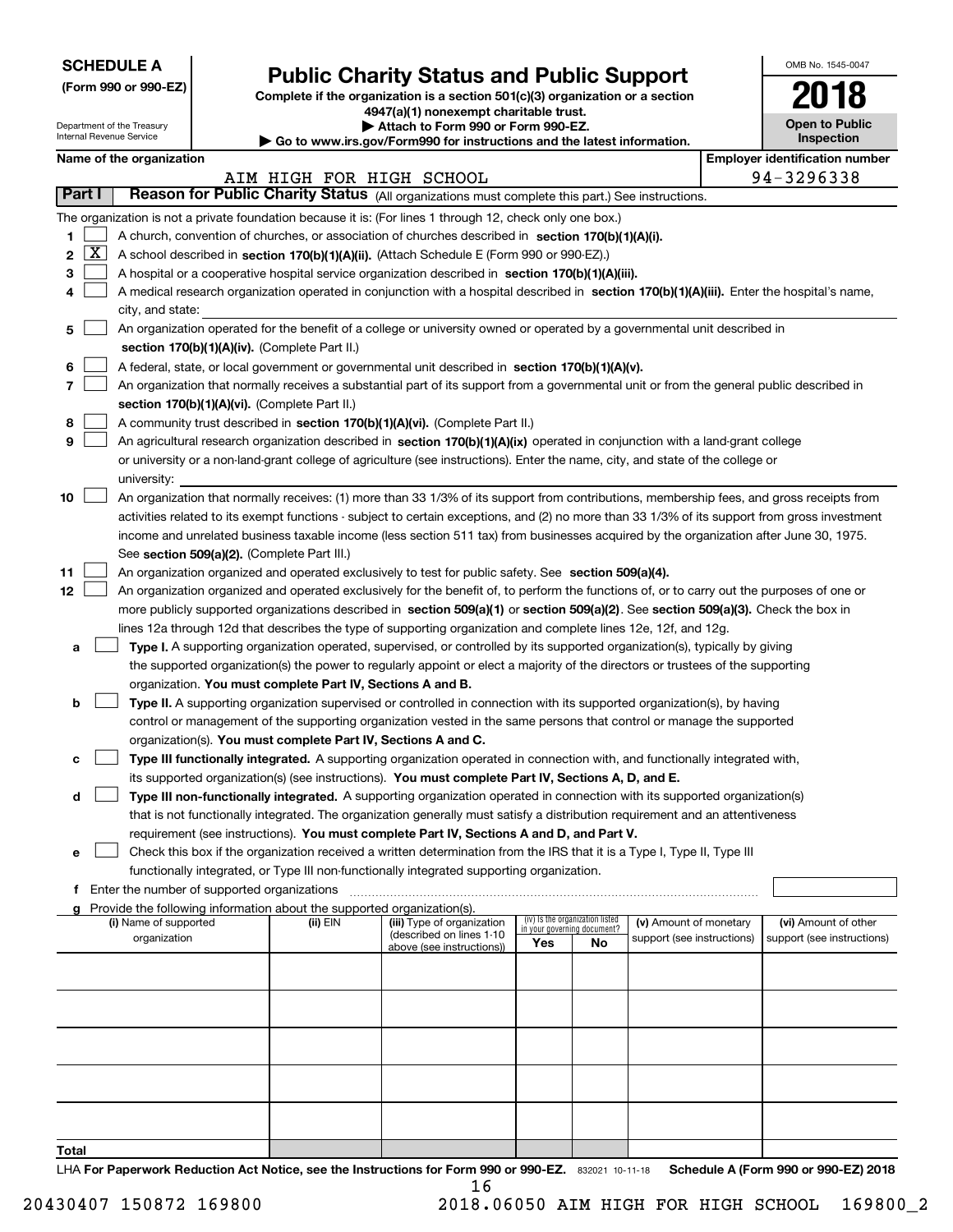**SCHEDULE A**
**(Form 990 or 990-EZ)**

Department of the Treasury
Internal Revenue Service

# Public Charity Status and Public Support

**Complete if the organization is a section 501(c)(3) organization or a section 4947(a)(1) nonexempt charitable trust.**
**▶ Attach to Form 990 or Form 990-EZ.**
**▶ Go to www.irs.gov/Form990 for instructions and the latest information.**

OMB No. 1545-0047

**2018**

**Open to Public Inspection**

**Name of the organization:** AIM HIGH FOR HIGH SCHOOL
**Employer identification number:** 94-3296338

## Part I — Reason for Public Charity Status (All organizations must complete this part.) See instructions.

The organization is not a private foundation because it is: (For lines 1 through 12, check only one box.)

1. [ ] A church, convention of churches, or association of churches described in **section 170(b)(1)(A)(i).**
2. [X] A school described in **section 170(b)(1)(A)(ii).** (Attach Schedule E (Form 990 or 990-EZ).)
3. [ ] A hospital or a cooperative hospital service organization described in **section 170(b)(1)(A)(iii).**
4. [ ] A medical research organization operated in conjunction with a hospital described in **section 170(b)(1)(A)(iii).** Enter the hospital's name, city, and state:
5. [ ] An organization operated for the benefit of a college or university owned or operated by a governmental unit described in **section 170(b)(1)(A)(iv).** (Complete Part II.)
6. [ ] A federal, state, or local government or governmental unit described in **section 170(b)(1)(A)(v).**
7. [ ] An organization that normally receives a substantial part of its support from a governmental unit or from the general public described in **section 170(b)(1)(A)(vi).** (Complete Part II.)
8. [ ] A community trust described in **section 170(b)(1)(A)(vi).** (Complete Part II.)
9. [ ] An agricultural research organization described in **section 170(b)(1)(A)(ix)** operated in conjunction with a land-grant college or university or a non-land-grant college of agriculture (see instructions). Enter the name, city, and state of the college or university:
10. [ ] An organization that normally receives: (1) more than 33 1/3% of its support from contributions, membership fees, and gross receipts from activities related to its exempt functions - subject to certain exceptions, and (2) no more than 33 1/3% of its support from gross investment income and unrelated business taxable income (less section 511 tax) from businesses acquired by the organization after June 30, 1975. See **section 509(a)(2).** (Complete Part III.)
11. [ ] An organization organized and operated exclusively to test for public safety. See **section 509(a)(4).**
12. [ ] An organization organized and operated exclusively for the benefit of, to perform the functions of, or to carry out the purposes of one or more publicly supported organizations described in **section 509(a)(1)** or **section 509(a)(2)**. See **section 509(a)(3).** Check the box in lines 12a through 12d that describes the type of supporting organization and complete lines 12e, 12f, and 12g.

   a. [ ] **Type I.** A supporting organization operated, supervised, or controlled by its supported organization(s), typically by giving the supported organization(s) the power to regularly appoint or elect a majority of the directors or trustees of the supporting organization. **You must complete Part IV, Sections A and B.**

   b. [ ] **Type II.** A supporting organization supervised or controlled in connection with its supported organization(s), by having control or management of the supporting organization vested in the same persons that control or manage the supported organization(s). **You must complete Part IV, Sections A and C.**

   c. [ ] **Type III functionally integrated.** A supporting organization operated in connection with, and functionally integrated with, its supported organization(s) (see instructions). **You must complete Part IV, Sections A, D, and E.**

   d. [ ] **Type III non-functionally integrated.** A supporting organization operated in connection with its supported organization(s) that is not functionally integrated. The organization generally must satisfy a distribution requirement and an attentiveness requirement (see instructions). **You must complete Part IV, Sections A and D, and Part V.**

   e. [ ] Check this box if the organization received a written determination from the IRS that it is a Type I, Type II, Type III functionally integrated, or Type III non-functionally integrated supporting organization.

   f. Enter the number of supported organizations

   g. Provide the following information about the supported organization(s).

| (i) Name of supported organization | (ii) EIN | (iii) Type of organization (described on lines 1-10 above (see instructions)) | (iv) Is the organization listed in your governing document? Yes | No | (v) Amount of monetary support (see instructions) | (vi) Amount of other support (see instructions) |
|---|---|---|---|---|---|---|
| | | | | | | |
| | | | | | | |
| | | | | | | |
| | | | | | | |
| | | | | | | |
| **Total** | | | | | | |

LHA **For Paperwork Reduction Act Notice, see the Instructions for Form 990 or 990-EZ.** 832021 10-11-18 **Schedule A (Form 990 or 990-EZ) 2018**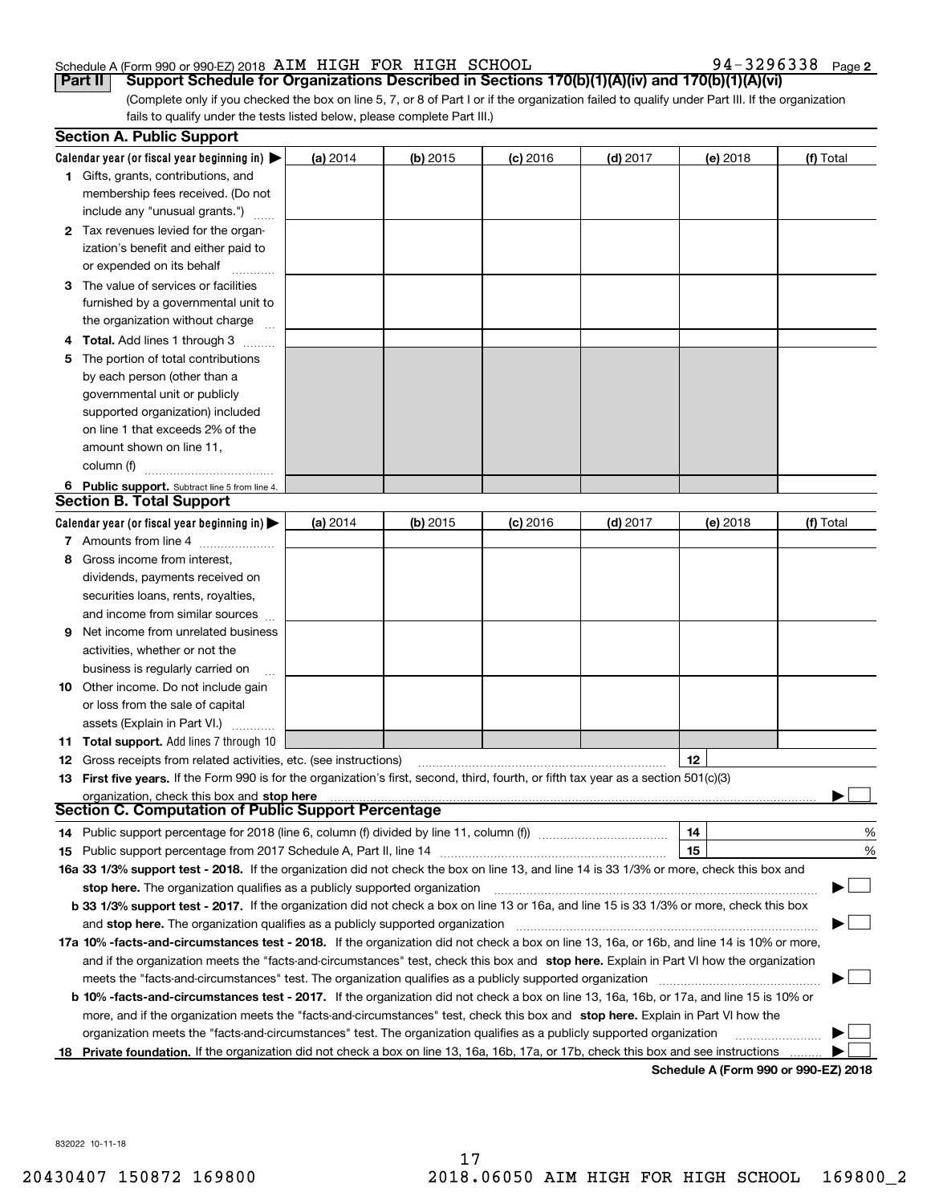Schedule A (Form 990 or 990-EZ) 2018 AIM HIGH FOR HIGH SCHOOL 94-3296338 Page 2

**Part II Support Schedule for Organizations Described in Sections 170(b)(1)(A)(iv) and 170(b)(1)(A)(vi)**

(Complete only if you checked the box on line 5, 7, or 8 of Part I or if the organization failed to qualify under Part III. If the organization fails to qualify under the tests listed below, please complete Part III.)

**Section A. Public Support**

| Calendar year (or fiscal year beginning in) ▶ | (a) 2014 | (b) 2015 | (c) 2016 | (d) 2017 | (e) 2018 | (f) Total |
|---|---|---|---|---|---|---|
| 1 Gifts, grants, contributions, and membership fees received. (Do not include any "unusual grants.") | | | | | | |
| 2 Tax revenues levied for the organization's benefit and either paid to or expended on its behalf | | | | | | |
| 3 The value of services or facilities furnished by a governmental unit to the organization without charge | | | | | | |
| 4 **Total.** Add lines 1 through 3 | | | | | | |
| 5 The portion of total contributions by each person (other than a governmental unit or publicly supported organization) included on line 1 that exceeds 2% of the amount shown on line 11, column (f) | | | | | | |
| 6 **Public support.** Subtract line 5 from line 4. | | | | | | |

**Section B. Total Support**

| Calendar year (or fiscal year beginning in) ▶ | (a) 2014 | (b) 2015 | (c) 2016 | (d) 2017 | (e) 2018 | (f) Total |
|---|---|---|---|---|---|---|
| 7 Amounts from line 4 | | | | | | |
| 8 Gross income from interest, dividends, payments received on securities loans, rents, royalties, and income from similar sources | | | | | | |
| 9 Net income from unrelated business activities, whether or not the business is regularly carried on | | | | | | |
| 10 Other income. Do not include gain or loss from the sale of capital assets (Explain in Part VI.) | | | | | | |
| 11 **Total support.** Add lines 7 through 10 | | | | | | |

12 Gross receipts from related activities, etc. (see instructions) | 12 |

13 **First five years.** If the Form 990 is for the organization's first, second, third, fourth, or fifth tax year as a section 501(c)(3) organization, check this box and **stop here** ▶ ☐

**Section C. Computation of Public Support Percentage**

14 Public support percentage for 2018 (line 6, column (f) divided by line 11, column (f)) | 14 | %

15 Public support percentage from 2017 Schedule A, Part II, line 14 | 15 | %

16a **33 1/3% support test - 2018.** If the organization did not check the box on line 13, and line 14 is 33 1/3% or more, check this box and **stop here.** The organization qualifies as a publicly supported organization ▶ ☐

b **33 1/3% support test - 2017.** If the organization did not check a box on line 13 or 16a, and line 15 is 33 1/3% or more, check this box and **stop here.** The organization qualifies as a publicly supported organization ▶ ☐

17a **10% -facts-and-circumstances test - 2018.** If the organization did not check a box on line 13, 16a, or 16b, and line 14 is 10% or more, and if the organization meets the "facts-and-circumstances" test, check this box and **stop here.** Explain in Part VI how the organization meets the "facts-and-circumstances" test. The organization qualifies as a publicly supported organization ▶ ☐

b **10% -facts-and-circumstances test - 2017.** If the organization did not check a box on line 13, 16a, 16b, or 17a, and line 15 is 10% or more, and if the organization meets the "facts-and-circumstances" test, check this box and **stop here.** Explain in Part VI how the organization meets the "facts-and-circumstances" test. The organization qualifies as a publicly supported organization ▶ ☐

18 **Private foundation.** If the organization did not check a box on line 13, 16a, 16b, 17a, or 17b, check this box and see instructions ▶ ☐

**Schedule A (Form 990 or 990-EZ) 2018**

832022 10-11-18

20430407 150872 169800 2018.06050 AIM HIGH FOR HIGH SCHOOL 169800_2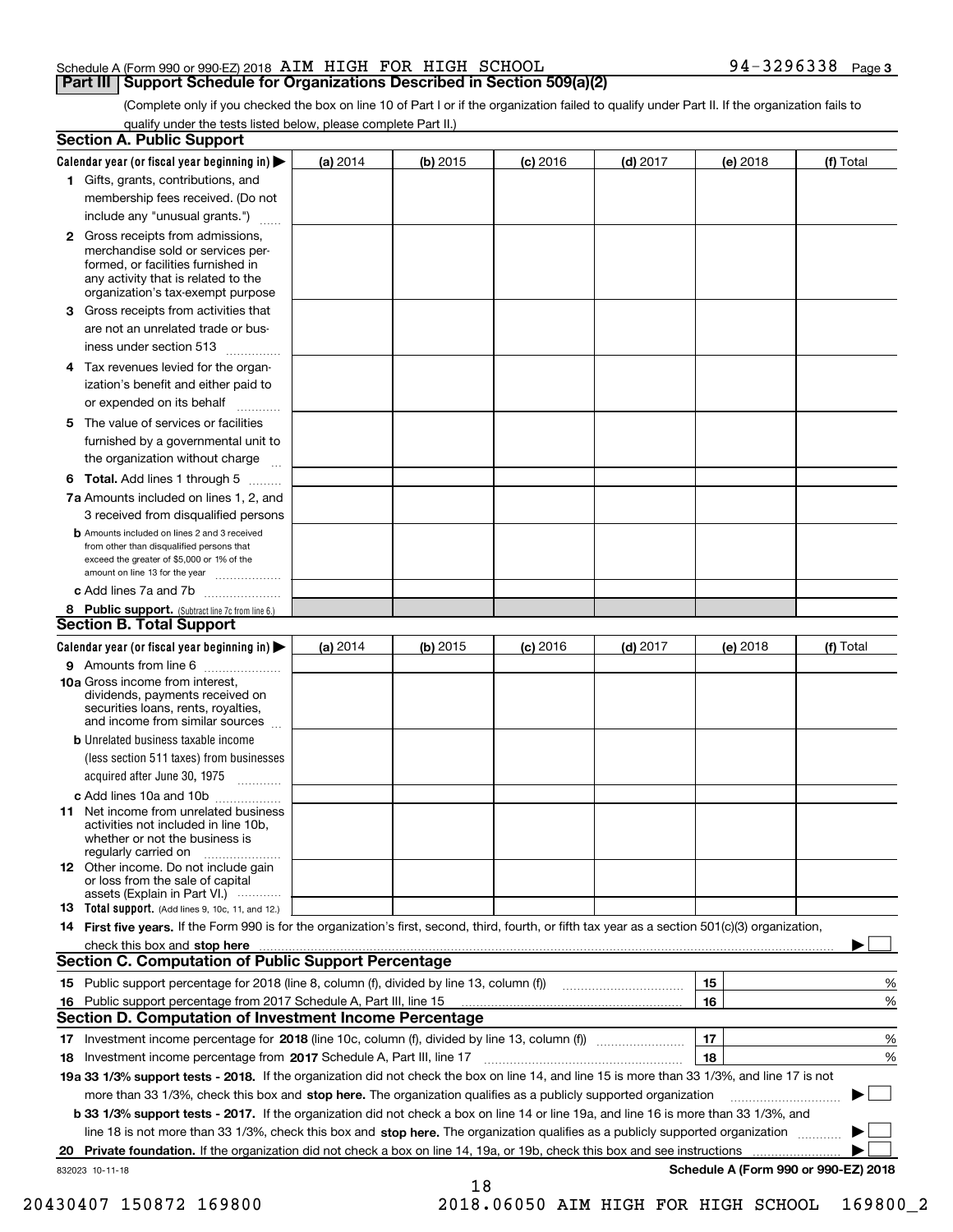Schedule A (Form 990 or 990-EZ) 2018 AIM HIGH FOR HIGH SCHOOL 94-3296338 Page 3

## Part III Support Schedule for Organizations Described in Section 509(a)(2)

(Complete only if you checked the box on line 10 of Part I or if the organization failed to qualify under Part II. If the organization fails to qualify under the tests listed below, please complete Part II.)

### Section A. Public Support

| Calendar year (or fiscal year beginning in) ▶ | (a) 2014 | (b) 2015 | (c) 2016 | (d) 2017 | (e) 2018 | (f) Total |
|---|---|---|---|---|---|---|
| 1 Gifts, grants, contributions, and membership fees received. (Do not include any "unusual grants.") | | | | | | |
| 2 Gross receipts from admissions, merchandise sold or services performed, or facilities furnished in any activity that is related to the organization's tax-exempt purpose | | | | | | |
| 3 Gross receipts from activities that are not an unrelated trade or business under section 513 | | | | | | |
| 4 Tax revenues levied for the organization's benefit and either paid to or expended on its behalf | | | | | | |
| 5 The value of services or facilities furnished by a governmental unit to the organization without charge | | | | | | |
| 6 Total. Add lines 1 through 5 | | | | | | |
| 7a Amounts included on lines 1, 2, and 3 received from disqualified persons | | | | | | |
| b Amounts included on lines 2 and 3 received from other than disqualified persons that exceed the greater of $5,000 or 1% of the amount on line 13 for the year | | | | | | |
| c Add lines 7a and 7b | | | | | | |
| 8 Public support. (Subtract line 7c from line 6.) | | | | | | |

### Section B. Total Support

| Calendar year (or fiscal year beginning in) ▶ | (a) 2014 | (b) 2015 | (c) 2016 | (d) 2017 | (e) 2018 | (f) Total |
|---|---|---|---|---|---|---|
| 9 Amounts from line 6 | | | | | | |
| 10a Gross income from interest, dividends, payments received on securities loans, rents, royalties, and income from similar sources | | | | | | |
| b Unrelated business taxable income (less section 511 taxes) from businesses acquired after June 30, 1975 | | | | | | |
| c Add lines 10a and 10b | | | | | | |
| 11 Net income from unrelated business activities not included in line 10b, whether or not the business is regularly carried on | | | | | | |
| 12 Other income. Do not include gain or loss from the sale of capital assets (Explain in Part VI.) | | | | | | |
| 13 Total support. (Add lines 9, 10c, 11, and 12.) | | | | | | |

14 **First five years.** If the Form 990 is for the organization's first, second, third, fourth, or fifth tax year as a section 501(c)(3) organization, check this box and **stop here** ▶ ☐

### Section C. Computation of Public Support Percentage

| | | | |
|---|---|---|---|
| 15 | Public support percentage for 2018 (line 8, column (f), divided by line 13, column (f)) | 15 | % |
| 16 | Public support percentage from 2017 Schedule A, Part III, line 15 | 16 | % |

### Section D. Computation of Investment Income Percentage

| | | | |
|---|---|---|---|
| 17 | Investment income percentage for **2018** (line 10c, column (f), divided by line 13, column (f)) | 17 | % |
| 18 | Investment income percentage from **2017** Schedule A, Part III, line 17 | 18 | % |

**19a 33 1/3% support tests - 2018.** If the organization did not check the box on line 14, and line 15 is more than 33 1/3%, and line 17 is not more than 33 1/3%, check this box and **stop here.** The organization qualifies as a publicly supported organization ▶ ☐

**b 33 1/3% support tests - 2017.** If the organization did not check a box on line 14 or line 19a, and line 16 is more than 33 1/3%, and line 18 is not more than 33 1/3%, check this box and **stop here.** The organization qualifies as a publicly supported organization ▶ ☐

**20 Private foundation.** If the organization did not check a box on line 14, 19a, or 19b, check this box and see instructions ▶ ☐

832023 10-11-18 **Schedule A (Form 990 or 990-EZ) 2018**

20430407 150872 169800 2018.06050 AIM HIGH FOR HIGH SCHOOL 169800_2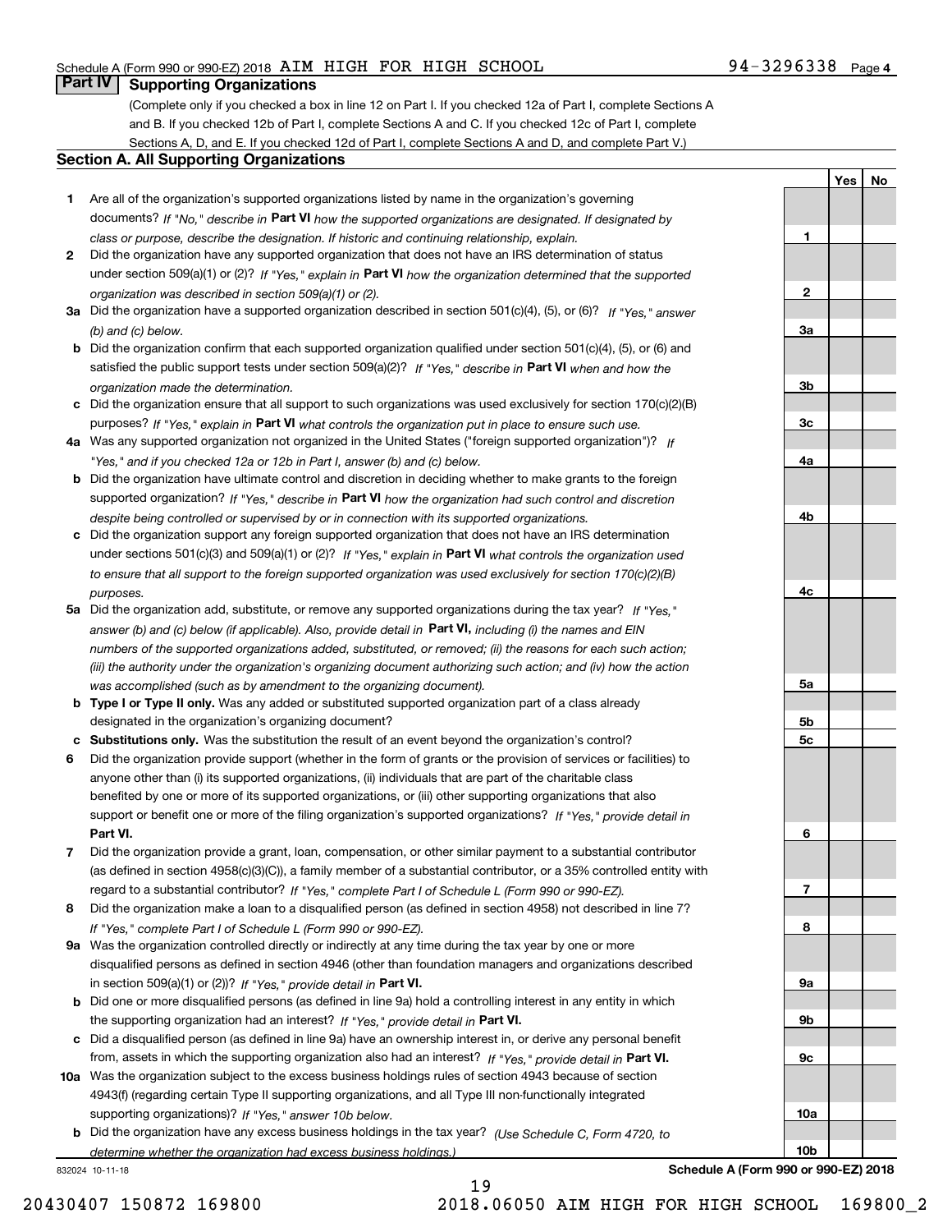Schedule A (Form 990 or 990-EZ) 2018 AIM HIGH FOR HIGH SCHOOL 94-3296338 Page 4

## Part IV Supporting Organizations

(Complete only if you checked a box in line 12 on Part I. If you checked 12a of Part I, complete Sections A and B. If you checked 12b of Part I, complete Sections A and C. If you checked 12c of Part I, complete Sections A, D, and E. If you checked 12d of Part I, complete Sections A and D, and complete Part V.)

### Section A. All Supporting Organizations

| | | | Yes | No |
|---|---|---|---|---|
| **1** | Are all of the organization's supported organizations listed by name in the organization's governing documents? *If "No," describe in* **Part VI** *how the supported organizations are designated. If designated by class or purpose, describe the designation. If historic and continuing relationship, explain.* | **1** | | |
| **2** | Did the organization have any supported organization that does not have an IRS determination of status under section 509(a)(1) or (2)? *If "Yes," explain in* **Part VI** *how the organization determined that the supported organization was described in section 509(a)(1) or (2).* | **2** | | |
| **3a** | Did the organization have a supported organization described in section 501(c)(4), (5), or (6)? *If "Yes," answer (b) and (c) below.* | **3a** | | |
| **b** | Did the organization confirm that each supported organization qualified under section 501(c)(4), (5), or (6) and satisfied the public support tests under section 509(a)(2)? *If "Yes," describe in* **Part VI** *when and how the organization made the determination.* | **3b** | | |
| **c** | Did the organization ensure that all support to such organizations was used exclusively for section 170(c)(2)(B) purposes? *If "Yes," explain in* **Part VI** *what controls the organization put in place to ensure such use.* | **3c** | | |
| **4a** | Was any supported organization not organized in the United States ("foreign supported organization")? *If "Yes," and if you checked 12a or 12b in Part I, answer (b) and (c) below.* | **4a** | | |
| **b** | Did the organization have ultimate control and discretion in deciding whether to make grants to the foreign supported organization? *If "Yes," describe in* **Part VI** *how the organization had such control and discretion despite being controlled or supervised by or in connection with its supported organizations.* | **4b** | | |
| **c** | Did the organization support any foreign supported organization that does not have an IRS determination under sections 501(c)(3) and 509(a)(1) or (2)? *If "Yes," explain in* **Part VI** *what controls the organization used to ensure that all support to the foreign supported organization was used exclusively for section 170(c)(2)(B) purposes.* | **4c** | | |
| **5a** | Did the organization add, substitute, or remove any supported organizations during the tax year? *If "Yes," answer (b) and (c) below (if applicable). Also, provide detail in* **Part VI,** *including (i) the names and EIN numbers of the supported organizations added, substituted, or removed; (ii) the reasons for each such action; (iii) the authority under the organization's organizing document authorizing such action; and (iv) how the action was accomplished (such as by amendment to the organizing document).* | **5a** | | |
| **b** | **Type I or Type II only.** Was any added or substituted supported organization part of a class already designated in the organization's organizing document? | **5b** | | |
| **c** | **Substitutions only.** Was the substitution the result of an event beyond the organization's control? | **5c** | | |
| **6** | Did the organization provide support (whether in the form of grants or the provision of services or facilities) to anyone other than (i) its supported organizations, (ii) individuals that are part of the charitable class benefited by one or more of its supported organizations, or (iii) other supporting organizations that also support or benefit one or more of the filing organization's supported organizations? *If "Yes," provide detail in* **Part VI.** | **6** | | |
| **7** | Did the organization provide a grant, loan, compensation, or other similar payment to a substantial contributor (as defined in section 4958(c)(3)(C)), a family member of a substantial contributor, or a 35% controlled entity with regard to a substantial contributor? *If "Yes," complete Part I of Schedule L (Form 990 or 990-EZ).* | **7** | | |
| **8** | Did the organization make a loan to a disqualified person (as defined in section 4958) not described in line 7? *If "Yes," complete Part I of Schedule L (Form 990 or 990-EZ).* | **8** | | |
| **9a** | Was the organization controlled directly or indirectly at any time during the tax year by one or more disqualified persons as defined in section 4946 (other than foundation managers and organizations described in section 509(a)(1) or (2))? *If "Yes," provide detail in* **Part VI.** | **9a** | | |
| **b** | Did one or more disqualified persons (as defined in line 9a) hold a controlling interest in any entity in which the supporting organization had an interest? *If "Yes," provide detail in* **Part VI.** | **9b** | | |
| **c** | Did a disqualified person (as defined in line 9a) have an ownership interest in, or derive any personal benefit from, assets in which the supporting organization also had an interest? *If "Yes," provide detail in* **Part VI.** | **9c** | | |
| **10a** | Was the organization subject to the excess business holdings rules of section 4943 because of section 4943(f) (regarding certain Type II supporting organizations, and all Type III non-functionally integrated supporting organizations)? *If "Yes," answer 10b below.* | **10a** | | |
| **b** | Did the organization have any excess business holdings in the tax year? *(Use Schedule C, Form 4720, to determine whether the organization had excess business holdings.)* | **10b** | | |

832024 10-11-18 **Schedule A (Form 990 or 990-EZ) 2018**

20430407 150872 169800 2018.06050 AIM HIGH FOR HIGH SCHOOL 169800_2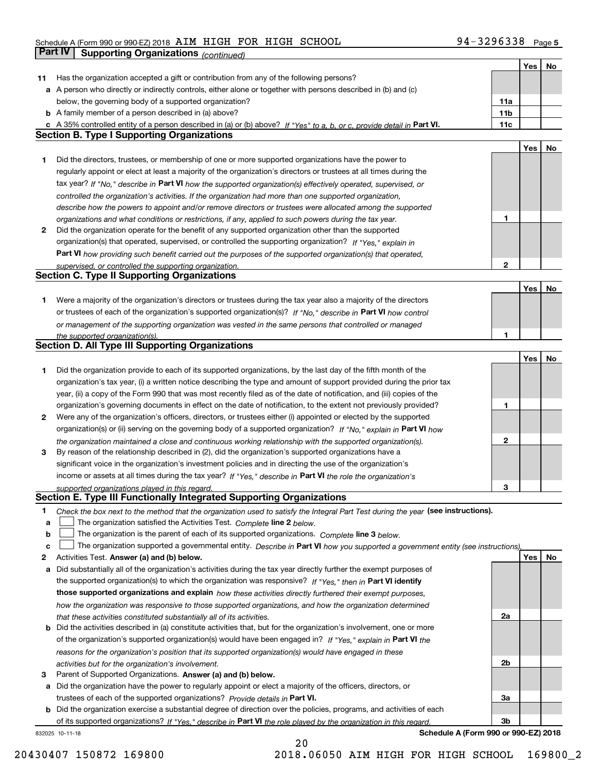## Part IV Supporting Organizations *(continued)*

| | | | Yes | No |
|---|---|---|---|---|
| **11** | Has the organization accepted a gift or contribution from any of the following persons? | | | |
| **a** | A person who directly or indirectly controls, either alone or together with persons described in (b) and (c) below, the governing body of a supported organization? | 11a | | |
| **b** | A family member of a person described in (a) above? | 11b | | |
| **c** | A 35% controlled entity of a person described in (a) or (b) above? *If "Yes" to a, b, or c, provide detail in* **Part VI.** | 11c | | |

### Section B. Type I Supporting Organizations

| | | | Yes | No |
|---|---|---|---|---|
| **1** | Did the directors, trustees, or membership of one or more supported organizations have the power to regularly appoint or elect at least a majority of the organization's directors or trustees at all times during the tax year? *If "No," describe in* **Part VI** *how the supported organization(s) effectively operated, supervised, or controlled the organization's activities. If the organization had more than one supported organization, describe how the powers to appoint and/or remove directors or trustees were allocated among the supported organizations and what conditions or restrictions, if any, applied to such powers during the tax year.* | 1 | | |
| **2** | Did the organization operate for the benefit of any supported organization other than the supported organization(s) that operated, supervised, or controlled the supporting organization? *If "Yes," explain in* **Part VI** *how providing such benefit carried out the purposes of the supported organization(s) that operated, supervised, or controlled the supporting organization.* | 2 | | |

### Section C. Type II Supporting Organizations

| | | | Yes | No |
|---|---|---|---|---|
| **1** | Were a majority of the organization's directors or trustees during the tax year also a majority of the directors or trustees of each of the organization's supported organization(s)? *If "No," describe in* **Part VI** *how control or management of the supporting organization was vested in the same persons that controlled or managed the supported organization(s).* | 1 | | |

### Section D. All Type III Supporting Organizations

| | | | Yes | No |
|---|---|---|---|---|
| **1** | Did the organization provide to each of its supported organizations, by the last day of the fifth month of the organization's tax year, (i) a written notice describing the type and amount of support provided during the prior tax year, (ii) a copy of the Form 990 that was most recently filed as of the date of notification, and (iii) copies of the organization's governing documents in effect on the date of notification, to the extent not previously provided? | 1 | | |
| **2** | Were any of the organization's officers, directors, or trustees either (i) appointed or elected by the supported organization(s) or (ii) serving on the governing body of a supported organization? *If "No," explain in* **Part VI** *how the organization maintained a close and continuous working relationship with the supported organization(s).* | 2 | | |
| **3** | By reason of the relationship described in (2), did the organization's supported organizations have a significant voice in the organization's investment policies and in directing the use of the organization's income or assets at all times during the tax year? *If "Yes," describe in* **Part VI** *the role the organization's supported organizations played in this regard.* | 3 | | |

### Section E. Type III Functionally Integrated Supporting Organizations

**1** *Check the box next to the method that the organization used to satisfy the Integral Part Test during the year* **(see instructions).**

- **a** ☐ The organization satisfied the Activities Test. *Complete* **line 2** *below.*
- **b** ☐ The organization is the parent of each of its supported organizations. *Complete* **line 3** *below.*
- **c** ☐ The organization supported a governmental entity. *Describe in* **Part VI** *how you supported a government entity (see instructions).*

| | | | Yes | No |
|---|---|---|---|---|
| **2** | Activities Test. **Answer (a) and (b) below.** | | | |
| **a** | Did substantially all of the organization's activities during the tax year directly further the exempt purposes of the supported organization(s) to which the organization was responsive? *If "Yes," then in* **Part VI identify those supported organizations and explain** *how these activities directly furthered their exempt purposes, how the organization was responsive to those supported organizations, and how the organization determined that these activities constituted substantially all of its activities.* | 2a | | |
| **b** | Did the activities described in (a) constitute activities that, but for the organization's involvement, one or more of the organization's supported organization(s) would have been engaged in? *If "Yes," explain in* **Part VI** *the reasons for the organization's position that its supported organization(s) would have engaged in these activities but for the organization's involvement.* | 2b | | |
| **3** | Parent of Supported Organizations. **Answer (a) and (b) below.** | | | |
| **a** | Did the organization have the power to regularly appoint or elect a majority of the officers, directors, or trustees of each of the supported organizations? *Provide details in* **Part VI.** | 3a | | |
| **b** | Did the organization exercise a substantial degree of direction over the policies, programs, and activities of each of its supported organizations? *If "Yes," describe in* **Part VI** *the role played by the organization in this regard.* | 3b | | |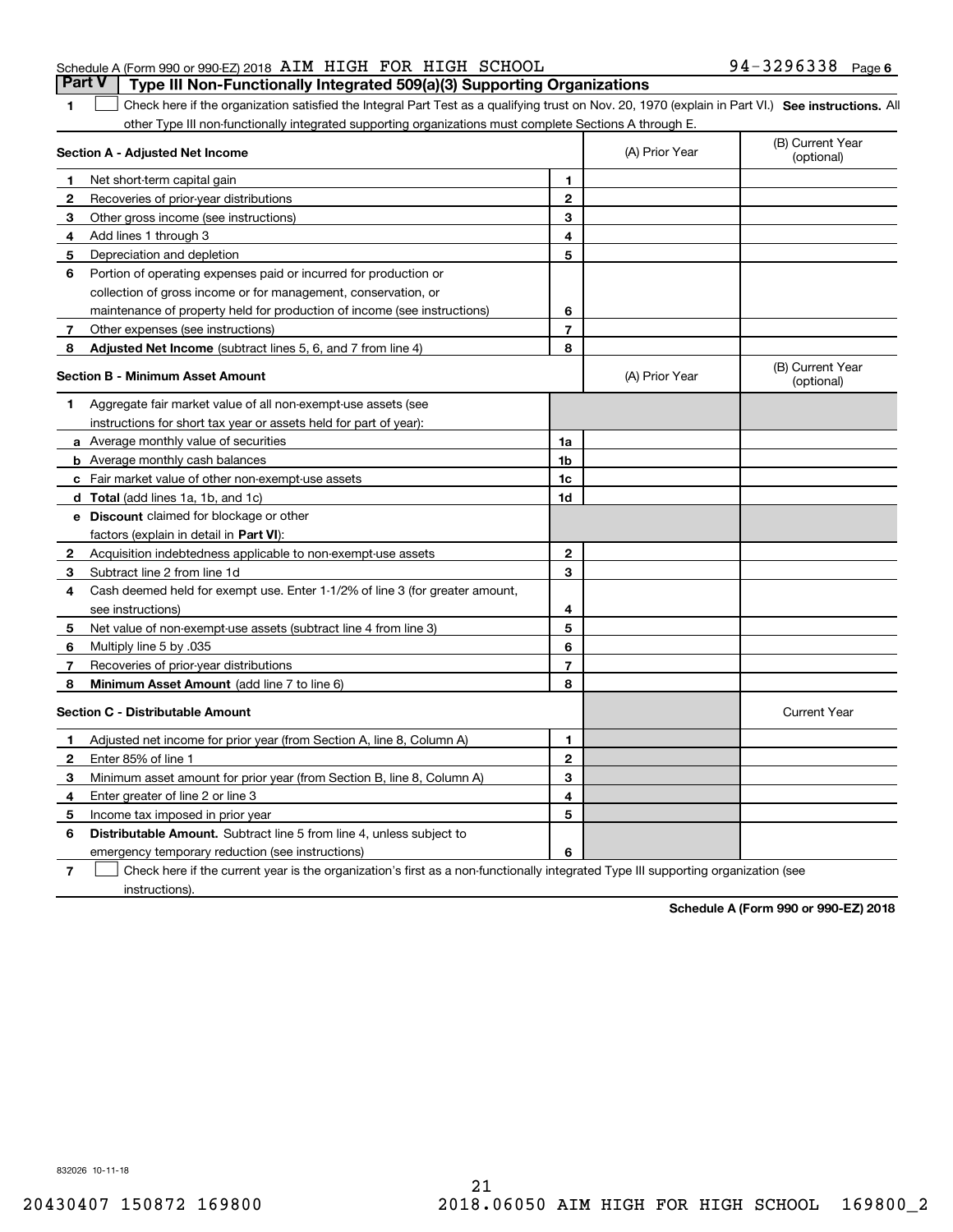Schedule A (Form 990 or 990-EZ) 2018 AIM HIGH FOR HIGH SCHOOL 94-3296338 Page 6

## Part V Type III Non-Functionally Integrated 509(a)(3) Supporting Organizations

1 ☐ Check here if the organization satisfied the Integral Part Test as a qualifying trust on Nov. 20, 1970 (explain in Part VI.) **See instructions.** All other Type III non-functionally integrated supporting organizations must complete Sections A through E.

| **Section A - Adjusted Net Income** | | | (A) Prior Year | (B) Current Year (optional) |
|---|---|---|---|---|
| 1 | Net short-term capital gain | 1 | | |
| 2 | Recoveries of prior-year distributions | 2 | | |
| 3 | Other gross income (see instructions) | 3 | | |
| 4 | Add lines 1 through 3 | 4 | | |
| 5 | Depreciation and depletion | 5 | | |
| 6 | Portion of operating expenses paid or incurred for production or collection of gross income or for management, conservation, or maintenance of property held for production of income (see instructions) | 6 | | |
| 7 | Other expenses (see instructions) | 7 | | |
| 8 | **Adjusted Net Income** (subtract lines 5, 6, and 7 from line 4) | 8 | | |

| **Section B - Minimum Asset Amount** | | | (A) Prior Year | (B) Current Year (optional) |
|---|---|---|---|---|
| 1 | Aggregate fair market value of all non-exempt-use assets (see instructions for short tax year or assets held for part of year): | | | |
| a | Average monthly value of securities | 1a | | |
| b | Average monthly cash balances | 1b | | |
| c | Fair market value of other non-exempt-use assets | 1c | | |
| d | **Total** (add lines 1a, 1b, and 1c) | 1d | | |
| e | **Discount** claimed for blockage or other factors (explain in detail in **Part VI**): | | | |
| 2 | Acquisition indebtedness applicable to non-exempt-use assets | 2 | | |
| 3 | Subtract line 2 from line 1d | 3 | | |
| 4 | Cash deemed held for exempt use. Enter 1-1/2% of line 3 (for greater amount, see instructions) | 4 | | |
| 5 | Net value of non-exempt-use assets (subtract line 4 from line 3) | 5 | | |
| 6 | Multiply line 5 by .035 | 6 | | |
| 7 | Recoveries of prior-year distributions | 7 | | |
| 8 | **Minimum Asset Amount** (add line 7 to line 6) | 8 | | |

| **Section C - Distributable Amount** | | | | Current Year |
|---|---|---|---|---|
| 1 | Adjusted net income for prior year (from Section A, line 8, Column A) | 1 | | |
| 2 | Enter 85% of line 1 | 2 | | |
| 3 | Minimum asset amount for prior year (from Section B, line 8, Column A) | 3 | | |
| 4 | Enter greater of line 2 or line 3 | 4 | | |
| 5 | Income tax imposed in prior year | 5 | | |
| 6 | **Distributable Amount.** Subtract line 5 from line 4, unless subject to emergency temporary reduction (see instructions) | 6 | | |

7 ☐ Check here if the current year is the organization's first as a non-functionally integrated Type III supporting organization (see instructions).

**Schedule A (Form 990 or 990-EZ) 2018**

832026 10-11-18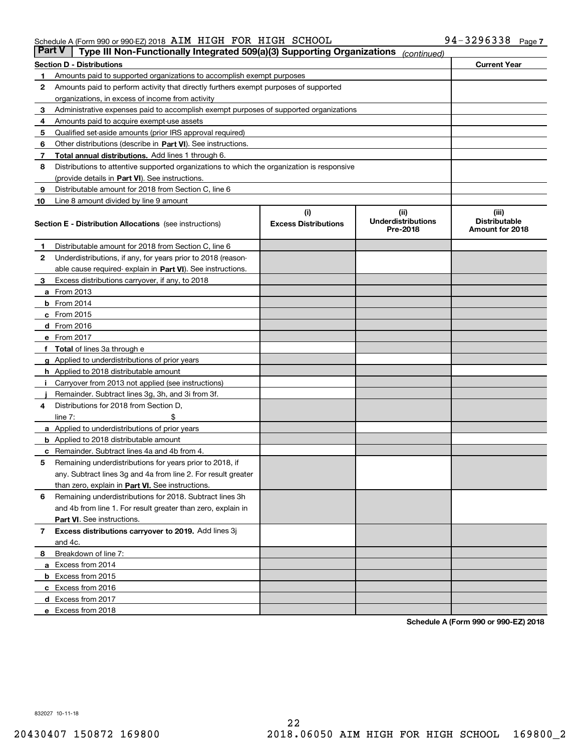Schedule A (Form 990 or 990-EZ) 2018 AIM HIGH FOR HIGH SCHOOL 94-3296338

## Part V | Type III Non-Functionally Integrated 509(a)(3) Supporting Organizations *(continued)*

| Section D - Distributions | | Current Year |
|---|---|---|
| 1 | Amounts paid to supported organizations to accomplish exempt purposes | |
| 2 | Amounts paid to perform activity that directly furthers exempt purposes of supported organizations, in excess of income from activity | |
| 3 | Administrative expenses paid to accomplish exempt purposes of supported organizations | |
| 4 | Amounts paid to acquire exempt-use assets | |
| 5 | Qualified set-aside amounts (prior IRS approval required) | |
| 6 | Other distributions (describe in **Part VI**). See instructions. | |
| 7 | **Total annual distributions.** Add lines 1 through 6. | |
| 8 | Distributions to attentive supported organizations to which the organization is responsive (provide details in **Part VI**). See instructions. | |
| 9 | Distributable amount for 2018 from Section C, line 6 | |
| 10 | Line 8 amount divided by line 9 amount | |

| **Section E - Distribution Allocations** (see instructions) | (i) Excess Distributions | (ii) Underdistributions Pre-2018 | (iii) Distributable Amount for 2018 |
|---|---|---|---|
| **1** Distributable amount for 2018 from Section C, line 6 | | | |
| **2** Underdistributions, if any, for years prior to 2018 (reasonable cause required- explain in **Part VI**). See instructions. | | | |
| **3** Excess distributions carryover, if any, to 2018 | | | |
| **a** From 2013 | | | |
| **b** From 2014 | | | |
| **c** From 2015 | | | |
| **d** From 2016 | | | |
| **e** From 2017 | | | |
| **f** **Total** of lines 3a through e | | | |
| **g** Applied to underdistributions of prior years | | | |
| **h** Applied to 2018 distributable amount | | | |
| **i** Carryover from 2013 not applied (see instructions) | | | |
| **j** Remainder. Subtract lines 3g, 3h, and 3i from 3f. | | | |
| **4** Distributions for 2018 from Section D, line 7: $ | | | |
| **a** Applied to underdistributions of prior years | | | |
| **b** Applied to 2018 distributable amount | | | |
| **c** Remainder. Subtract lines 4a and 4b from 4. | | | |
| **5** Remaining underdistributions for years prior to 2018, if any. Subtract lines 3g and 4a from line 2. For result greater than zero, explain in **Part VI.** See instructions. | | | |
| **6** Remaining underdistributions for 2018. Subtract lines 3h and 4b from line 1. For result greater than zero, explain in **Part VI**. See instructions. | | | |
| **7** **Excess distributions carryover to 2019.** Add lines 3j and 4c. | | | |
| **8** Breakdown of line 7: | | | |
| **a** Excess from 2014 | | | |
| **b** Excess from 2015 | | | |
| **c** Excess from 2016 | | | |
| **d** Excess from 2017 | | | |
| **e** Excess from 2018 | | | |

**Schedule A (Form 990 or 990-EZ) 2018**

832027 10-11-18

20430407 150872 169800 2018.06050 AIM HIGH FOR HIGH SCHOOL 169800_2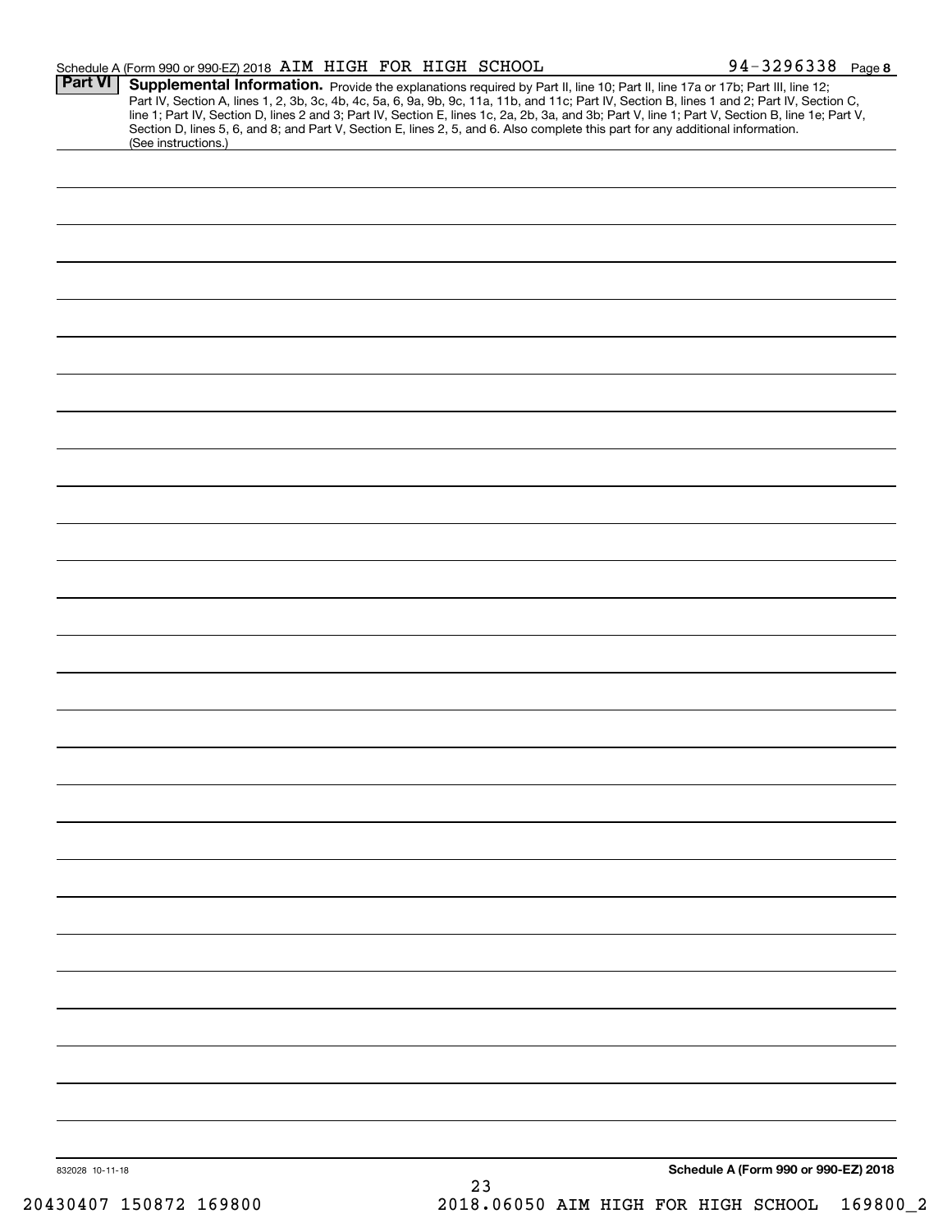Schedule A (Form 990 or 990-EZ) 2018 AIM HIGH FOR HIGH SCHOOL 94-3296338 Page 8

**Part VI** **Supplemental Information.** Provide the explanations required by Part II, line 10; Part II, line 17a or 17b; Part III, line 12; Part IV, Section A, lines 1, 2, 3b, 3c, 4b, 4c, 5a, 6, 9a, 9b, 9c, 11a, 11b, and 11c; Part IV, Section B, lines 1 and 2; Part IV, Section C, line 1; Part IV, Section D, lines 2 and 3; Part IV, Section E, lines 1c, 2a, 2b, 3a, and 3b; Part V, line 1; Part V, Section B, line 1e; Part V, Section D, lines 5, 6, and 8; and Part V, Section E, lines 2, 5, and 6. Also complete this part for any additional information. (See instructions.)

832028 10-11-18

**Schedule A (Form 990 or 990-EZ) 2018**

20430407 150872 169800 2018.06050 AIM HIGH FOR HIGH SCHOOL 169800_2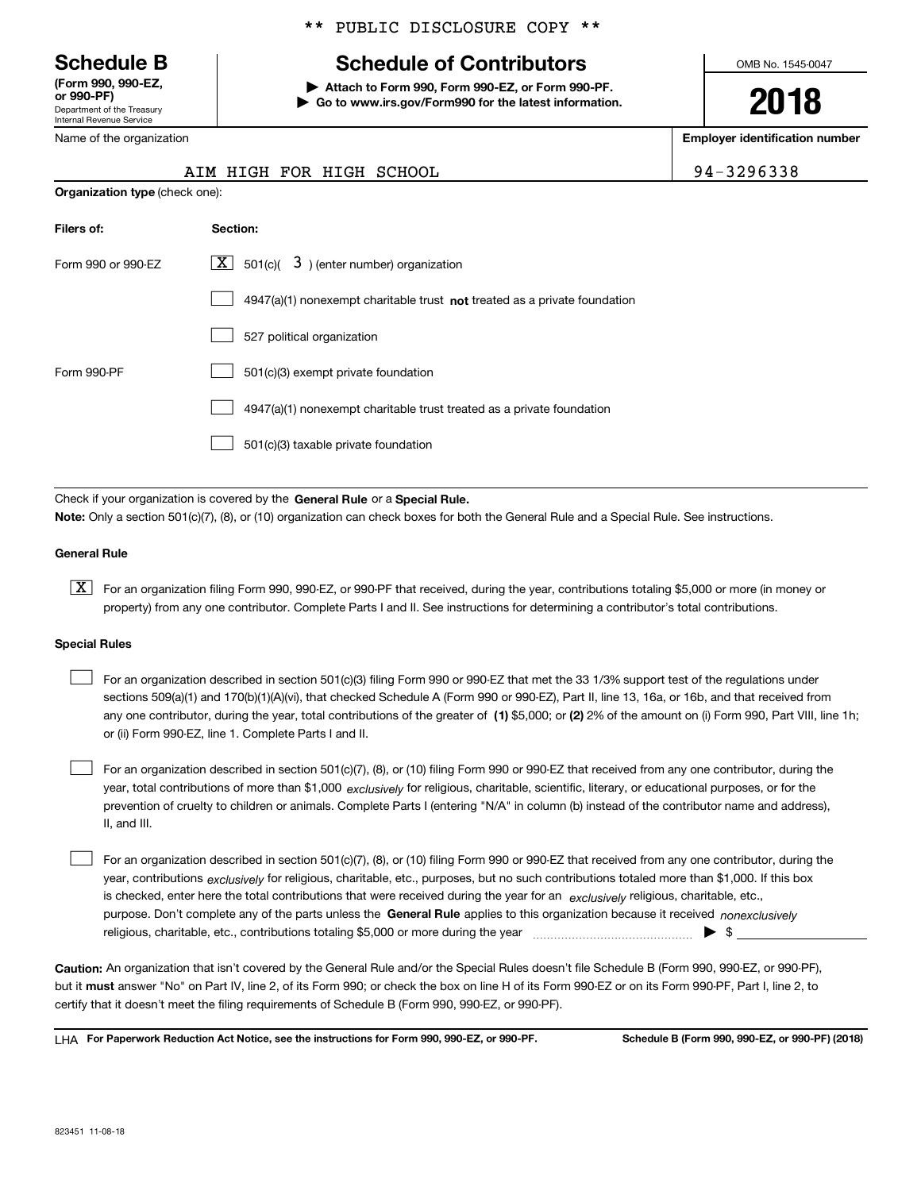** PUBLIC DISCLOSURE COPY **

**Schedule B**
**(Form 990, 990-EZ, or 990-PF)**
Department of the Treasury
Internal Revenue Service

# Schedule of Contributors

▶ **Attach to Form 990, Form 990-EZ, or Form 990-PF.**
▶ **Go to www.irs.gov/Form990 for the latest information.**

OMB No. 1545-0047

**2018**

Name of the organization: AIM HIGH FOR HIGH SCHOOL

**Employer identification number**: 94-3296338

**Organization type** (check one):

| **Filers of:** | **Section:** |
|---|---|
| Form 990 or 990-EZ | [X] 501(c)( 3 ) (enter number) organization |
| | [ ] 4947(a)(1) nonexempt charitable trust **not** treated as a private foundation |
| | [ ] 527 political organization |
| Form 990-PF | [ ] 501(c)(3) exempt private foundation |
| | [ ] 4947(a)(1) nonexempt charitable trust treated as a private foundation |
| | [ ] 501(c)(3) taxable private foundation |

Check if your organization is covered by the **General Rule** or a **Special Rule.**
**Note:** Only a section 501(c)(7), (8), or (10) organization can check boxes for both the General Rule and a Special Rule. See instructions.

**General Rule**

[X] For an organization filing Form 990, 990-EZ, or 990-PF that received, during the year, contributions totaling $5,000 or more (in money or property) from any one contributor. Complete Parts I and II. See instructions for determining a contributor's total contributions.

**Special Rules**

[ ] For an organization described in section 501(c)(3) filing Form 990 or 990-EZ that met the 33 1/3% support test of the regulations under sections 509(a)(1) and 170(b)(1)(A)(vi), that checked Schedule A (Form 990 or 990-EZ), Part II, line 13, 16a, or 16b, and that received from any one contributor, during the year, total contributions of the greater of **(1)** $5,000; or **(2)** 2% of the amount on (i) Form 990, Part VIII, line 1h; or (ii) Form 990-EZ, line 1. Complete Parts I and II.

[ ] For an organization described in section 501(c)(7), (8), or (10) filing Form 990 or 990-EZ that received from any one contributor, during the year, total contributions of more than $1,000 *exclusively* for religious, charitable, scientific, literary, or educational purposes, or for the prevention of cruelty to children or animals. Complete Parts I (entering "N/A" in column (b) instead of the contributor name and address), II, and III.

[ ] For an organization described in section 501(c)(7), (8), or (10) filing Form 990 or 990-EZ that received from any one contributor, during the year, contributions *exclusively* for religious, charitable, etc., purposes, but no such contributions totaled more than $1,000. If this box is checked, enter here the total contributions that were received during the year for an *exclusively* religious, charitable, etc., purpose. Don't complete any of the parts unless the **General Rule** applies to this organization because it received *nonexclusively* religious, charitable, etc., contributions totaling $5,000 or more during the year ▶ $

**Caution:** An organization that isn't covered by the General Rule and/or the Special Rules doesn't file Schedule B (Form 990, 990-EZ, or 990-PF), but it **must** answer "No" on Part IV, line 2, of its Form 990; or check the box on line H of its Form 990-EZ or on its Form 990-PF, Part I, line 2, to certify that it doesn't meet the filing requirements of Schedule B (Form 990, 990-EZ, or 990-PF).

LHA **For Paperwork Reduction Act Notice, see the instructions for Form 990, 990-EZ, or 990-PF.** **Schedule B (Form 990, 990-EZ, or 990-PF) (2018)**

823451 11-08-18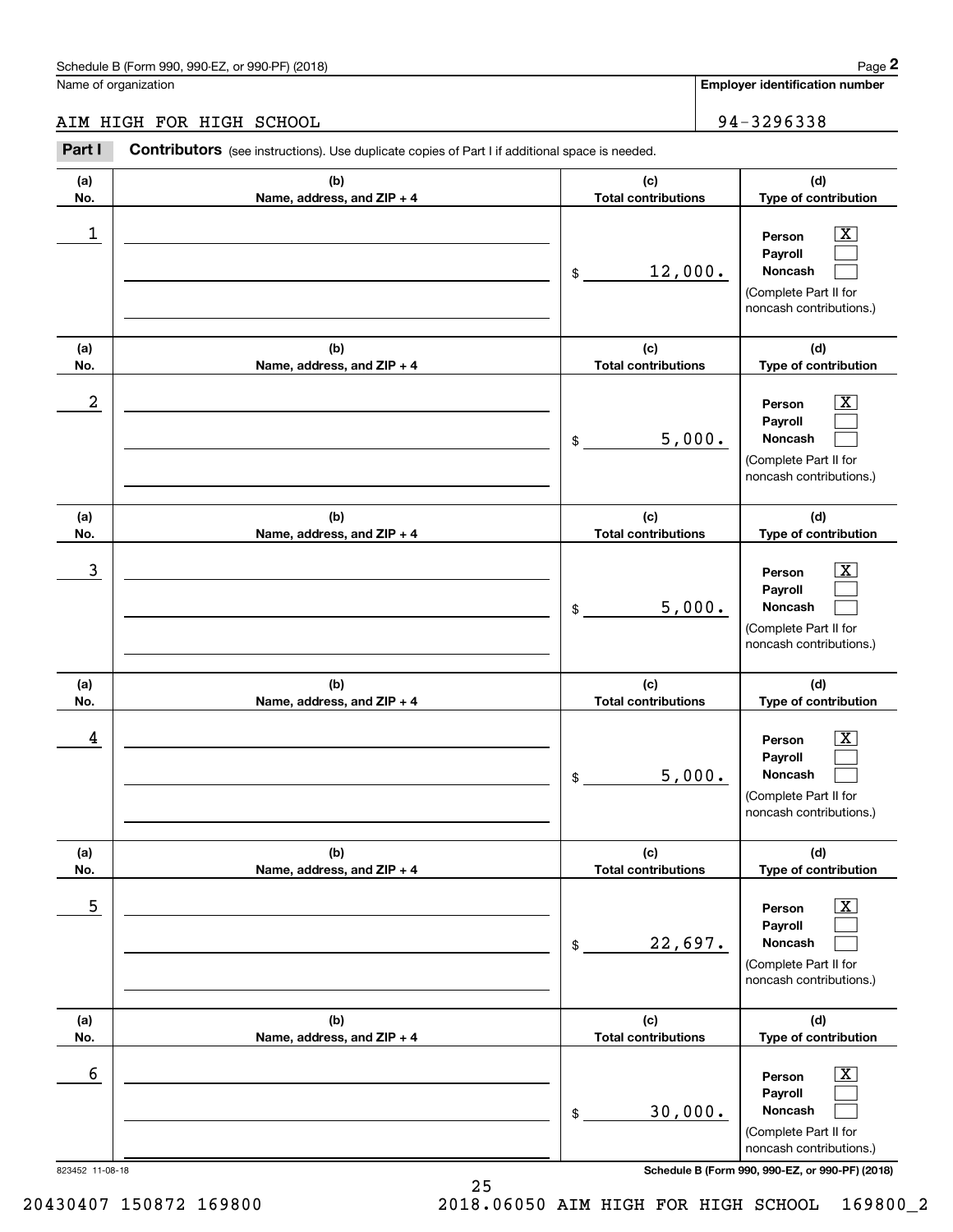Schedule B (Form 990, 990-EZ, or 990-PF) (2018)

Name of organization: AIM HIGH FOR HIGH SCHOOL

**Employer identification number**: 94-3296338

**Part I** **Contributors** (see instructions). Use duplicate copies of Part I if additional space is needed.

| (a) No. | (b) Name, address, and ZIP + 4 | (c) Total contributions | (d) Type of contribution |
|---|---|---|---|
| 1 | | $ 12,000. | Person [X] Payroll [ ] Noncash [ ] (Complete Part II for noncash contributions.) |
| 2 | | $ 5,000. | Person [X] Payroll [ ] Noncash [ ] (Complete Part II for noncash contributions.) |
| 3 | | $ 5,000. | Person [X] Payroll [ ] Noncash [ ] (Complete Part II for noncash contributions.) |
| 4 | | $ 5,000. | Person [X] Payroll [ ] Noncash [ ] (Complete Part II for noncash contributions.) |
| 5 | | $ 22,697. | Person [X] Payroll [ ] Noncash [ ] (Complete Part II for noncash contributions.) |
| 6 | | $ 30,000. | Person [X] Payroll [ ] Noncash [ ] (Complete Part II for noncash contributions.) |

823452 11-08-18

Schedule B (Form 990, 990-EZ, or 990-PF) (2018)

20430407 150872 169800 2018.06050 AIM HIGH FOR HIGH SCHOOL 169800_2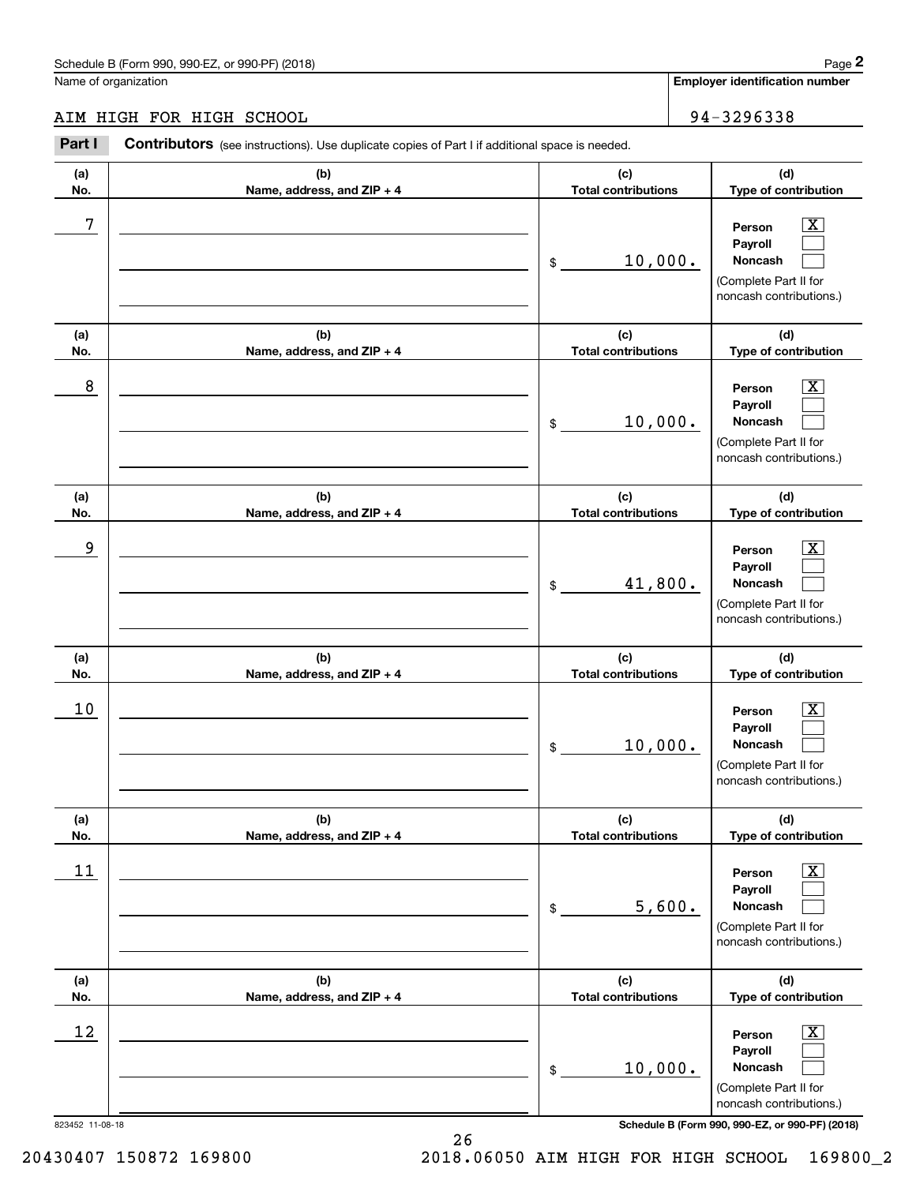Schedule B (Form 990, 990-EZ, or 990-PF) (2018)

Name of organization: AIM HIGH FOR HIGH SCHOOL

Employer identification number: 94-3296338

**Part I — Contributors** (see instructions). Use duplicate copies of Part I if additional space is needed.

| (a) No. | (b) Name, address, and ZIP + 4 | (c) Total contributions | (d) Type of contribution |
|---|---|---|---|
| 7 | | $ 10,000. | Person [X] Payroll [ ] Noncash [ ] (Complete Part II for noncash contributions.) |
| 8 | | $ 10,000. | Person [X] Payroll [ ] Noncash [ ] (Complete Part II for noncash contributions.) |
| 9 | | $ 41,800. | Person [X] Payroll [ ] Noncash [ ] (Complete Part II for noncash contributions.) |
| 10 | | $ 10,000. | Person [X] Payroll [ ] Noncash [ ] (Complete Part II for noncash contributions.) |
| 11 | | $ 5,600. | Person [X] Payroll [ ] Noncash [ ] (Complete Part II for noncash contributions.) |
| 12 | | $ 10,000. | Person [X] Payroll [ ] Noncash [ ] (Complete Part II for noncash contributions.) |

823452 11-08-18

20430407 150872 169800 2018.06050 AIM HIGH FOR HIGH SCHOOL 169800_2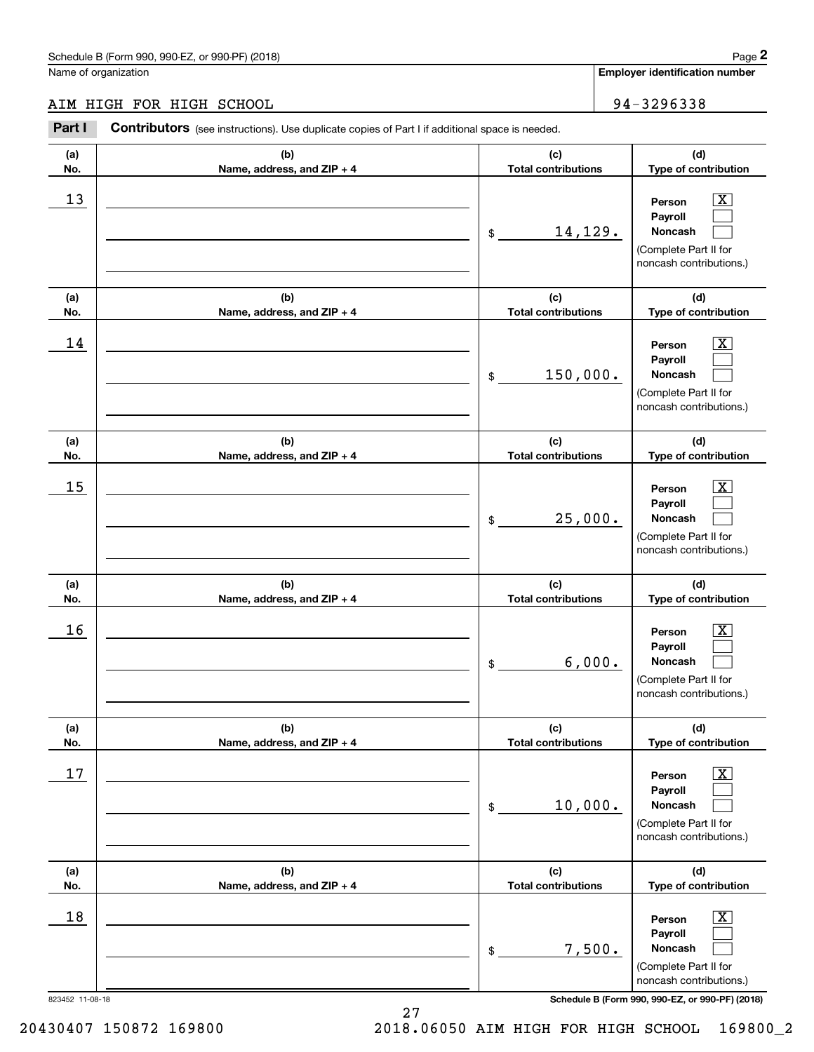Schedule B (Form 990, 990-EZ, or 990-PF) (2018)

Name of organization: AIM HIGH FOR HIGH SCHOOL

Employer identification number: 94-3296338

**Part I** **Contributors** (see instructions). Use duplicate copies of Part I if additional space is needed.

| (a) No. | (b) Name, address, and ZIP + 4 | (c) Total contributions | (d) Type of contribution |
|---|---|---|---|
| 13 | | $ 14,129. | Person [X] Payroll [ ] Noncash [ ] (Complete Part II for noncash contributions.) |
| 14 | | $ 150,000. | Person [X] Payroll [ ] Noncash [ ] (Complete Part II for noncash contributions.) |
| 15 | | $ 25,000. | Person [X] Payroll [ ] Noncash [ ] (Complete Part II for noncash contributions.) |
| 16 | | $ 6,000. | Person [X] Payroll [ ] Noncash [ ] (Complete Part II for noncash contributions.) |
| 17 | | $ 10,000. | Person [X] Payroll [ ] Noncash [ ] (Complete Part II for noncash contributions.) |
| 18 | | $ 7,500. | Person [X] Payroll [ ] Noncash [ ] (Complete Part II for noncash contributions.) |

823452 11-08-18

Schedule B (Form 990, 990-EZ, or 990-PF) (2018)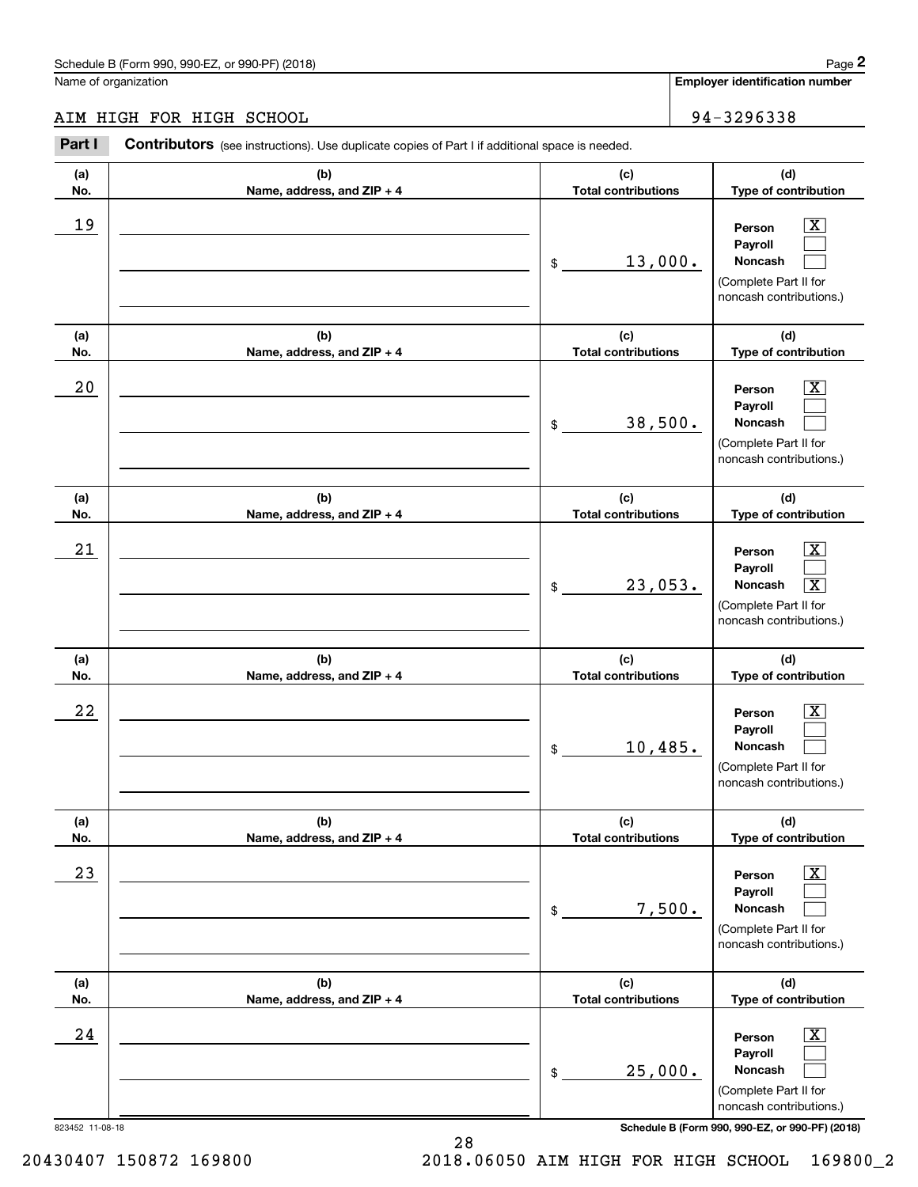Schedule B (Form 990, 990-EZ, or 990-PF) (2018)

Name of organization: AIM HIGH FOR HIGH SCHOOL

Employer identification number: 94-3296338

**Part I** **Contributors** (see instructions). Use duplicate copies of Part I if additional space is needed.

| (a) No. | (b) Name, address, and ZIP + 4 | (c) Total contributions | (d) Type of contribution |
|---|---|---|---|
| 19 | | $ 13,000. | Person [X] Payroll [ ] Noncash [ ] (Complete Part II for noncash contributions.) |
| 20 | | $ 38,500. | Person [X] Payroll [ ] Noncash [ ] (Complete Part II for noncash contributions.) |
| 21 | | $ 23,053. | Person [X] Payroll [ ] Noncash [X] (Complete Part II for noncash contributions.) |
| 22 | | $ 10,485. | Person [X] Payroll [ ] Noncash [ ] (Complete Part II for noncash contributions.) |
| 23 | | $ 7,500. | Person [X] Payroll [ ] Noncash [ ] (Complete Part II for noncash contributions.) |
| 24 | | $ 25,000. | Person [X] Payroll [ ] Noncash [ ] (Complete Part II for noncash contributions.) |

823452 11-08-18 Schedule B (Form 990, 990-EZ, or 990-PF) (2018)

20430407 150872 169800 2018.06050 AIM HIGH FOR HIGH SCHOOL 169800_2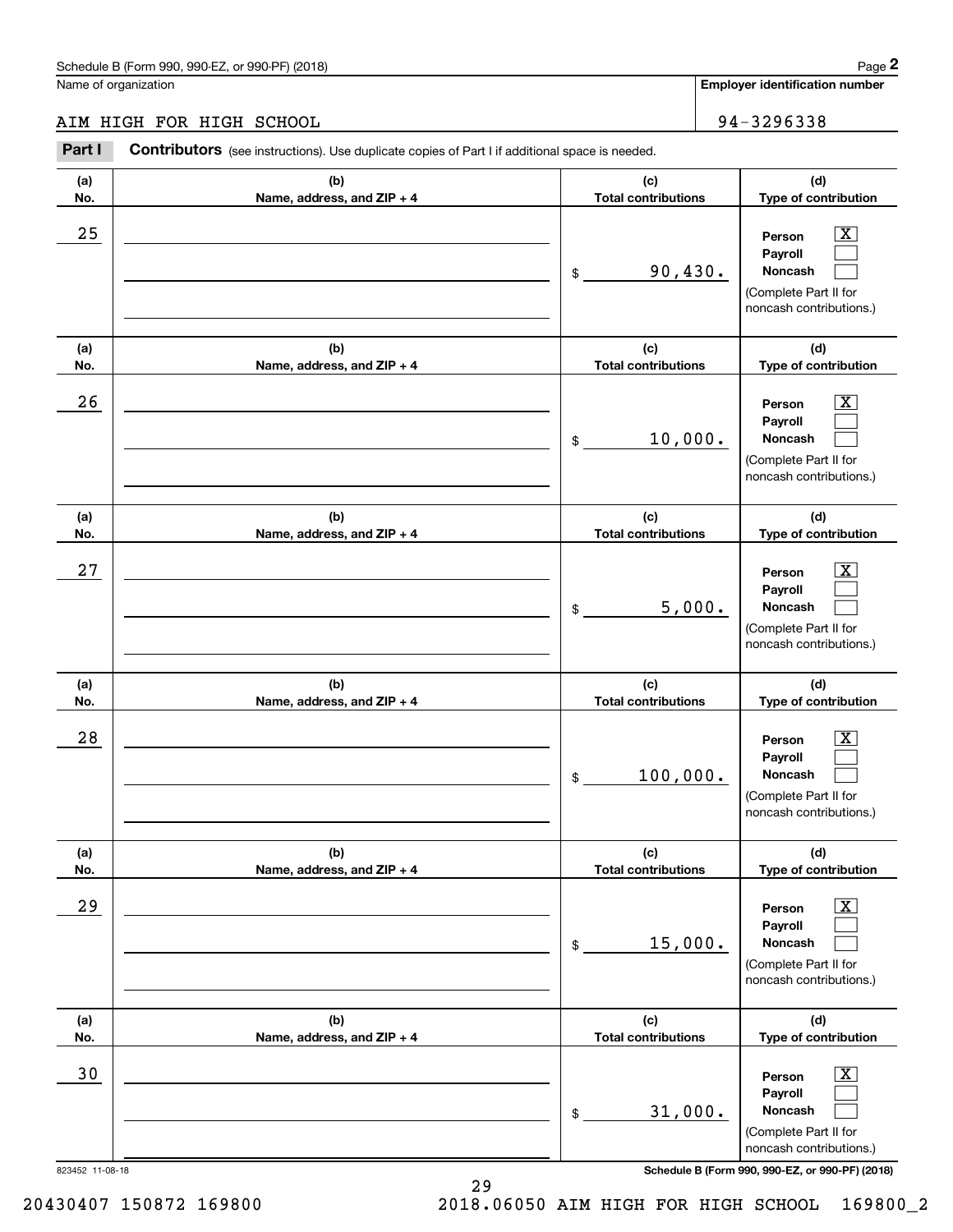Schedule B (Form 990, 990-EZ, or 990-PF) (2018)

Name of organization: AIM HIGH FOR HIGH SCHOOL

Employer identification number: 94-3296338

**Part I** **Contributors** (see instructions). Use duplicate copies of Part I if additional space is needed.

| (a) No. | (b) Name, address, and ZIP + 4 | (c) Total contributions | (d) Type of contribution |
|---|---|---|---|
| 25 | | $ 90,430. | Person [X] Payroll [ ] Noncash [ ] (Complete Part II for noncash contributions.) |
| 26 | | $ 10,000. | Person [X] Payroll [ ] Noncash [ ] (Complete Part II for noncash contributions.) |
| 27 | | $ 5,000. | Person [X] Payroll [ ] Noncash [ ] (Complete Part II for noncash contributions.) |
| 28 | | $ 100,000. | Person [X] Payroll [ ] Noncash [ ] (Complete Part II for noncash contributions.) |
| 29 | | $ 15,000. | Person [X] Payroll [ ] Noncash [ ] (Complete Part II for noncash contributions.) |
| 30 | | $ 31,000. | Person [X] Payroll [ ] Noncash [ ] (Complete Part II for noncash contributions.) |

823452 11-08-18

Schedule B (Form 990, 990-EZ, or 990-PF) (2018)

20430407 150872 169800 2018.06050 AIM HIGH FOR HIGH SCHOOL 169800_2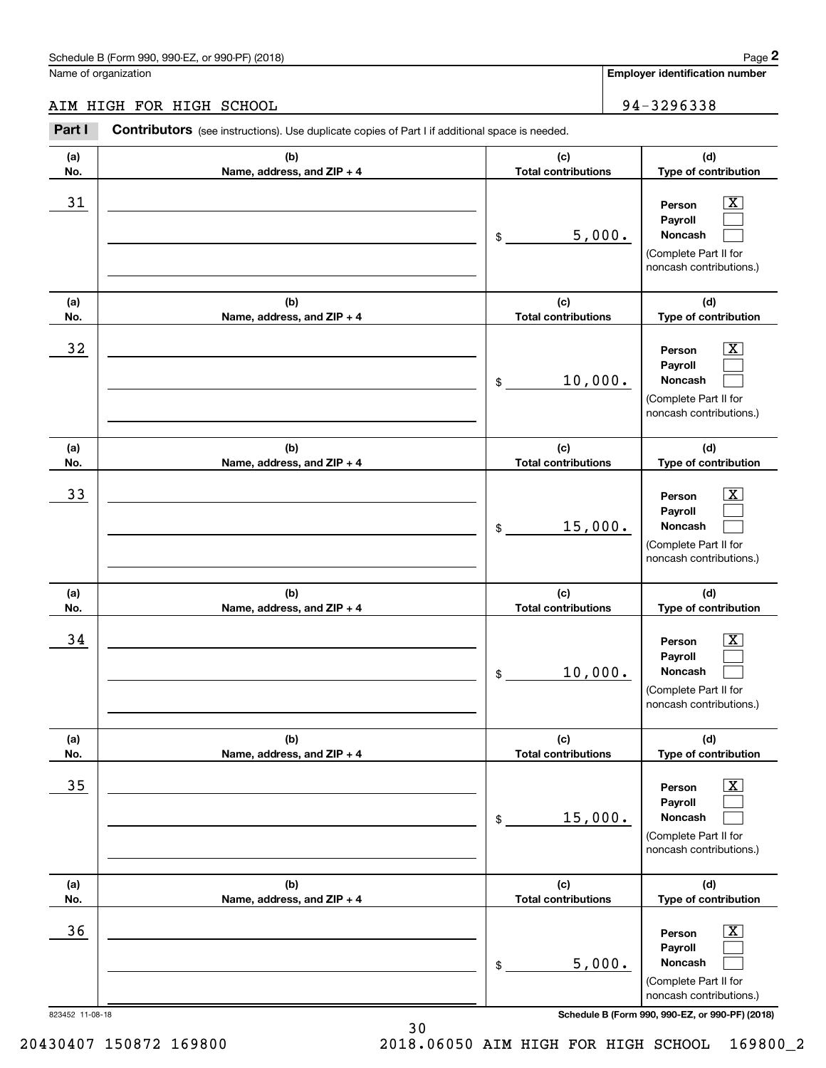Schedule B (Form 990, 990-EZ, or 990-PF) (2018)

Name of organization: AIM HIGH FOR HIGH SCHOOL

Employer identification number: 94-3296338

**Part I** **Contributors** (see instructions). Use duplicate copies of Part I if additional space is needed.

| (a) No. | (b) Name, address, and ZIP + 4 | (c) Total contributions | (d) Type of contribution |
|---|---|---|---|
| 31 | | $ 5,000. | Person [X] Payroll [ ] Noncash [ ] (Complete Part II for noncash contributions.) |
| 32 | | $ 10,000. | Person [X] Payroll [ ] Noncash [ ] (Complete Part II for noncash contributions.) |
| 33 | | $ 15,000. | Person [X] Payroll [ ] Noncash [ ] (Complete Part II for noncash contributions.) |
| 34 | | $ 10,000. | Person [X] Payroll [ ] Noncash [ ] (Complete Part II for noncash contributions.) |
| 35 | | $ 15,000. | Person [X] Payroll [ ] Noncash [ ] (Complete Part II for noncash contributions.) |
| 36 | | $ 5,000. | Person [X] Payroll [ ] Noncash [ ] (Complete Part II for noncash contributions.) |

823452 11-08-18 Schedule B (Form 990, 990-EZ, or 990-PF) (2018)

20430407 150872 169800 2018.06050 AIM HIGH FOR HIGH SCHOOL 169800_2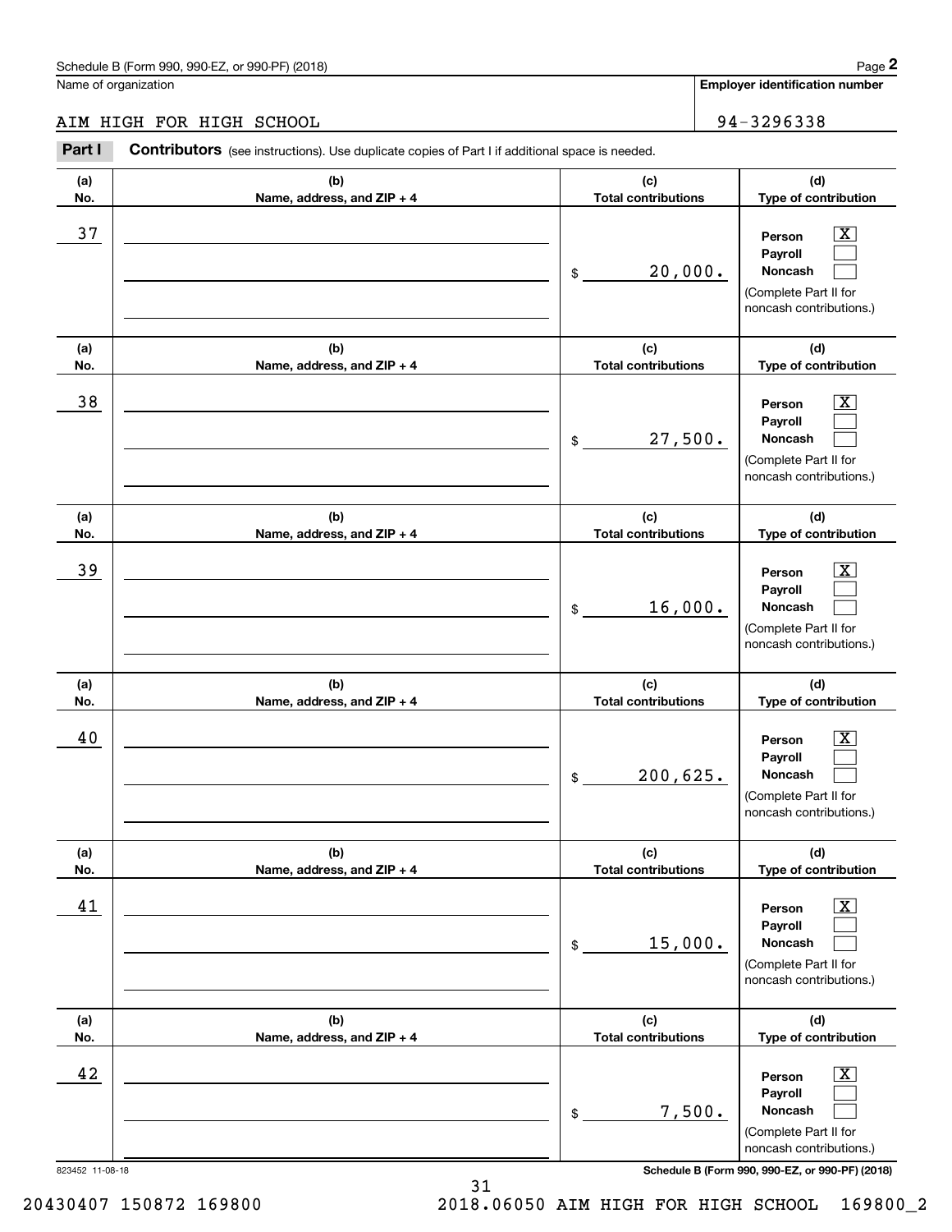Name of organization

AIM HIGH FOR HIGH SCHOOL

**Employer identification number**

94-3296338

**Part I** **Contributors** (see instructions). Use duplicate copies of Part I if additional space is needed.

| (a) No. | (b) Name, address, and ZIP + 4 | (c) Total contributions | (d) Type of contribution |
|---|---|---|---|
| 37 | | $ 20,000. | Person [X] Payroll [ ] Noncash [ ] (Complete Part II for noncash contributions.) |
| 38 | | $ 27,500. | Person [X] Payroll [ ] Noncash [ ] (Complete Part II for noncash contributions.) |
| 39 | | $ 16,000. | Person [X] Payroll [ ] Noncash [ ] (Complete Part II for noncash contributions.) |
| 40 | | $ 200,625. | Person [X] Payroll [ ] Noncash [ ] (Complete Part II for noncash contributions.) |
| 41 | | $ 15,000. | Person [X] Payroll [ ] Noncash [ ] (Complete Part II for noncash contributions.) |
| 42 | | $ 7,500. | Person [X] Payroll [ ] Noncash [ ] (Complete Part II for noncash contributions.) |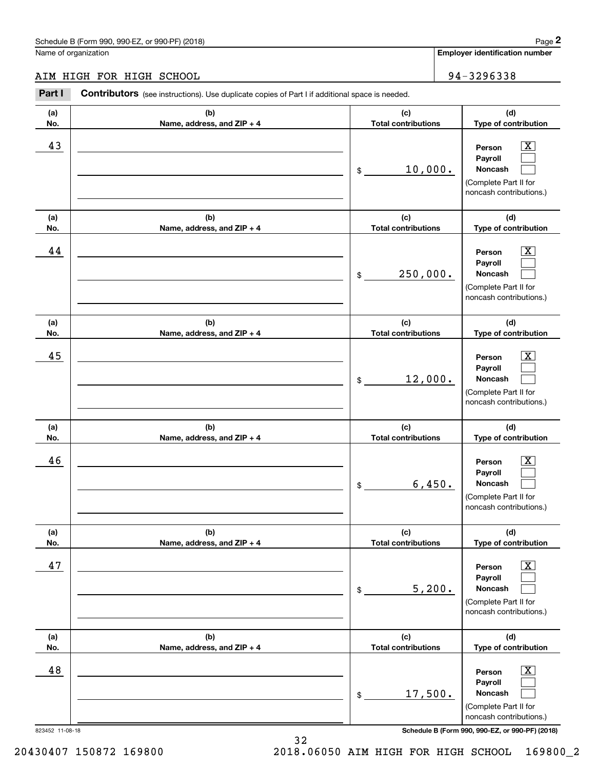Schedule B (Form 990, 990-EZ, or 990-PF) (2018)

Name of organization: AIM HIGH FOR HIGH SCHOOL

Employer identification number: 94-3296338

## Part I Contributors (see instructions). Use duplicate copies of Part I if additional space is needed.

| (a) No. | (b) Name, address, and ZIP + 4 | (c) Total contributions | (d) Type of contribution |
|---|---|---|---|
| 43 | | $ 10,000. | Person [X] Payroll [ ] Noncash [ ] (Complete Part II for noncash contributions.) |
| 44 | | $ 250,000. | Person [X] Payroll [ ] Noncash [ ] (Complete Part II for noncash contributions.) |
| 45 | | $ 12,000. | Person [X] Payroll [ ] Noncash [ ] (Complete Part II for noncash contributions.) |
| 46 | | $ 6,450. | Person [X] Payroll [ ] Noncash [ ] (Complete Part II for noncash contributions.) |
| 47 | | $ 5,200. | Person [X] Payroll [ ] Noncash [ ] (Complete Part II for noncash contributions.) |
| 48 | | $ 17,500. | Person [X] Payroll [ ] Noncash [ ] (Complete Part II for noncash contributions.) |

823452 11-08-18

Schedule B (Form 990, 990-EZ, or 990-PF) (2018)

20430407 150872 169800 2018.06050 AIM HIGH FOR HIGH SCHOOL 169800_2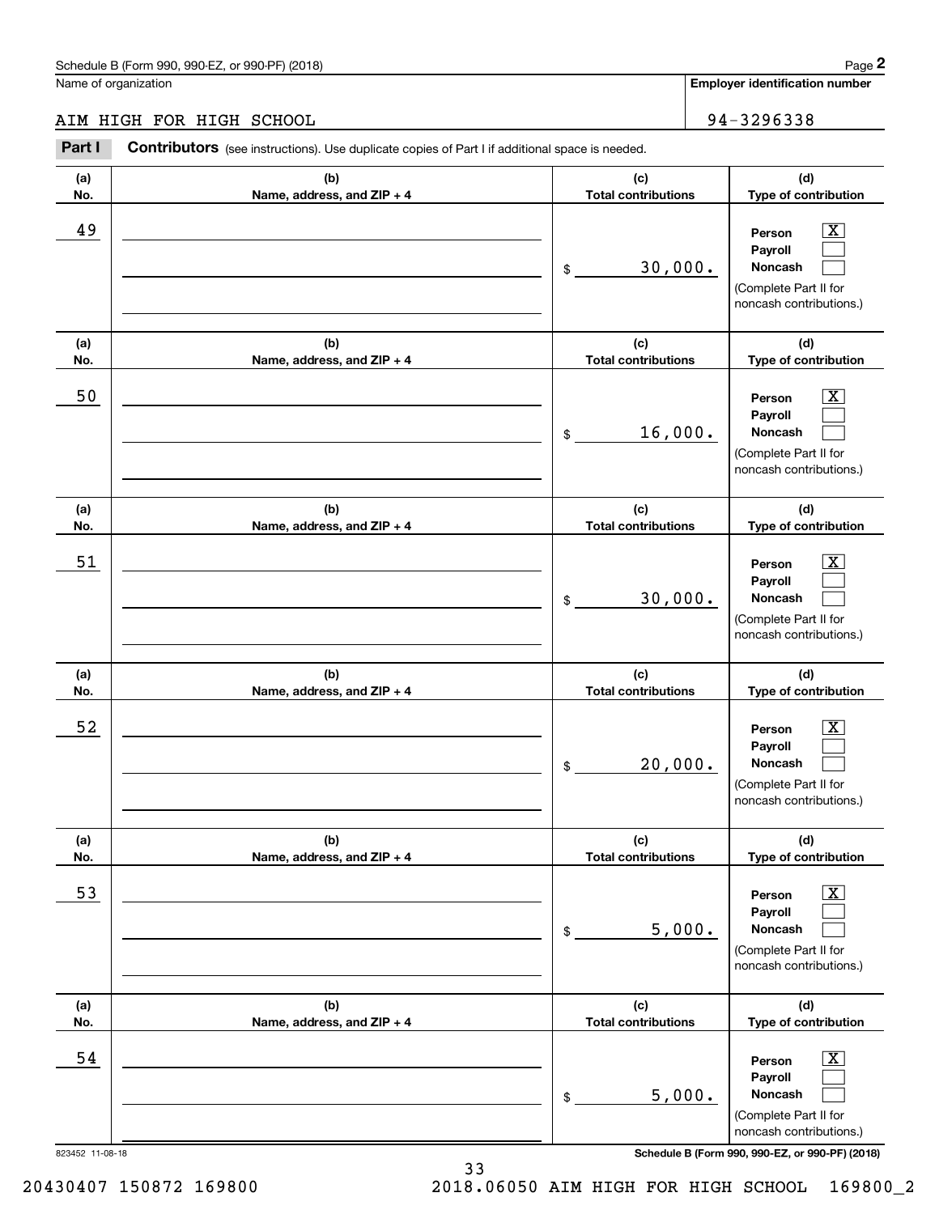Schedule B (Form 990, 990-EZ, or 990-PF) (2018)

Name of organization

AIM HIGH FOR HIGH SCHOOL

**Employer identification number**

94-3296338

**Part I** **Contributors** (see instructions). Use duplicate copies of Part I if additional space is needed.

| (a) No. | (b) Name, address, and ZIP + 4 | (c) Total contributions | (d) Type of contribution |
|---|---|---|---|
| 49 | | $ 30,000. | Person [X] Payroll [ ] Noncash [ ] (Complete Part II for noncash contributions.) |
| 50 | | $ 16,000. | Person [X] Payroll [ ] Noncash [ ] (Complete Part II for noncash contributions.) |
| 51 | | $ 30,000. | Person [X] Payroll [ ] Noncash [ ] (Complete Part II for noncash contributions.) |
| 52 | | $ 20,000. | Person [X] Payroll [ ] Noncash [ ] (Complete Part II for noncash contributions.) |
| 53 | | $ 5,000. | Person [X] Payroll [ ] Noncash [ ] (Complete Part II for noncash contributions.) |
| 54 | | $ 5,000. | Person [X] Payroll [ ] Noncash [ ] (Complete Part II for noncash contributions.) |

823452 11-08-18

**Schedule B (Form 990, 990-EZ, or 990-PF) (2018)**

20430407 150872 169800 2018.06050 AIM HIGH FOR HIGH SCHOOL 169800_2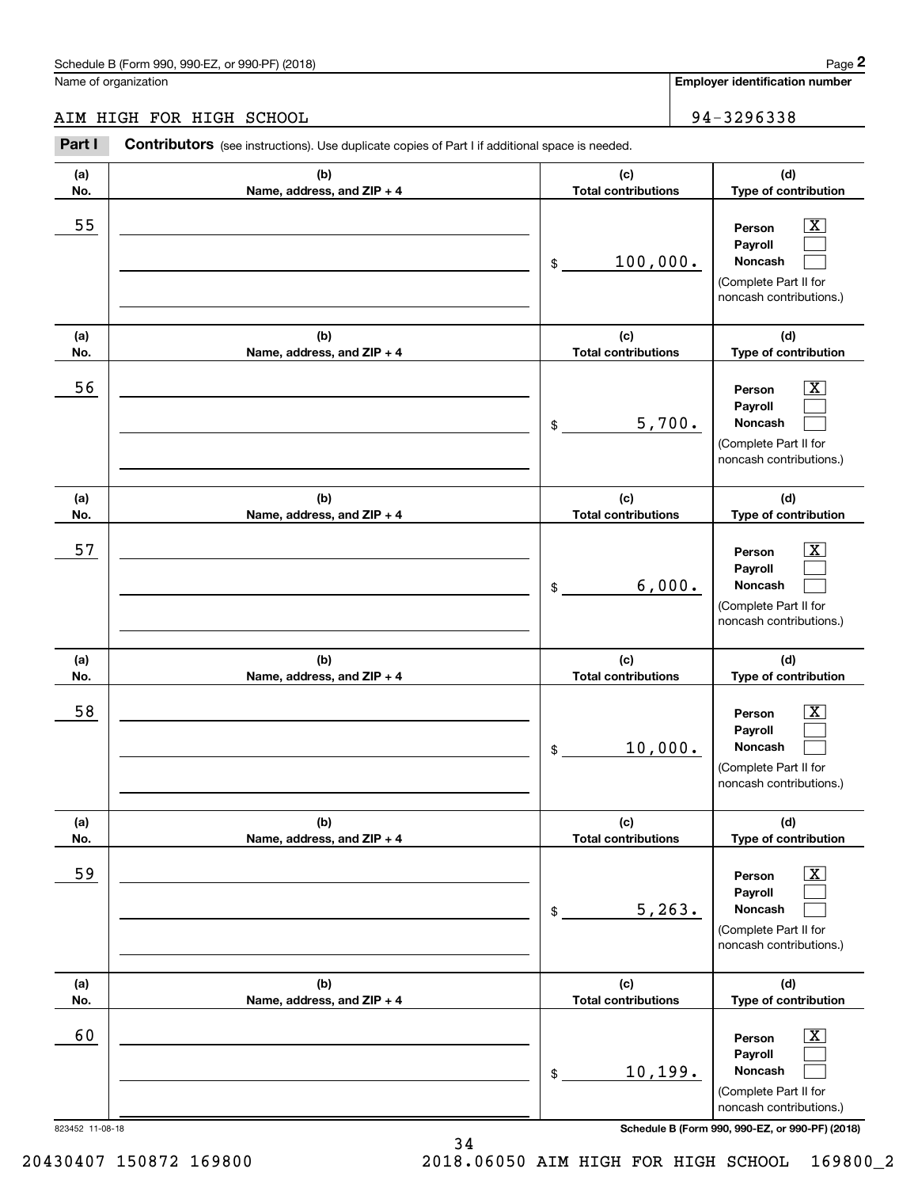Schedule B (Form 990, 990-EZ, or 990-PF) (2018)

Name of organization: AIM HIGH FOR HIGH SCHOOL

Employer identification number: 94-3296338

**Part I** **Contributors** (see instructions). Use duplicate copies of Part I if additional space is needed.

| (a) No. | (b) Name, address, and ZIP + 4 | (c) Total contributions | (d) Type of contribution |
|---|---|---|---|
| 55 | | $ 100,000. | Person [X] Payroll [ ] Noncash [ ] (Complete Part II for noncash contributions.) |
| 56 | | $ 5,700. | Person [X] Payroll [ ] Noncash [ ] (Complete Part II for noncash contributions.) |
| 57 | | $ 6,000. | Person [X] Payroll [ ] Noncash [ ] (Complete Part II for noncash contributions.) |
| 58 | | $ 10,000. | Person [X] Payroll [ ] Noncash [ ] (Complete Part II for noncash contributions.) |
| 59 | | $ 5,263. | Person [X] Payroll [ ] Noncash [ ] (Complete Part II for noncash contributions.) |
| 60 | | $ 10,199. | Person [X] Payroll [ ] Noncash [ ] (Complete Part II for noncash contributions.) |

823452 11-08-18 Schedule B (Form 990, 990-EZ, or 990-PF) (2018)

20430407 150872 169800 2018.06050 AIM HIGH FOR HIGH SCHOOL 169800_2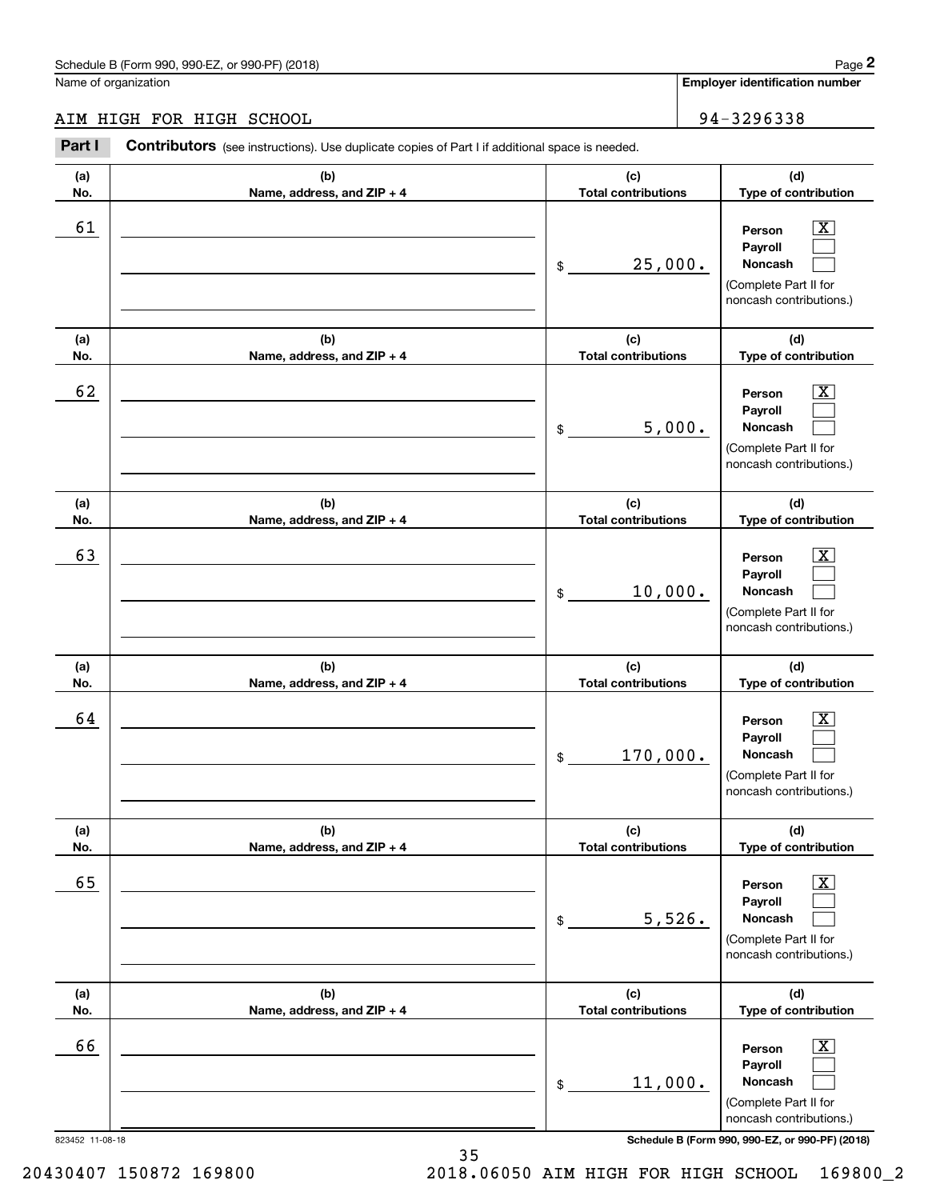Schedule B (Form 990, 990-EZ, or 990-PF) (2018)

Name of organization: AIM HIGH FOR HIGH SCHOOL

Employer identification number: 94-3296338

**Part I** **Contributors** (see instructions). Use duplicate copies of Part I if additional space is needed.

| (a) No. | (b) Name, address, and ZIP + 4 | (c) Total contributions | (d) Type of contribution |
|---|---|---|---|
| 61 | | $ 25,000. | Person [X] Payroll [ ] Noncash [ ] (Complete Part II for noncash contributions.) |
| 62 | | $ 5,000. | Person [X] Payroll [ ] Noncash [ ] (Complete Part II for noncash contributions.) |
| 63 | | $ 10,000. | Person [X] Payroll [ ] Noncash [ ] (Complete Part II for noncash contributions.) |
| 64 | | $ 170,000. | Person [X] Payroll [ ] Noncash [ ] (Complete Part II for noncash contributions.) |
| 65 | | $ 5,526. | Person [X] Payroll [ ] Noncash [ ] (Complete Part II for noncash contributions.) |
| 66 | | $ 11,000. | Person [X] Payroll [ ] Noncash [ ] (Complete Part II for noncash contributions.) |

823452 11-08-18

Schedule B (Form 990, 990-EZ, or 990-PF) (2018)

20430407 150872 169800 2018.06050 AIM HIGH FOR HIGH SCHOOL 169800_2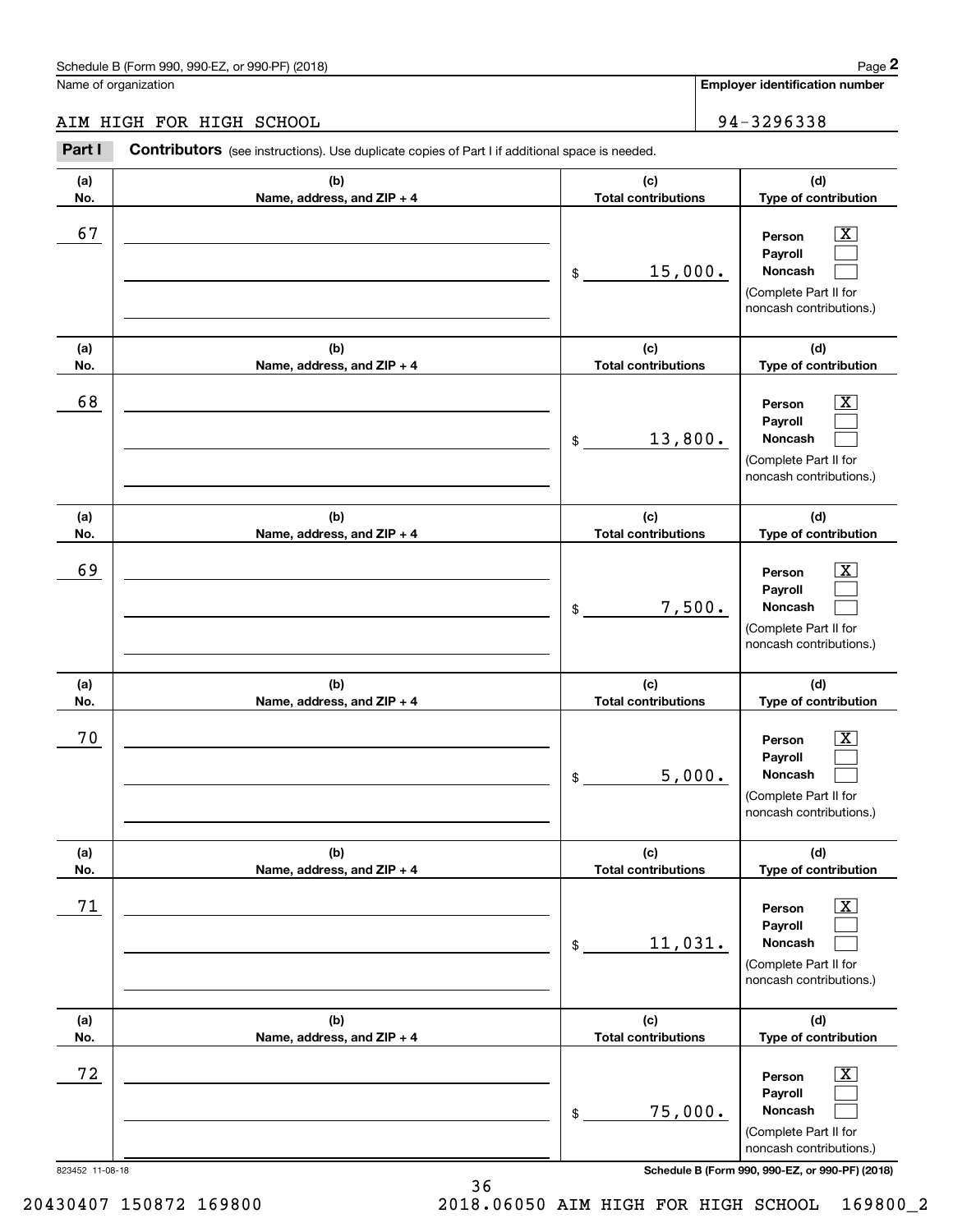Schedule B (Form 990, 990-EZ, or 990-PF) (2018)

Name of organization: AIM HIGH FOR HIGH SCHOOL

Employer identification number: 94-3296338

**Part I — Contributors** (see instructions). Use duplicate copies of Part I if additional space is needed.

| (a) No. | (b) Name, address, and ZIP + 4 | (c) Total contributions | (d) Type of contribution |
|---|---|---|---|
| 67 | | $ 15,000. | Person [X] Payroll [ ] Noncash [ ] (Complete Part II for noncash contributions.) |
| 68 | | $ 13,800. | Person [X] Payroll [ ] Noncash [ ] (Complete Part II for noncash contributions.) |
| 69 | | $ 7,500. | Person [X] Payroll [ ] Noncash [ ] (Complete Part II for noncash contributions.) |
| 70 | | $ 5,000. | Person [X] Payroll [ ] Noncash [ ] (Complete Part II for noncash contributions.) |
| 71 | | $ 11,031. | Person [X] Payroll [ ] Noncash [ ] (Complete Part II for noncash contributions.) |
| 72 | | $ 75,000. | Person [X] Payroll [ ] Noncash [ ] (Complete Part II for noncash contributions.) |

823452 11-08-18

Schedule B (Form 990, 990-EZ, or 990-PF) (2018)

20430407 150872 169800 2018.06050 AIM HIGH FOR HIGH SCHOOL 169800_2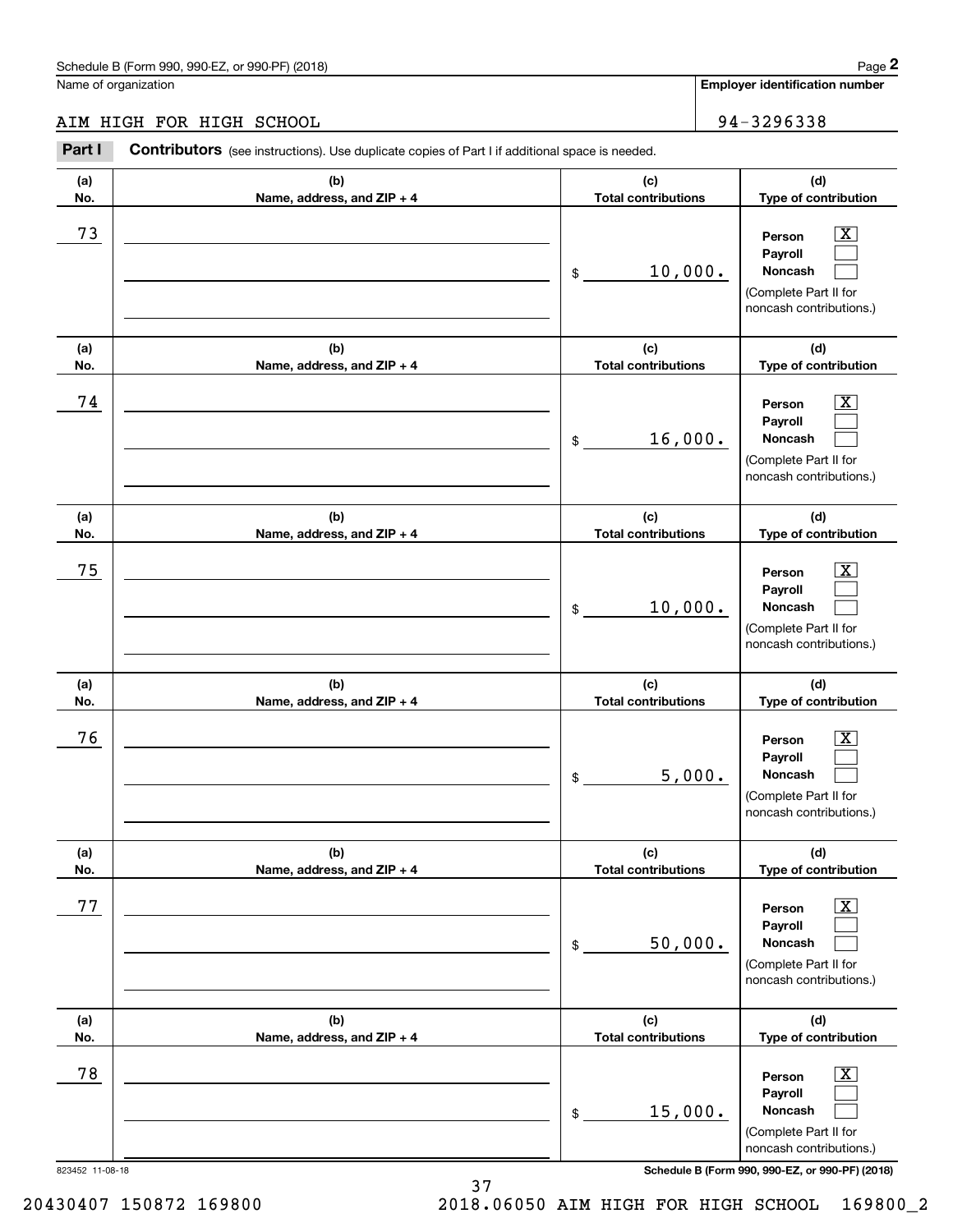Schedule B (Form 990, 990-EZ, or 990-PF) (2018)

Name of organization: AIM HIGH FOR HIGH SCHOOL

**Employer identification number:** 94-3296338

**Part I** **Contributors** (see instructions). Use duplicate copies of Part I if additional space is needed.

| (a) No. | (b) Name, address, and ZIP + 4 | (c) Total contributions | (d) Type of contribution |
|---|---|---|---|
| 73 | | $ 10,000. | Person [X] Payroll [ ] Noncash [ ] (Complete Part II for noncash contributions.) |
| 74 | | $ 16,000. | Person [X] Payroll [ ] Noncash [ ] (Complete Part II for noncash contributions.) |
| 75 | | $ 10,000. | Person [X] Payroll [ ] Noncash [ ] (Complete Part II for noncash contributions.) |
| 76 | | $ 5,000. | Person [X] Payroll [ ] Noncash [ ] (Complete Part II for noncash contributions.) |
| 77 | | $ 50,000. | Person [X] Payroll [ ] Noncash [ ] (Complete Part II for noncash contributions.) |
| 78 | | $ 15,000. | Person [X] Payroll [ ] Noncash [ ] (Complete Part II for noncash contributions.) |

823452 11-08-18

Schedule B (Form 990, 990-EZ, or 990-PF) (2018)

20430407 150872 169800 2018.06050 AIM HIGH FOR HIGH SCHOOL 169800_2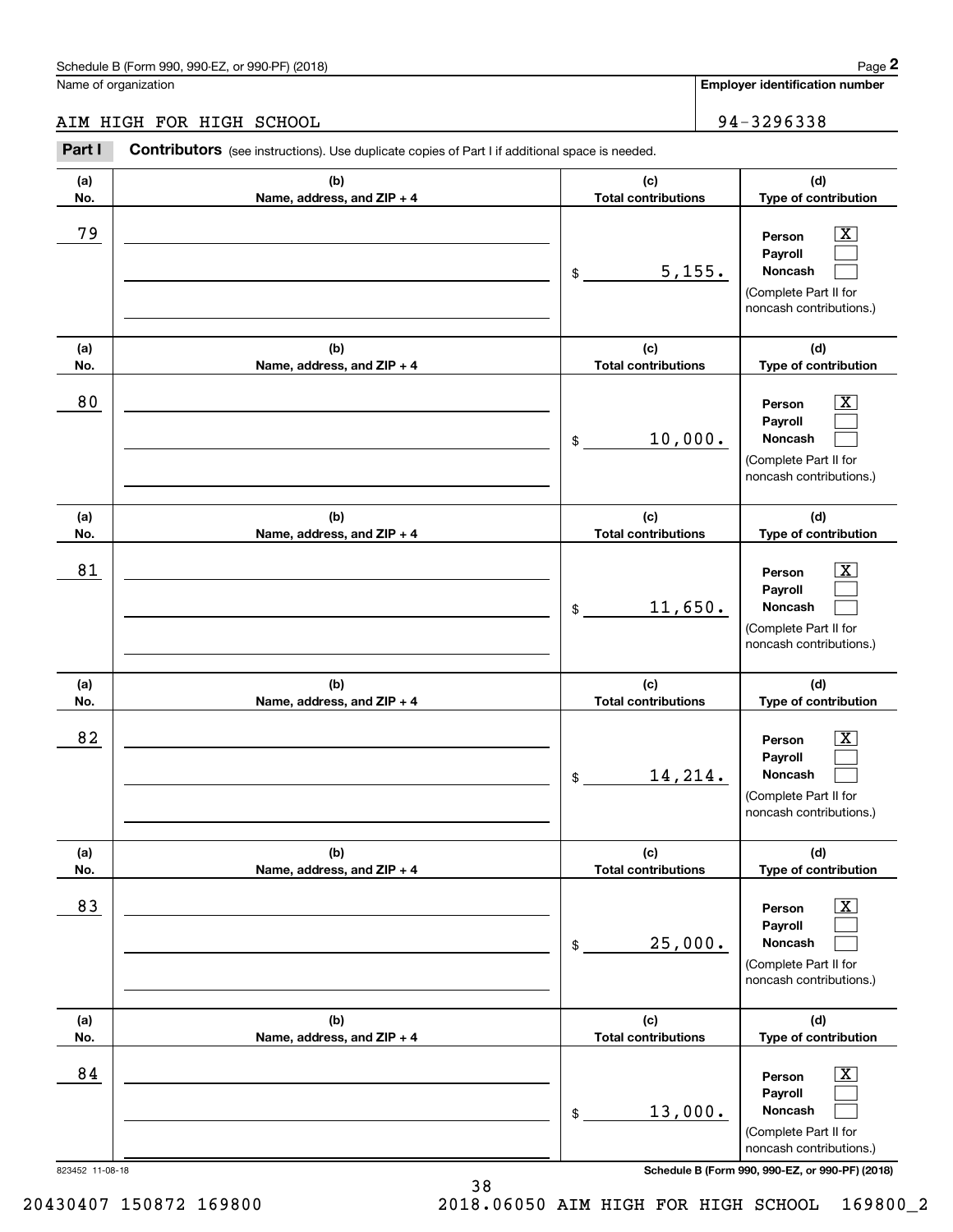Schedule B (Form 990, 990-EZ, or 990-PF) (2018)

Name of organization: AIM HIGH FOR HIGH SCHOOL

Employer identification number: 94-3296338

**Part I** **Contributors** (see instructions). Use duplicate copies of Part I if additional space is needed.

| (a) No. | (b) Name, address, and ZIP + 4 | (c) Total contributions | (d) Type of contribution |
|---|---|---|---|
| 79 | | $ 5,155. | Person [X] Payroll [ ] Noncash [ ] (Complete Part II for noncash contributions.) |
| 80 | | $ 10,000. | Person [X] Payroll [ ] Noncash [ ] (Complete Part II for noncash contributions.) |
| 81 | | $ 11,650. | Person [X] Payroll [ ] Noncash [ ] (Complete Part II for noncash contributions.) |
| 82 | | $ 14,214. | Person [X] Payroll [ ] Noncash [ ] (Complete Part II for noncash contributions.) |
| 83 | | $ 25,000. | Person [X] Payroll [ ] Noncash [ ] (Complete Part II for noncash contributions.) |
| 84 | | $ 13,000. | Person [X] Payroll [ ] Noncash [ ] (Complete Part II for noncash contributions.) |

823452 11-08-18

20430407 150872 169800 2018.06050 AIM HIGH FOR HIGH SCHOOL 169800_2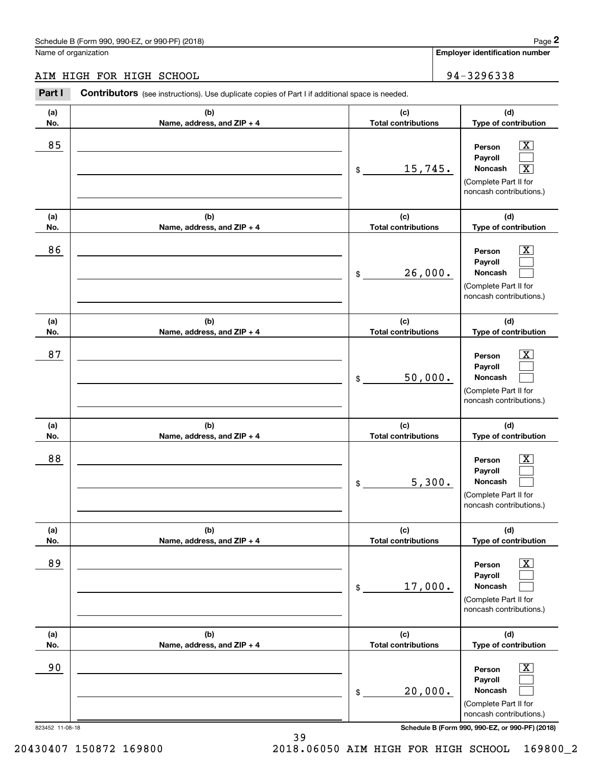Schedule B (Form 990, 990-EZ, or 990-PF) (2018) Page **2**

Name of organization: AIM HIGH FOR HIGH SCHOOL

**Employer identification number**: 94-3296338

**Part I** **Contributors** (see instructions). Use duplicate copies of Part I if additional space is needed.

| (a) No. | (b) Name, address, and ZIP + 4 | (c) Total contributions | (d) Type of contribution |
|---|---|---|---|
| 85 | | $ 15,745. | Person [X] Payroll [ ] Noncash [X] (Complete Part II for noncash contributions.) |
| 86 | | $ 26,000. | Person [X] Payroll [ ] Noncash [ ] (Complete Part II for noncash contributions.) |
| 87 | | $ 50,000. | Person [X] Payroll [ ] Noncash [ ] (Complete Part II for noncash contributions.) |
| 88 | | $ 5,300. | Person [X] Payroll [ ] Noncash [ ] (Complete Part II for noncash contributions.) |
| 89 | | $ 17,000. | Person [X] Payroll [ ] Noncash [ ] (Complete Part II for noncash contributions.) |
| 90 | | $ 20,000. | Person [X] Payroll [ ] Noncash [ ] (Complete Part II for noncash contributions.) |

823452 11-08-18 **Schedule B (Form 990, 990-EZ, or 990-PF) (2018)**

20430407 150872 169800 2018.06050 AIM HIGH FOR HIGH SCHOOL 169800_2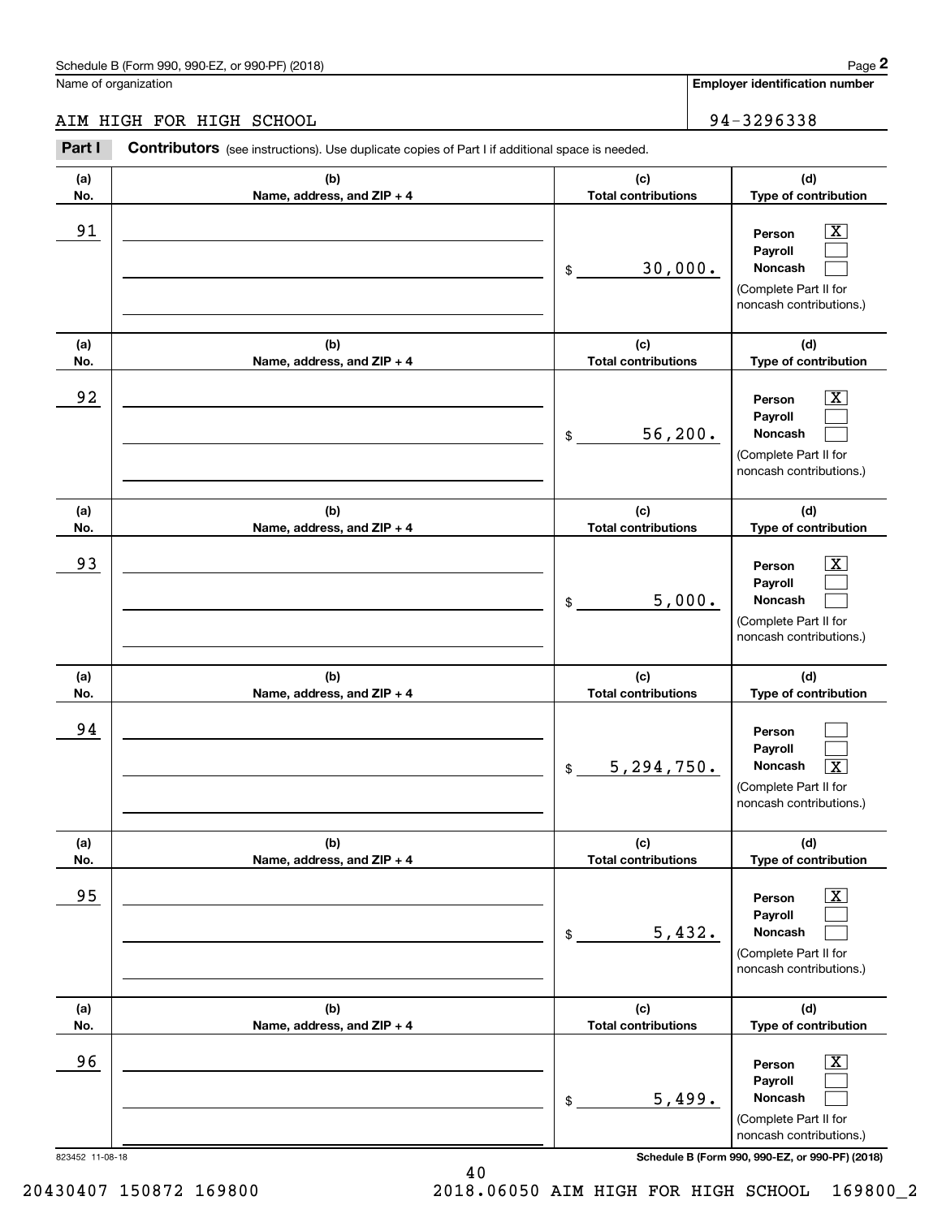Schedule B (Form 990, 990-EZ, or 990-PF) (2018) Page **2**

Name of organization: AIM HIGH FOR HIGH SCHOOL

**Employer identification number:** 94-3296338

**Part I** **Contributors** (see instructions). Use duplicate copies of Part I if additional space is needed.

| (a) No. | (b) Name, address, and ZIP + 4 | (c) Total contributions | (d) Type of contribution |
|---|---|---|---|
| 91 | | $ 30,000. | Person [X] Payroll [ ] Noncash [ ] (Complete Part II for noncash contributions.) |
| 92 | | $ 56,200. | Person [X] Payroll [ ] Noncash [ ] (Complete Part II for noncash contributions.) |
| 93 | | $ 5,000. | Person [X] Payroll [ ] Noncash [ ] (Complete Part II for noncash contributions.) |
| 94 | | $ 5,294,750. | Person [ ] Payroll [ ] Noncash [X] (Complete Part II for noncash contributions.) |
| 95 | | $ 5,432. | Person [X] Payroll [ ] Noncash [ ] (Complete Part II for noncash contributions.) |
| 96 | | $ 5,499. | Person [X] Payroll [ ] Noncash [ ] (Complete Part II for noncash contributions.) |

823452 11-08-18 **Schedule B (Form 990, 990-EZ, or 990-PF) (2018)**

20430407 150872 169800 2018.06050 AIM HIGH FOR HIGH SCHOOL 169800_2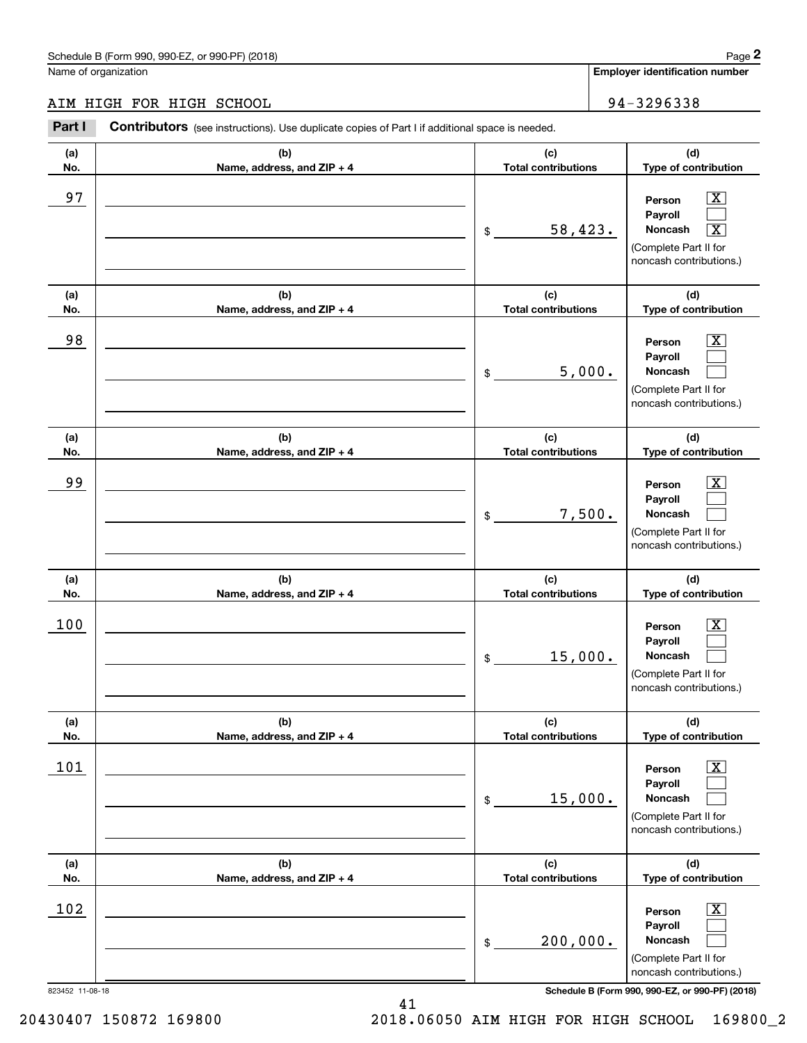Schedule B (Form 990, 990-EZ, or 990-PF) (2018)

Name of organization: AIM HIGH FOR HIGH SCHOOL

Employer identification number: 94-3296338

## Part I Contributors (see instructions). Use duplicate copies of Part I if additional space is needed.

| (a) No. | (b) Name, address, and ZIP + 4 | (c) Total contributions | (d) Type of contribution |
|---|---|---|---|
| 97 | | $ 58,423. | Person [X] Payroll [ ] Noncash [X] (Complete Part II for noncash contributions.) |
| 98 | | $ 5,000. | Person [X] Payroll [ ] Noncash [ ] (Complete Part II for noncash contributions.) |
| 99 | | $ 7,500. | Person [X] Payroll [ ] Noncash [ ] (Complete Part II for noncash contributions.) |
| 100 | | $ 15,000. | Person [X] Payroll [ ] Noncash [ ] (Complete Part II for noncash contributions.) |
| 101 | | $ 15,000. | Person [X] Payroll [ ] Noncash [ ] (Complete Part II for noncash contributions.) |
| 102 | | $ 200,000. | Person [X] Payroll [ ] Noncash [ ] (Complete Part II for noncash contributions.) |

823452 11-08-18

Schedule B (Form 990, 990-EZ, or 990-PF) (2018)

20430407 150872 169800 2018.06050 AIM HIGH FOR HIGH SCHOOL 169800_2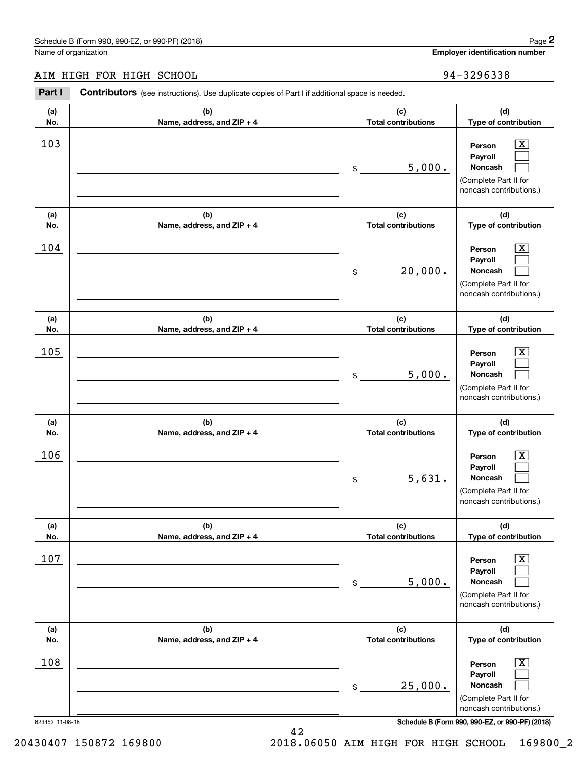Schedule B (Form 990, 990-EZ, or 990-PF) (2018)

Name of organization: AIM HIGH FOR HIGH SCHOOL

Employer identification number: 94-3296338

**Part I — Contributors** (see instructions). Use duplicate copies of Part I if additional space is needed.

| (a) No. | (b) Name, address, and ZIP + 4 | (c) Total contributions | (d) Type of contribution |
|---|---|---|---|
| 103 | | $ 5,000. | Person [X] Payroll [ ] Noncash [ ] (Complete Part II for noncash contributions.) |
| 104 | | $ 20,000. | Person [X] Payroll [ ] Noncash [ ] (Complete Part II for noncash contributions.) |
| 105 | | $ 5,000. | Person [X] Payroll [ ] Noncash [ ] (Complete Part II for noncash contributions.) |
| 106 | | $ 5,631. | Person [X] Payroll [ ] Noncash [ ] (Complete Part II for noncash contributions.) |
| 107 | | $ 5,000. | Person [X] Payroll [ ] Noncash [ ] (Complete Part II for noncash contributions.) |
| 108 | | $ 25,000. | Person [X] Payroll [ ] Noncash [ ] (Complete Part II for noncash contributions.) |

823452 11-08-18

20430407 150872 169800 2018.06050 AIM HIGH FOR HIGH SCHOOL 169800_2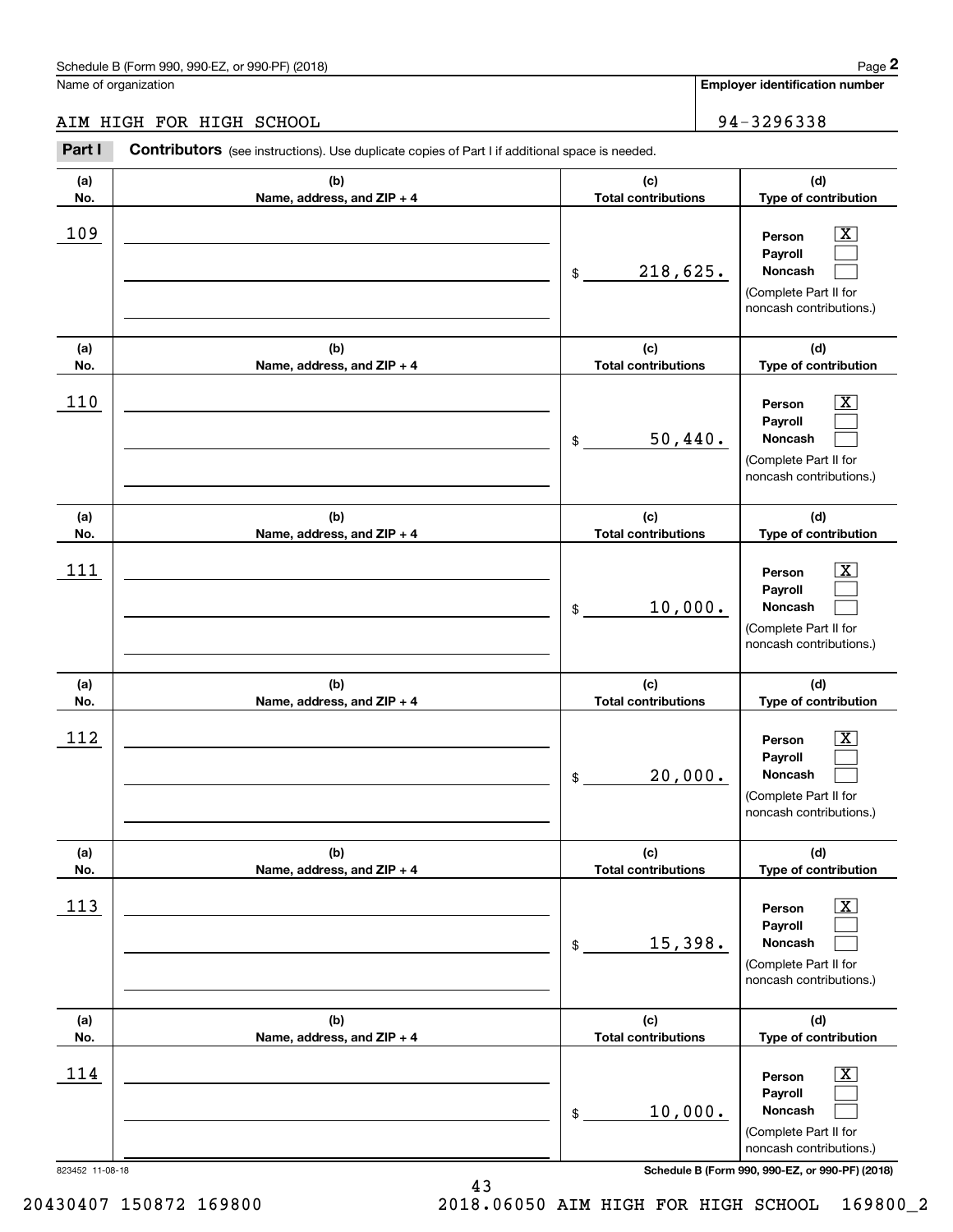Schedule B (Form 990, 990-EZ, or 990-PF) (2018)

Name of organization: AIM HIGH FOR HIGH SCHOOL

Employer identification number: 94-3296338

**Part I** **Contributors** (see instructions). Use duplicate copies of Part I if additional space is needed.

| (a) No. | (b) Name, address, and ZIP + 4 | (c) Total contributions | (d) Type of contribution |
|---|---|---|---|
| 109 | | $ 218,625. | Person [X] Payroll [ ] Noncash [ ] (Complete Part II for noncash contributions.) |
| 110 | | $ 50,440. | Person [X] Payroll [ ] Noncash [ ] (Complete Part II for noncash contributions.) |
| 111 | | $ 10,000. | Person [X] Payroll [ ] Noncash [ ] (Complete Part II for noncash contributions.) |
| 112 | | $ 20,000. | Person [X] Payroll [ ] Noncash [ ] (Complete Part II for noncash contributions.) |
| 113 | | $ 15,398. | Person [X] Payroll [ ] Noncash [ ] (Complete Part II for noncash contributions.) |
| 114 | | $ 10,000. | Person [X] Payroll [ ] Noncash [ ] (Complete Part II for noncash contributions.) |

823452 11-08-18

Schedule B (Form 990, 990-EZ, or 990-PF) (2018)

20430407 150872 169800 2018.06050 AIM HIGH FOR HIGH SCHOOL 169800_2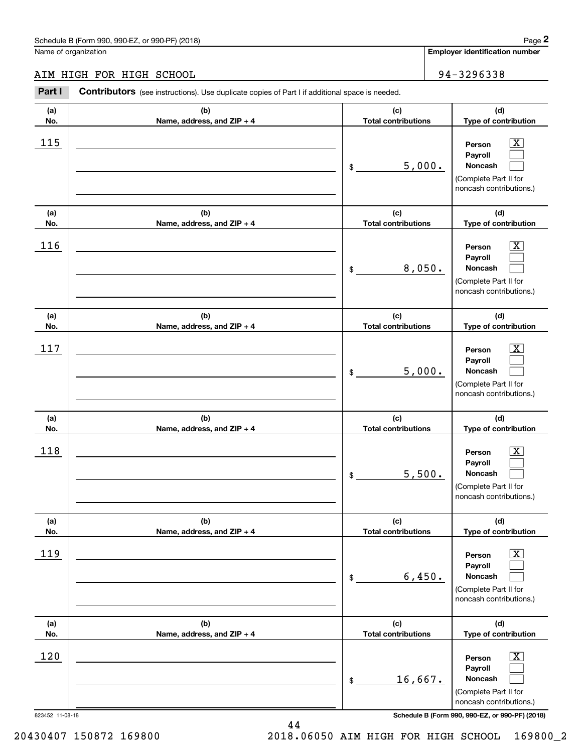Schedule B (Form 990, 990-EZ, or 990-PF) (2018)

Name of organization: AIM HIGH FOR HIGH SCHOOL

Employer identification number: 94-3296338

**Part I** **Contributors** (see instructions). Use duplicate copies of Part I if additional space is needed.

| (a) No. | (b) Name, address, and ZIP + 4 | (c) Total contributions | (d) Type of contribution |
|---|---|---|---|
| 115 | | $ 5,000. | Person [X] Payroll [ ] Noncash [ ] (Complete Part II for noncash contributions.) |
| 116 | | $ 8,050. | Person [X] Payroll [ ] Noncash [ ] (Complete Part II for noncash contributions.) |
| 117 | | $ 5,000. | Person [X] Payroll [ ] Noncash [ ] (Complete Part II for noncash contributions.) |
| 118 | | $ 5,500. | Person [X] Payroll [ ] Noncash [ ] (Complete Part II for noncash contributions.) |
| 119 | | $ 6,450. | Person [X] Payroll [ ] Noncash [ ] (Complete Part II for noncash contributions.) |
| 120 | | $ 16,667. | Person [X] Payroll [ ] Noncash [ ] (Complete Part II for noncash contributions.) |

823452 11-08-18

Schedule B (Form 990, 990-EZ, or 990-PF) (2018)

20430407 150872 169800 2018.06050 AIM HIGH FOR HIGH SCHOOL 169800_2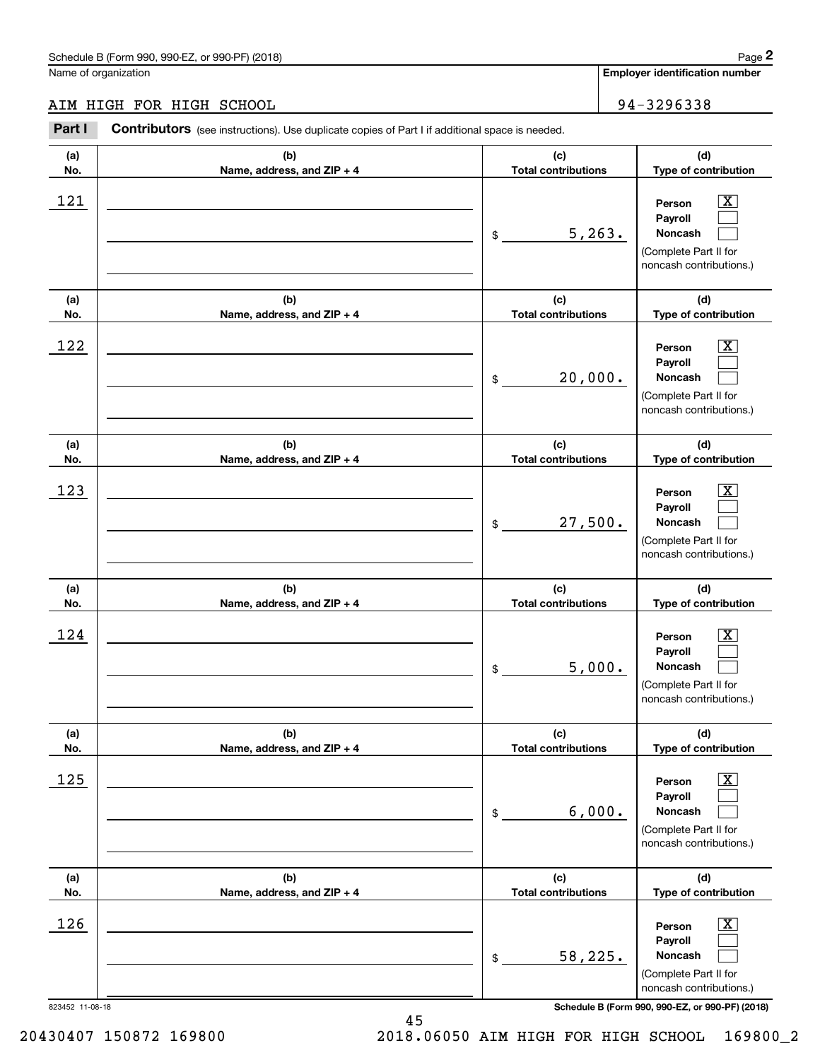Schedule B (Form 990, 990-EZ, or 990-PF) (2018)

Name of organization: AIM HIGH FOR HIGH SCHOOL

Employer identification number: 94-3296338

**Part I** **Contributors** (see instructions). Use duplicate copies of Part I if additional space is needed.

| (a) No. | (b) Name, address, and ZIP + 4 | (c) Total contributions | (d) Type of contribution |
|---|---|---|---|
| 121 | | $ 5,263. | Person [X] Payroll [ ] Noncash [ ] (Complete Part II for noncash contributions.) |
| 122 | | $ 20,000. | Person [X] Payroll [ ] Noncash [ ] (Complete Part II for noncash contributions.) |
| 123 | | $ 27,500. | Person [X] Payroll [ ] Noncash [ ] (Complete Part II for noncash contributions.) |
| 124 | | $ 5,000. | Person [X] Payroll [ ] Noncash [ ] (Complete Part II for noncash contributions.) |
| 125 | | $ 6,000. | Person [X] Payroll [ ] Noncash [ ] (Complete Part II for noncash contributions.) |
| 126 | | $ 58,225. | Person [X] Payroll [ ] Noncash [ ] (Complete Part II for noncash contributions.) |

823452 11-08-18

Schedule B (Form 990, 990-EZ, or 990-PF) (2018)

20430407 150872 169800 2018.06050 AIM HIGH FOR HIGH SCHOOL 169800_2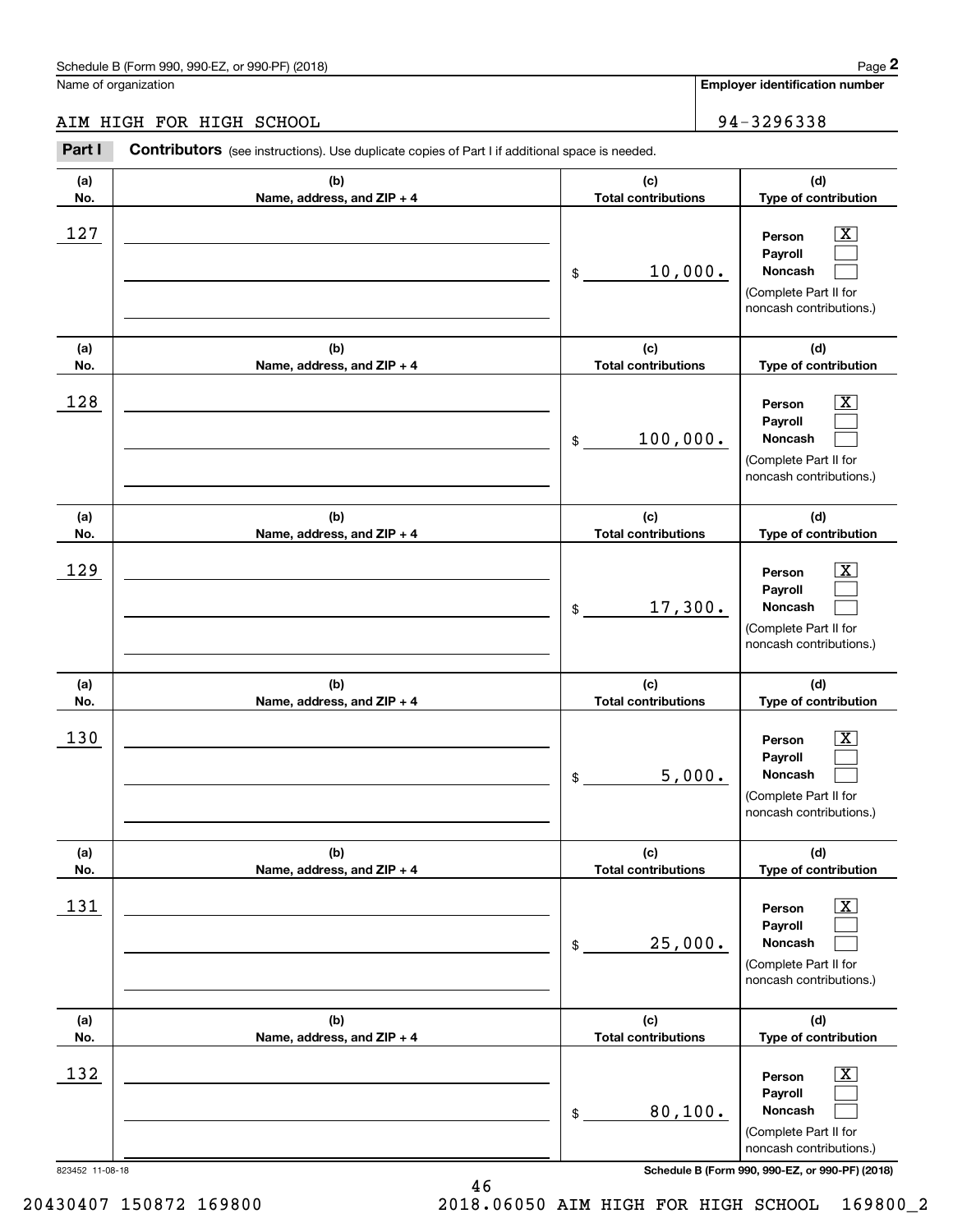Schedule B (Form 990, 990-EZ, or 990-PF) (2018)

Name of organization: AIM HIGH FOR HIGH SCHOOL

Employer identification number: 94-3296338

## Part I Contributors (see instructions). Use duplicate copies of Part I if additional space is needed.

| (a) No. | (b) Name, address, and ZIP + 4 | (c) Total contributions | (d) Type of contribution |
|---|---|---|---|
| 127 | | $ 10,000. | Person [X] Payroll [ ] Noncash [ ] (Complete Part II for noncash contributions.) |
| 128 | | $ 100,000. | Person [X] Payroll [ ] Noncash [ ] (Complete Part II for noncash contributions.) |
| 129 | | $ 17,300. | Person [X] Payroll [ ] Noncash [ ] (Complete Part II for noncash contributions.) |
| 130 | | $ 5,000. | Person [X] Payroll [ ] Noncash [ ] (Complete Part II for noncash contributions.) |
| 131 | | $ 25,000. | Person [X] Payroll [ ] Noncash [ ] (Complete Part II for noncash contributions.) |
| 132 | | $ 80,100. | Person [X] Payroll [ ] Noncash [ ] (Complete Part II for noncash contributions.) |

823452 11-08-18

20430407 150872 169800 2018.06050 AIM HIGH FOR HIGH SCHOOL 169800_2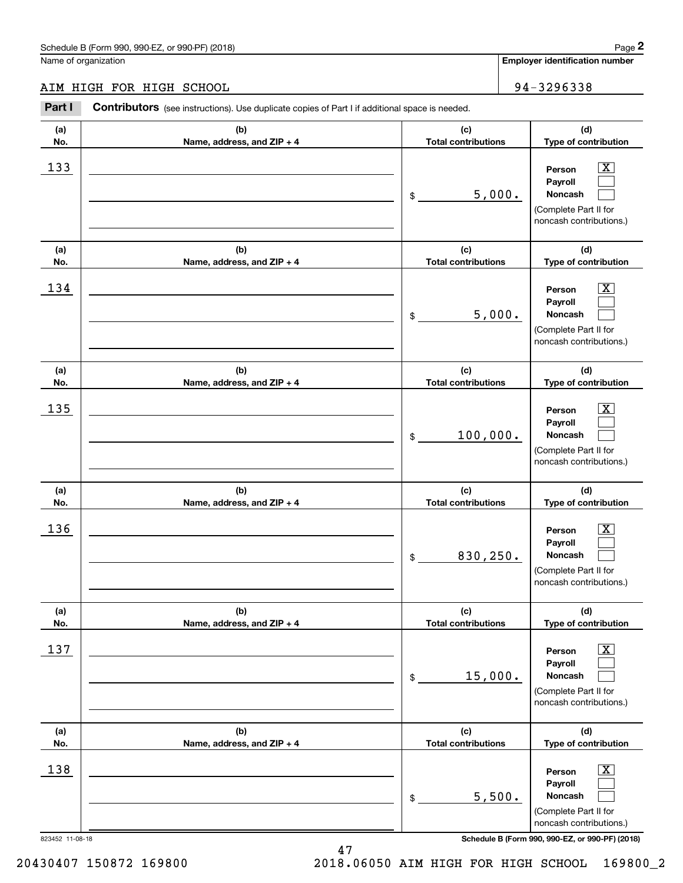Schedule B (Form 990, 990-EZ, or 990-PF) (2018)

Name of organization: AIM HIGH FOR HIGH SCHOOL

Employer identification number: 94-3296338

**Part I** **Contributors** (see instructions). Use duplicate copies of Part I if additional space is needed.

| (a) No. | (b) Name, address, and ZIP + 4 | (c) Total contributions | (d) Type of contribution |
|---|---|---|---|
| 133 | | $ 5,000. | Person [X] Payroll [ ] Noncash [ ] (Complete Part II for noncash contributions.) |
| 134 | | $ 5,000. | Person [X] Payroll [ ] Noncash [ ] (Complete Part II for noncash contributions.) |
| 135 | | $ 100,000. | Person [X] Payroll [ ] Noncash [ ] (Complete Part II for noncash contributions.) |
| 136 | | $ 830,250. | Person [X] Payroll [ ] Noncash [ ] (Complete Part II for noncash contributions.) |
| 137 | | $ 15,000. | Person [X] Payroll [ ] Noncash [ ] (Complete Part II for noncash contributions.) |
| 138 | | $ 5,500. | Person [X] Payroll [ ] Noncash [ ] (Complete Part II for noncash contributions.) |

823452 11-08-18

20430407 150872 169800 2018.06050 AIM HIGH FOR HIGH SCHOOL 169800_2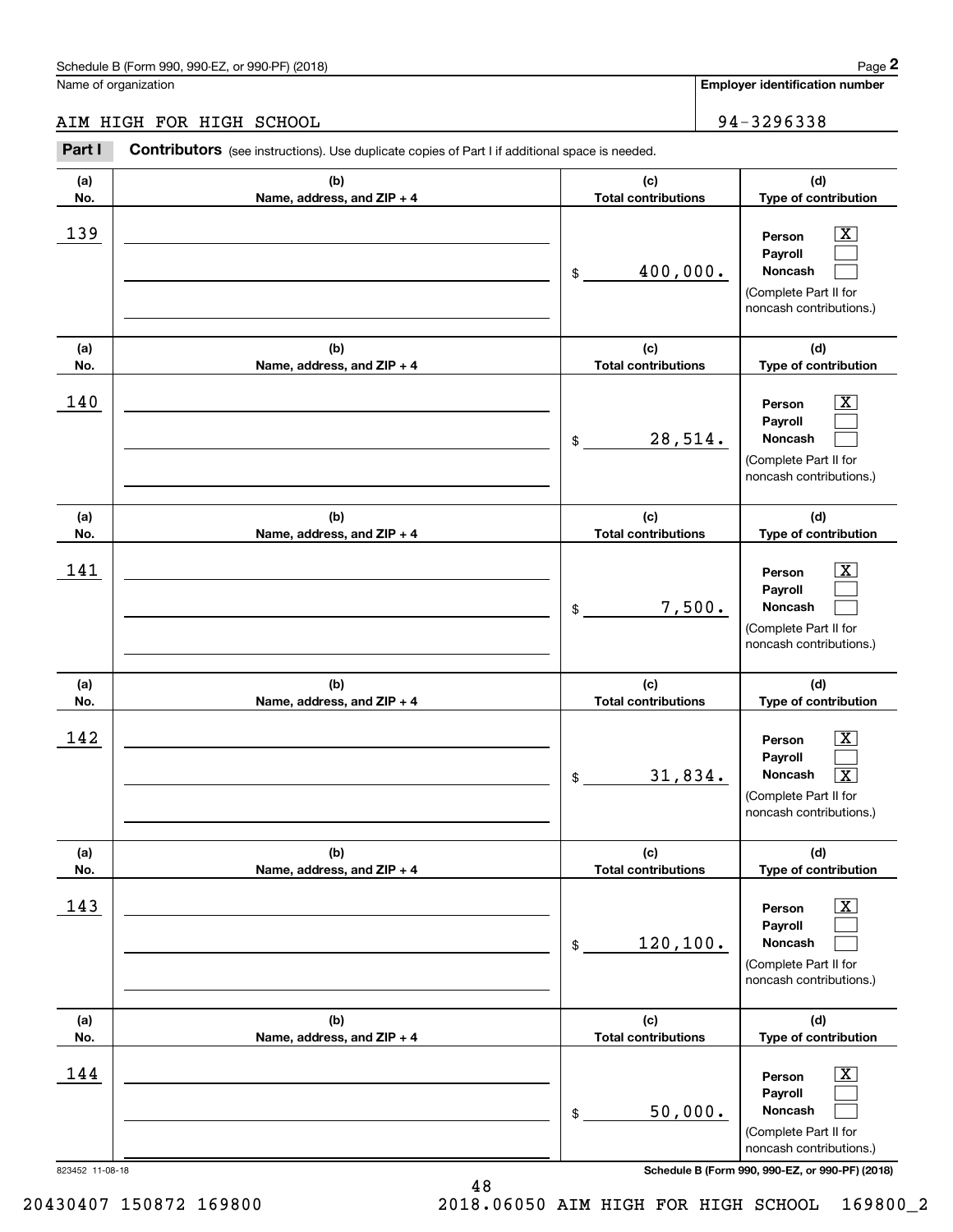Schedule B (Form 990, 990-EZ, or 990-PF) (2018)

Name of organization: AIM HIGH FOR HIGH SCHOOL

**Employer identification number:** 94-3296338

**Part I** **Contributors** (see instructions). Use duplicate copies of Part I if additional space is needed.

| (a) No. | (b) Name, address, and ZIP + 4 | (c) Total contributions | (d) Type of contribution |
|---|---|---|---|
| 139 | | $ 400,000. | Person [X] Payroll [ ] Noncash [ ] (Complete Part II for noncash contributions.) |
| 140 | | $ 28,514. | Person [X] Payroll [ ] Noncash [ ] (Complete Part II for noncash contributions.) |
| 141 | | $ 7,500. | Person [X] Payroll [ ] Noncash [ ] (Complete Part II for noncash contributions.) |
| 142 | | $ 31,834. | Person [X] Payroll [ ] Noncash [X] (Complete Part II for noncash contributions.) |
| 143 | | $ 120,100. | Person [X] Payroll [ ] Noncash [ ] (Complete Part II for noncash contributions.) |
| 144 | | $ 50,000. | Person [X] Payroll [ ] Noncash [ ] (Complete Part II for noncash contributions.) |

823452 11-08-18

Schedule B (Form 990, 990-EZ, or 990-PF) (2018)

20430407 150872 169800 2018.06050 AIM HIGH FOR HIGH SCHOOL 169800_2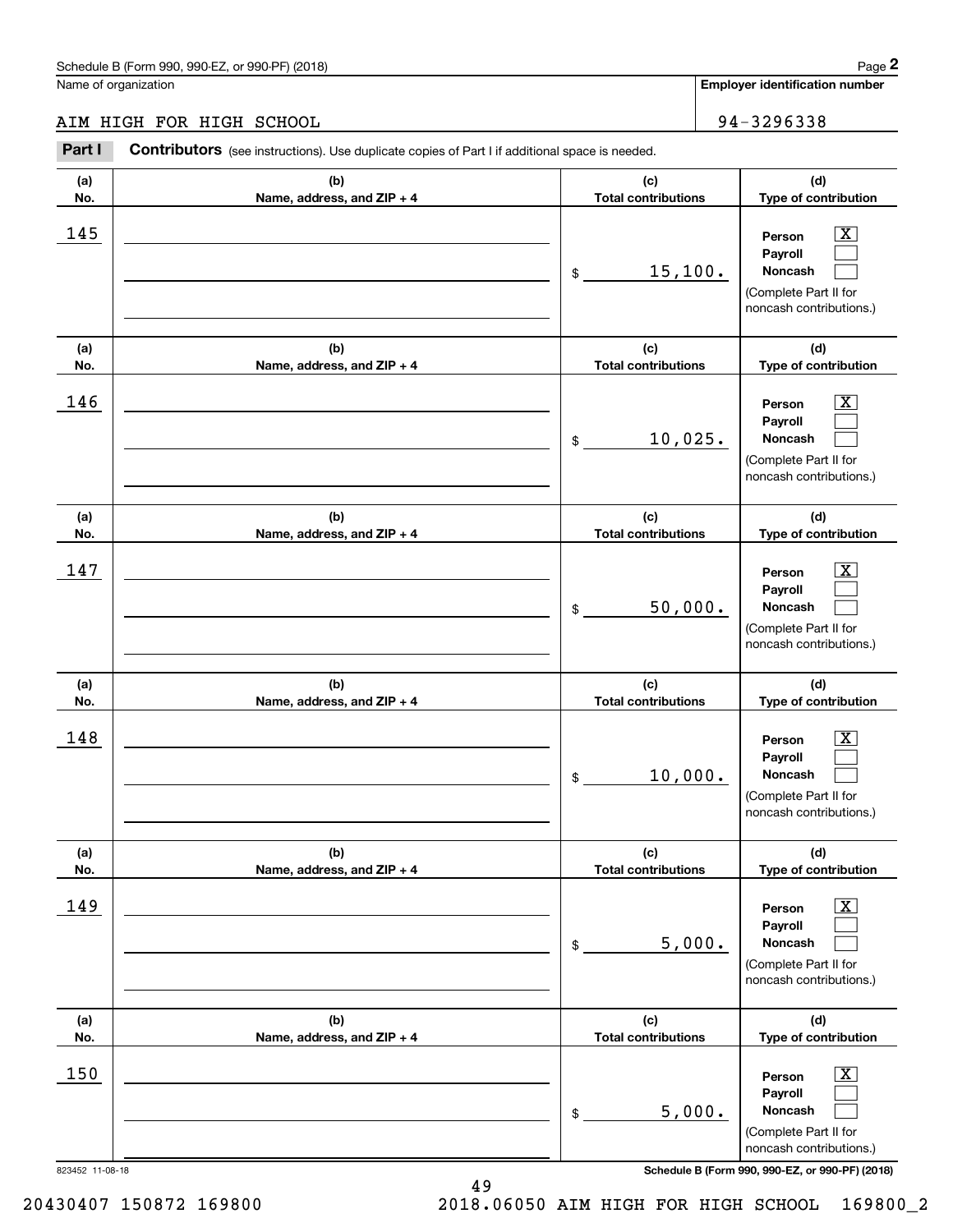Schedule B (Form 990, 990-EZ, or 990-PF) (2018)

Name of organization: AIM HIGH FOR HIGH SCHOOL

Employer identification number: 94-3296338

**Part I** **Contributors** (see instructions). Use duplicate copies of Part I if additional space is needed.

| (a) No. | (b) Name, address, and ZIP + 4 | (c) Total contributions | (d) Type of contribution |
|---|---|---|---|
| 145 | | $ 15,100. | Person [X] Payroll [ ] Noncash [ ] (Complete Part II for noncash contributions.) |
| 146 | | $ 10,025. | Person [X] Payroll [ ] Noncash [ ] (Complete Part II for noncash contributions.) |
| 147 | | $ 50,000. | Person [X] Payroll [ ] Noncash [ ] (Complete Part II for noncash contributions.) |
| 148 | | $ 10,000. | Person [X] Payroll [ ] Noncash [ ] (Complete Part II for noncash contributions.) |
| 149 | | $ 5,000. | Person [X] Payroll [ ] Noncash [ ] (Complete Part II for noncash contributions.) |
| 150 | | $ 5,000. | Person [X] Payroll [ ] Noncash [ ] (Complete Part II for noncash contributions.) |

823452 11-08-18

Schedule B (Form 990, 990-EZ, or 990-PF) (2018)

20430407 150872 169800 2018.06050 AIM HIGH FOR HIGH SCHOOL 169800_2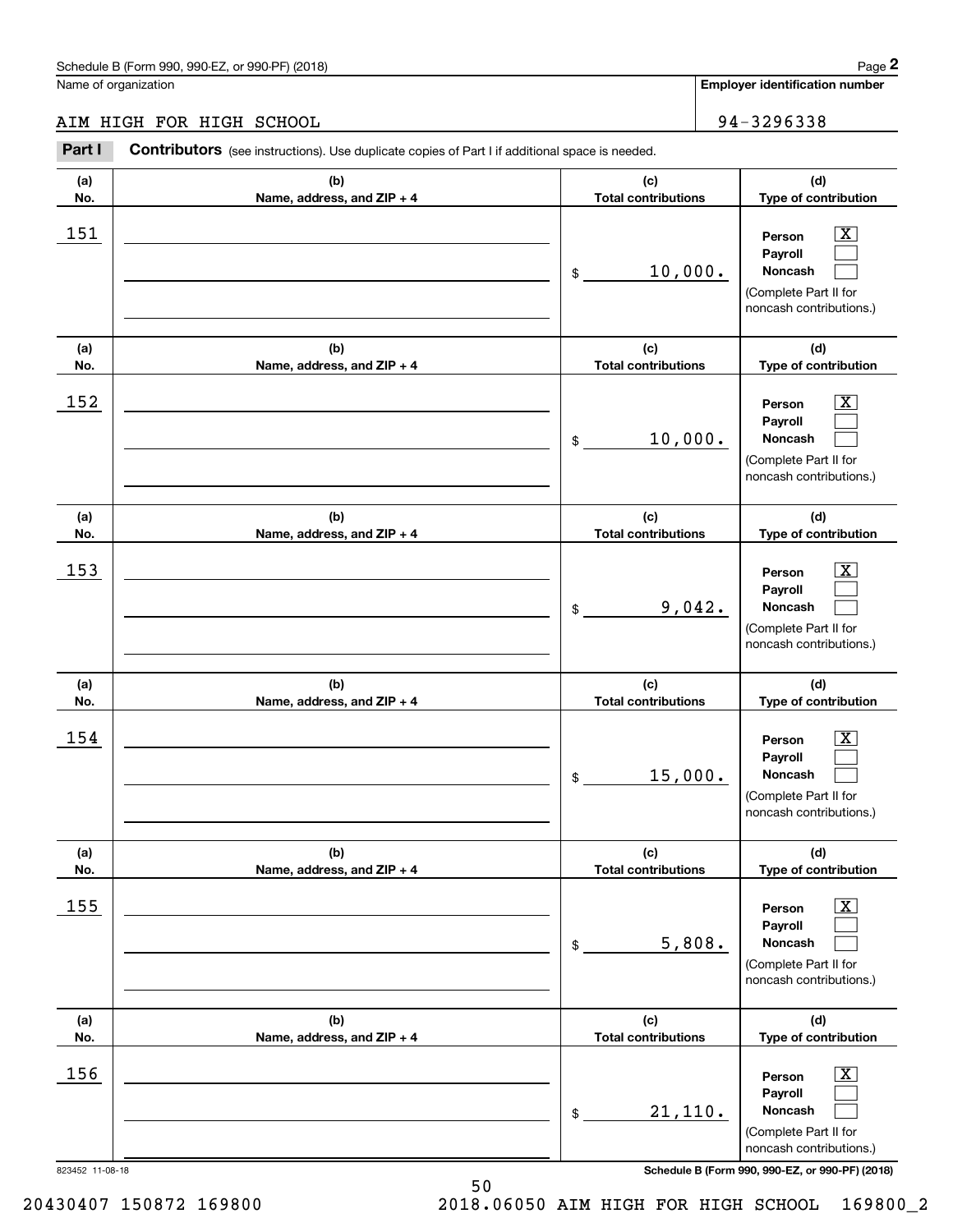Schedule B (Form 990, 990-EZ, or 990-PF) (2018)

Name of organization: AIM HIGH FOR HIGH SCHOOL

Employer identification number: 94-3296338

**Part I** **Contributors** (see instructions). Use duplicate copies of Part I if additional space is needed.

| (a) No. | (b) Name, address, and ZIP + 4 | (c) Total contributions | (d) Type of contribution |
|---|---|---|---|
| 151 | | $ 10,000. | Person [X] Payroll [ ] Noncash [ ] (Complete Part II for noncash contributions.) |
| 152 | | $ 10,000. | Person [X] Payroll [ ] Noncash [ ] (Complete Part II for noncash contributions.) |
| 153 | | $ 9,042. | Person [X] Payroll [ ] Noncash [ ] (Complete Part II for noncash contributions.) |
| 154 | | $ 15,000. | Person [X] Payroll [ ] Noncash [ ] (Complete Part II for noncash contributions.) |
| 155 | | $ 5,808. | Person [X] Payroll [ ] Noncash [ ] (Complete Part II for noncash contributions.) |
| 156 | | $ 21,110. | Person [X] Payroll [ ] Noncash [ ] (Complete Part II for noncash contributions.) |

823452 11-08-18

Schedule B (Form 990, 990-EZ, or 990-PF) (2018)

20430407 150872 169800 2018.06050 AIM HIGH FOR HIGH SCHOOL 169800_2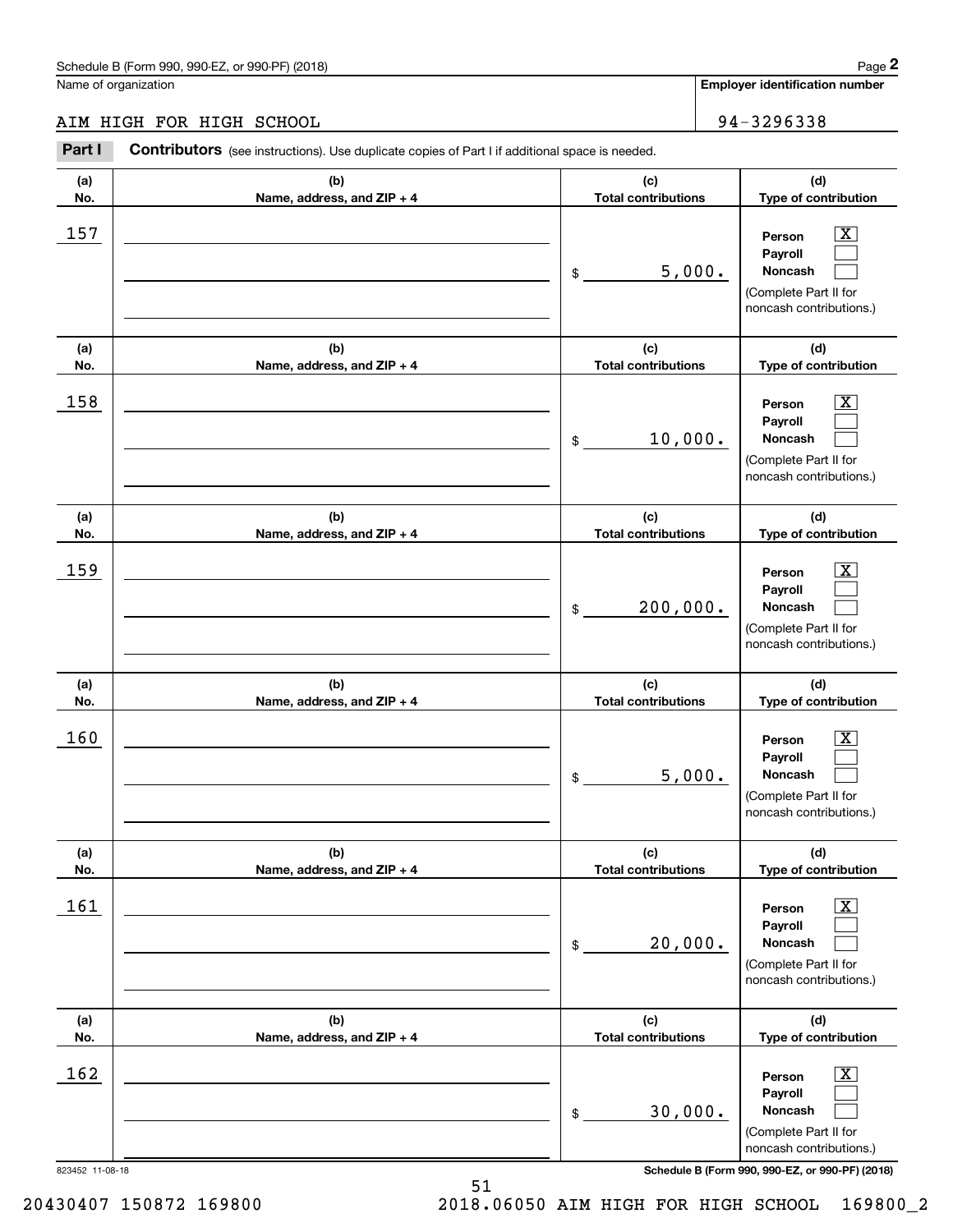Schedule B (Form 990, 990-EZ, or 990-PF) (2018)

Name of organization: AIM HIGH FOR HIGH SCHOOL

Employer identification number: 94-3296338

**Part I** **Contributors** (see instructions). Use duplicate copies of Part I if additional space is needed.

| (a) No. | (b) Name, address, and ZIP + 4 | (c) Total contributions | (d) Type of contribution |
|---|---|---|---|
| 157 | | $ 5,000. | Person [X] Payroll [ ] Noncash [ ] (Complete Part II for noncash contributions.) |
| 158 | | $ 10,000. | Person [X] Payroll [ ] Noncash [ ] (Complete Part II for noncash contributions.) |
| 159 | | $ 200,000. | Person [X] Payroll [ ] Noncash [ ] (Complete Part II for noncash contributions.) |
| 160 | | $ 5,000. | Person [X] Payroll [ ] Noncash [ ] (Complete Part II for noncash contributions.) |
| 161 | | $ 20,000. | Person [X] Payroll [ ] Noncash [ ] (Complete Part II for noncash contributions.) |
| 162 | | $ 30,000. | Person [X] Payroll [ ] Noncash [ ] (Complete Part II for noncash contributions.) |

823452 11-08-18

20430407 150872 169800 2018.06050 AIM HIGH FOR HIGH SCHOOL 169800_2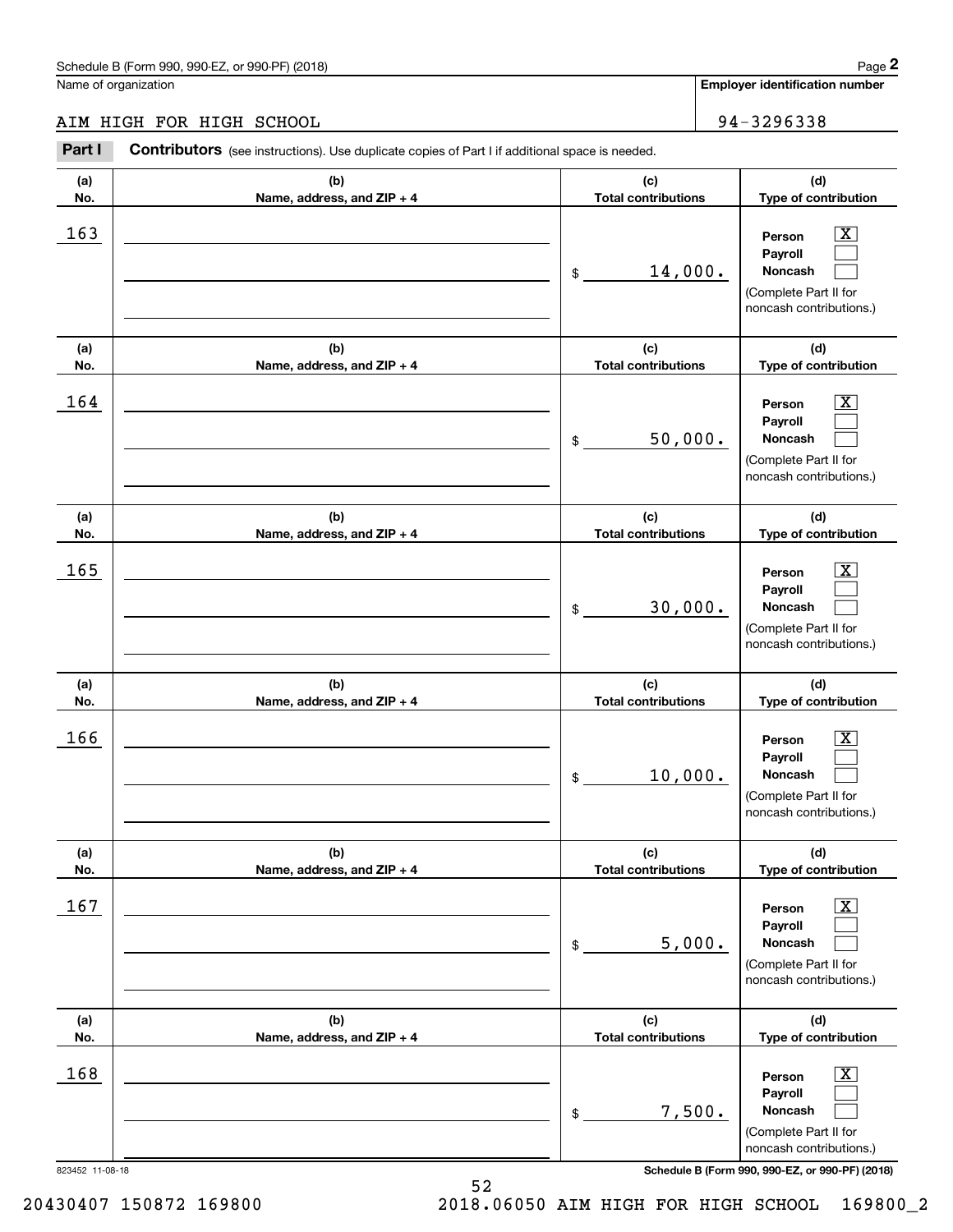Schedule B (Form 990, 990-EZ, or 990-PF) (2018)

Name of organization: AIM HIGH FOR HIGH SCHOOL

**Employer identification number:** 94-3296338

## Part I Contributors (see instructions). Use duplicate copies of Part I if additional space is needed.

| (a) No. | (b) Name, address, and ZIP + 4 | (c) Total contributions | (d) Type of contribution |
|---|---|---|---|
| 163 | | $ 14,000. | Person [X] Payroll [ ] Noncash [ ] (Complete Part II for noncash contributions.) |
| 164 | | $ 50,000. | Person [X] Payroll [ ] Noncash [ ] (Complete Part II for noncash contributions.) |
| 165 | | $ 30,000. | Person [X] Payroll [ ] Noncash [ ] (Complete Part II for noncash contributions.) |
| 166 | | $ 10,000. | Person [X] Payroll [ ] Noncash [ ] (Complete Part II for noncash contributions.) |
| 167 | | $ 5,000. | Person [X] Payroll [ ] Noncash [ ] (Complete Part II for noncash contributions.) |
| 168 | | $ 7,500. | Person [X] Payroll [ ] Noncash [ ] (Complete Part II for noncash contributions.) |

823452 11-08-18

Schedule B (Form 990, 990-EZ, or 990-PF) (2018)

20430407 150872 169800 2018.06050 AIM HIGH FOR HIGH SCHOOL 169800_2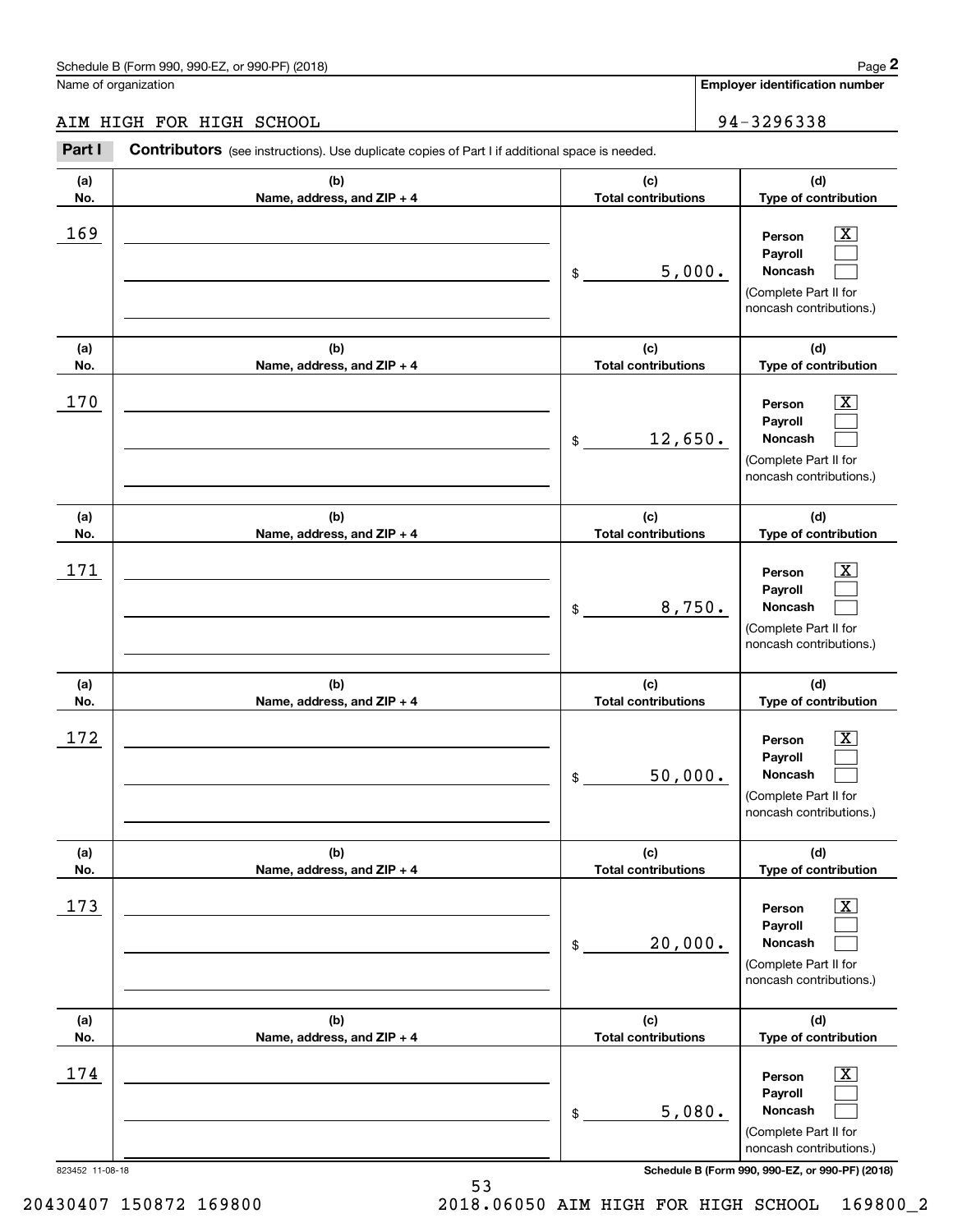Schedule B (Form 990, 990-EZ, or 990-PF) (2018)

Name of organization: AIM HIGH FOR HIGH SCHOOL

Employer identification number: 94-3296338

**Part I** **Contributors** (see instructions). Use duplicate copies of Part I if additional space is needed.

| (a) No. | (b) Name, address, and ZIP + 4 | (c) Total contributions | (d) Type of contribution |
|---|---|---|---|
| 169 | | $ 5,000. | Person [X] Payroll [ ] Noncash [ ] (Complete Part II for noncash contributions.) |
| 170 | | $ 12,650. | Person [X] Payroll [ ] Noncash [ ] (Complete Part II for noncash contributions.) |
| 171 | | $ 8,750. | Person [X] Payroll [ ] Noncash [ ] (Complete Part II for noncash contributions.) |
| 172 | | $ 50,000. | Person [X] Payroll [ ] Noncash [ ] (Complete Part II for noncash contributions.) |
| 173 | | $ 20,000. | Person [X] Payroll [ ] Noncash [ ] (Complete Part II for noncash contributions.) |
| 174 | | $ 5,080. | Person [X] Payroll [ ] Noncash [ ] (Complete Part II for noncash contributions.) |

823452 11-08-18

Schedule B (Form 990, 990-EZ, or 990-PF) (2018)

20430407 150872 169800 2018.06050 AIM HIGH FOR HIGH SCHOOL 169800_2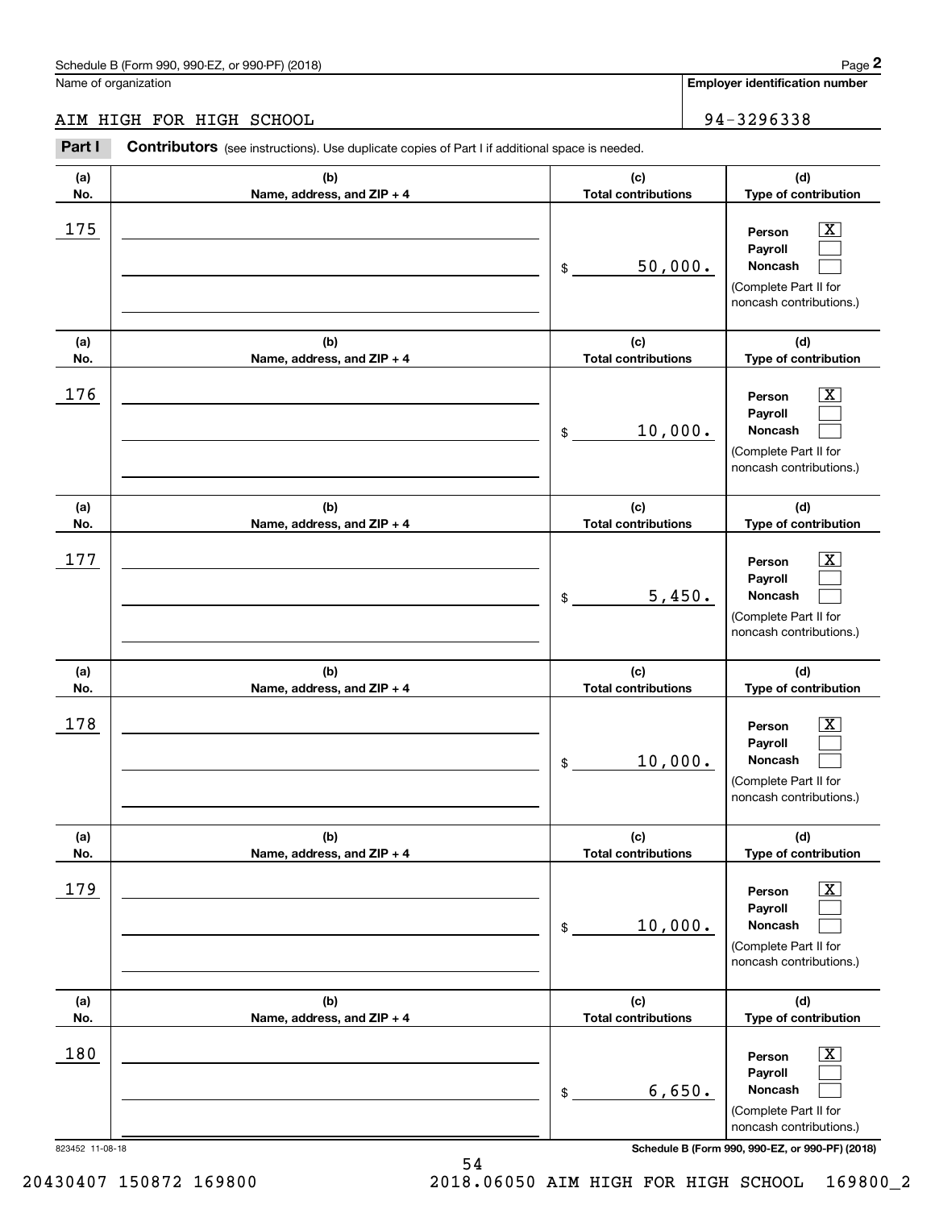Schedule B (Form 990, 990-EZ, or 990-PF) (2018)

Name of organization: AIM HIGH FOR HIGH SCHOOL

Employer identification number: 94-3296338

**Part I** **Contributors** (see instructions). Use duplicate copies of Part I if additional space is needed.

| (a) No. | (b) Name, address, and ZIP + 4 | (c) Total contributions | (d) Type of contribution |
|---|---|---|---|
| 175 | | $ 50,000. | Person [X] Payroll [ ] Noncash [ ] (Complete Part II for noncash contributions.) |
| 176 | | $ 10,000. | Person [X] Payroll [ ] Noncash [ ] (Complete Part II for noncash contributions.) |
| 177 | | $ 5,450. | Person [X] Payroll [ ] Noncash [ ] (Complete Part II for noncash contributions.) |
| 178 | | $ 10,000. | Person [X] Payroll [ ] Noncash [ ] (Complete Part II for noncash contributions.) |
| 179 | | $ 10,000. | Person [X] Payroll [ ] Noncash [ ] (Complete Part II for noncash contributions.) |
| 180 | | $ 6,650. | Person [X] Payroll [ ] Noncash [ ] (Complete Part II for noncash contributions.) |

823452 11-08-18

Schedule B (Form 990, 990-EZ, or 990-PF) (2018)

20430407 150872 169800 2018.06050 AIM HIGH FOR HIGH SCHOOL 169800_2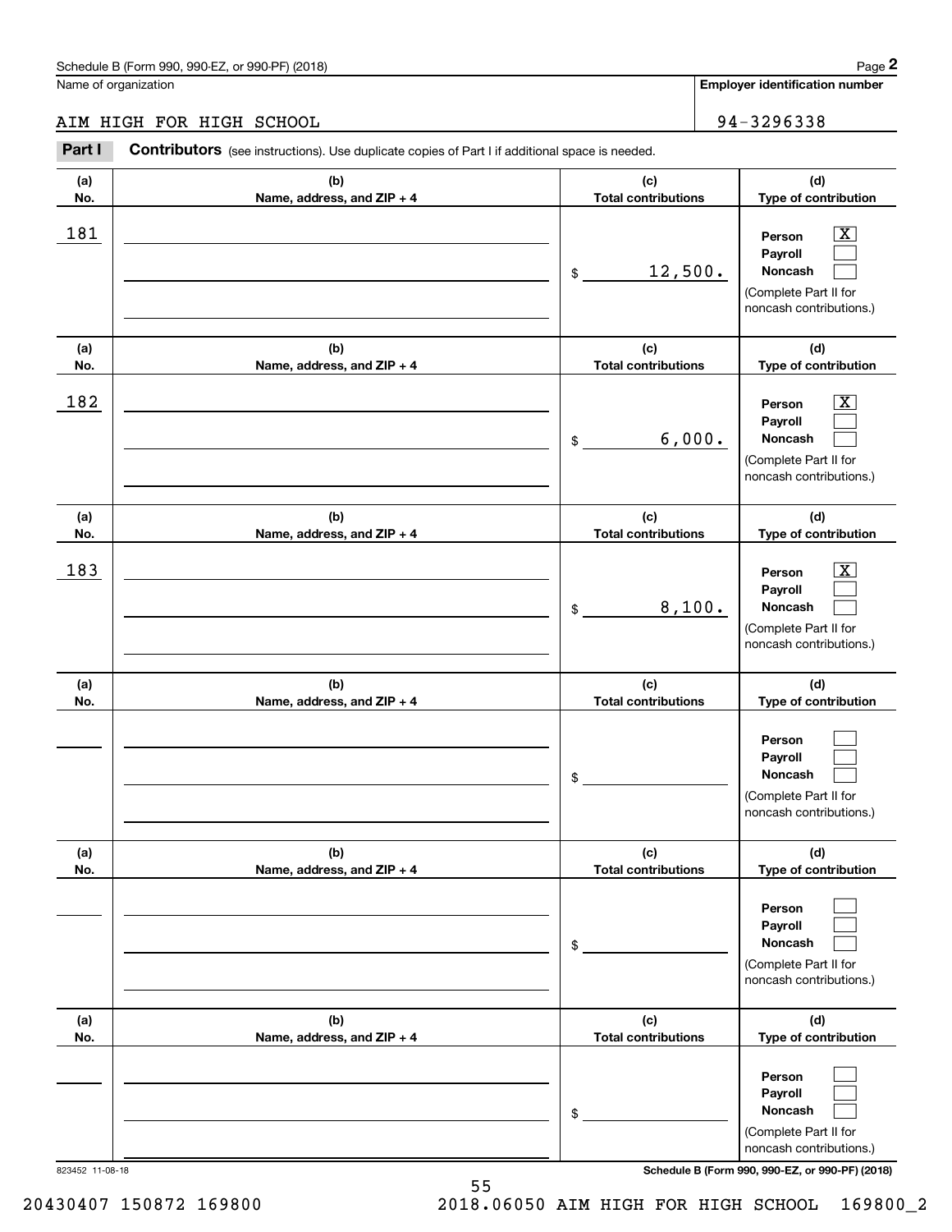Schedule B (Form 990, 990-EZ, or 990-PF) (2018)

Name of organization: AIM HIGH FOR HIGH SCHOOL

Employer identification number: 94-3296338

**Part I** **Contributors** (see instructions). Use duplicate copies of Part I if additional space is needed.

| (a) No. | (b) Name, address, and ZIP + 4 | (c) Total contributions | (d) Type of contribution |
|---|---|---|---|
| 181 | | $ 12,500. | Person [X] Payroll [ ] Noncash [ ] (Complete Part II for noncash contributions.) |
| 182 | | $ 6,000. | Person [X] Payroll [ ] Noncash [ ] (Complete Part II for noncash contributions.) |
| 183 | | $ 8,100. | Person [X] Payroll [ ] Noncash [ ] (Complete Part II for noncash contributions.) |
| | | $ | Person [ ] Payroll [ ] Noncash [ ] (Complete Part II for noncash contributions.) |
| | | $ | Person [ ] Payroll [ ] Noncash [ ] (Complete Part II for noncash contributions.) |
| | | $ | Person [ ] Payroll [ ] Noncash [ ] (Complete Part II for noncash contributions.) |

823452 11-08-18

Schedule B (Form 990, 990-EZ, or 990-PF) (2018)

20430407 150872 169800 2018.06050 AIM HIGH FOR HIGH SCHOOL 169800_2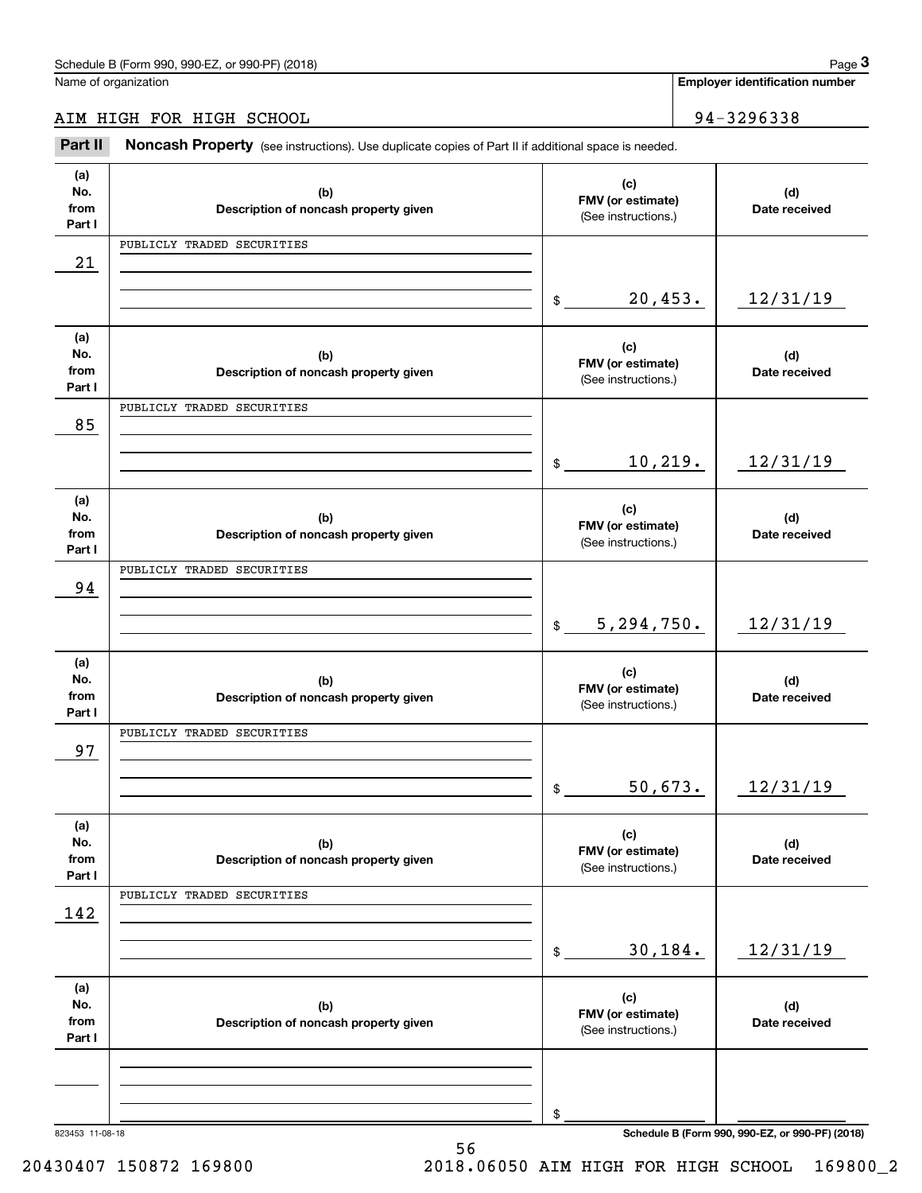Schedule B (Form 990, 990-EZ, or 990-PF) (2018)

Name of organization: AIM HIGH FOR HIGH SCHOOL

Employer identification number: 94-3296338

## Part II Noncash Property (see instructions). Use duplicate copies of Part II if additional space is needed.

| (a) No. from Part I | (b) Description of noncash property given | (c) FMV (or estimate) (See instructions.) | (d) Date received |
|---|---|---|---|
| 21 | PUBLICLY TRADED SECURITIES | $ 20,453. | 12/31/19 |
| 85 | PUBLICLY TRADED SECURITIES | $ 10,219. | 12/31/19 |
| 94 | PUBLICLY TRADED SECURITIES | $ 5,294,750. | 12/31/19 |
| 97 | PUBLICLY TRADED SECURITIES | $ 50,673. | 12/31/19 |
| 142 | PUBLICLY TRADED SECURITIES | $ 30,184. | 12/31/19 |
| | | $ | |

823453 11-08-18

Schedule B (Form 990, 990-EZ, or 990-PF) (2018)

20430407 150872 169800 2018.06050 AIM HIGH FOR HIGH SCHOOL 169800_2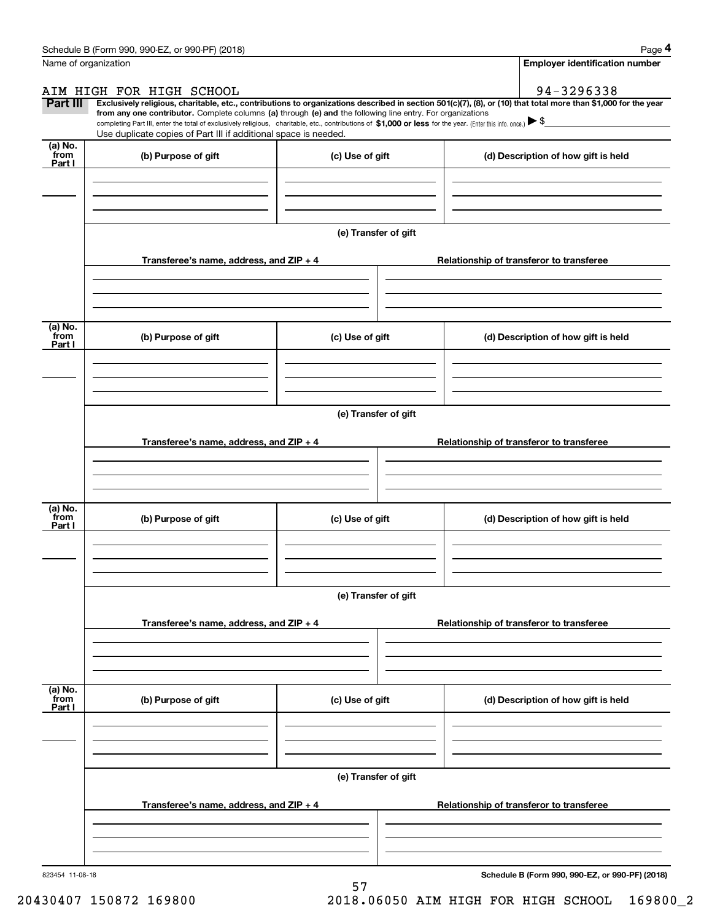Name of organization

**Employer identification number**

AIM HIGH FOR HIGH SCHOOL

94-3296338

**Part III** **Exclusively religious, charitable, etc., contributions to organizations described in section 501(c)(7), (8), or (10) that total more than $1,000 for the year from any one contributor.** Complete columns **(a)** through **(e) and** the following line entry. For organizations completing Part III, enter the total of exclusively religious, charitable, etc., contributions of **$1,000 or less** for the year. (Enter this info. once.) ▶ $

Use duplicate copies of Part III if additional space is needed.

| (a) No. from Part I | (b) Purpose of gift | (c) Use of gift | (d) Description of how gift is held |
|---|---|---|---|
| | | | |

**(e) Transfer of gift**

| Transferee's name, address, and ZIP + 4 | Relationship of transferor to transferee |
|---|---|
| | |

| (a) No. from Part I | (b) Purpose of gift | (c) Use of gift | (d) Description of how gift is held |
|---|---|---|---|
| | | | |

**(e) Transfer of gift**

| Transferee's name, address, and ZIP + 4 | Relationship of transferor to transferee |
|---|---|
| | |

| (a) No. from Part I | (b) Purpose of gift | (c) Use of gift | (d) Description of how gift is held |
|---|---|---|---|
| | | | |

**(e) Transfer of gift**

| Transferee's name, address, and ZIP + 4 | Relationship of transferor to transferee |
|---|---|
| | |

| (a) No. from Part I | (b) Purpose of gift | (c) Use of gift | (d) Description of how gift is held |
|---|---|---|---|
| | | | |

**(e) Transfer of gift**

| Transferee's name, address, and ZIP + 4 | Relationship of transferor to transferee |
|---|---|
| | |

823454 11-08-18

**Schedule B (Form 990, 990-EZ, or 990-PF) (2018)**

20430407 150872 169800 2018.06050 AIM HIGH FOR HIGH SCHOOL 169800_2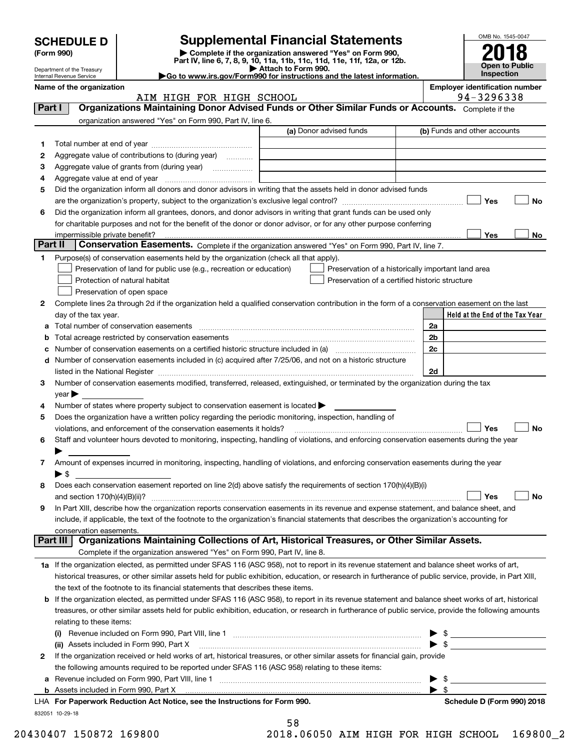# SCHEDULE D (Form 990)

Department of the Treasury
Internal Revenue Service

## Supplemental Financial Statements

▶ Complete if the organization answered "Yes" on Form 990, Part IV, line 6, 7, 8, 9, 10, 11a, 11b, 11c, 11d, 11e, 11f, 12a, or 12b.
▶ Attach to Form 990.
▶Go to www.irs.gov/Form990 for instructions and the latest information.

OMB No. 1545-0047

**2018**

**Open to Public Inspection**

**Name of the organization:** AIM HIGH FOR HIGH SCHOOL

**Employer identification number:** 94-3296338

### Part I — Organizations Maintaining Donor Advised Funds or Other Similar Funds or Accounts.
Complete if the organization answered "Yes" on Form 990, Part IV, line 6.

| | | (a) Donor advised funds | (b) Funds and other accounts |
|---|---|---|---|
| 1 | Total number at end of year | | |
| 2 | Aggregate value of contributions to (during year) | | |
| 3 | Aggregate value of grants from (during year) | | |
| 4 | Aggregate value at end of year | | |

5 Did the organization inform all donors and donor advisors in writing that the assets held in donor advised funds are the organization's property, subject to the organization's exclusive legal control? ☐ Yes ☐ No

6 Did the organization inform all grantees, donors, and donor advisors in writing that grant funds can be used only for charitable purposes and not for the benefit of the donor or donor advisor, or for any other purpose conferring impermissible private benefit? ☐ Yes ☐ No

### Part II — Conservation Easements.
Complete if the organization answered "Yes" on Form 990, Part IV, line 7.

1 Purpose(s) of conservation easements held by the organization (check all that apply).

- ☐ Preservation of land for public use (e.g., recreation or education)
- ☐ Preservation of a historically important land area
- ☐ Protection of natural habitat
- ☐ Preservation of a certified historic structure
- ☐ Preservation of open space

2 Complete lines 2a through 2d if the organization held a qualified conservation contribution in the form of a conservation easement on the last day of the tax year.

| | | | Held at the End of the Tax Year |
|---|---|---|---|
| a | Total number of conservation easements | 2a | |
| b | Total acreage restricted by conservation easements | 2b | |
| c | Number of conservation easements on a certified historic structure included in (a) | 2c | |
| d | Number of conservation easements included in (c) acquired after 7/25/06, and not on a historic structure listed in the National Register | 2d | |

3 Number of conservation easements modified, transferred, released, extinguished, or terminated by the organization during the tax year ▶

4 Number of states where property subject to conservation easement is located ▶

5 Does the organization have a written policy regarding the periodic monitoring, inspection, handling of violations, and enforcement of the conservation easements it holds? ☐ Yes ☐ No

6 Staff and volunteer hours devoted to monitoring, inspecting, handling of violations, and enforcing conservation easements during the year ▶

7 Amount of expenses incurred in monitoring, inspecting, handling of violations, and enforcing conservation easements during the year ▶ $

8 Does each conservation easement reported on line 2(d) above satisfy the requirements of section 170(h)(4)(B)(i) and section 170(h)(4)(B)(ii)? ☐ Yes ☐ No

9 In Part XIII, describe how the organization reports conservation easements in its revenue and expense statement, and balance sheet, and include, if applicable, the text of the footnote to the organization's financial statements that describes the organization's accounting for conservation easements.

### Part III — Organizations Maintaining Collections of Art, Historical Treasures, or Other Similar Assets.
Complete if the organization answered "Yes" on Form 990, Part IV, line 8.

1a If the organization elected, as permitted under SFAS 116 (ASC 958), not to report in its revenue statement and balance sheet works of art, historical treasures, or other similar assets held for public exhibition, education, or research in furtherance of public service, provide, in Part XIII, the text of the footnote to its financial statements that describes these items.

b If the organization elected, as permitted under SFAS 116 (ASC 958), to report in its revenue statement and balance sheet works of art, historical treasures, or other similar assets held for public exhibition, education, or research in furtherance of public service, provide the following amounts relating to these items:

(i) Revenue included on Form 990, Part VIII, line 1 ▶ $

(ii) Assets included in Form 990, Part X ▶ $

2 If the organization received or held works of art, historical treasures, or other similar assets for financial gain, provide the following amounts required to be reported under SFAS 116 (ASC 958) relating to these items:

a Revenue included on Form 990, Part VIII, line 1 ▶ $

b Assets included in Form 990, Part X ▶ $

LHA For Paperwork Reduction Act Notice, see the Instructions for Form 990. Schedule D (Form 990) 2018

832051 10-29-18

20430407 150872 169800 2018.06050 AIM HIGH FOR HIGH SCHOOL 169800_2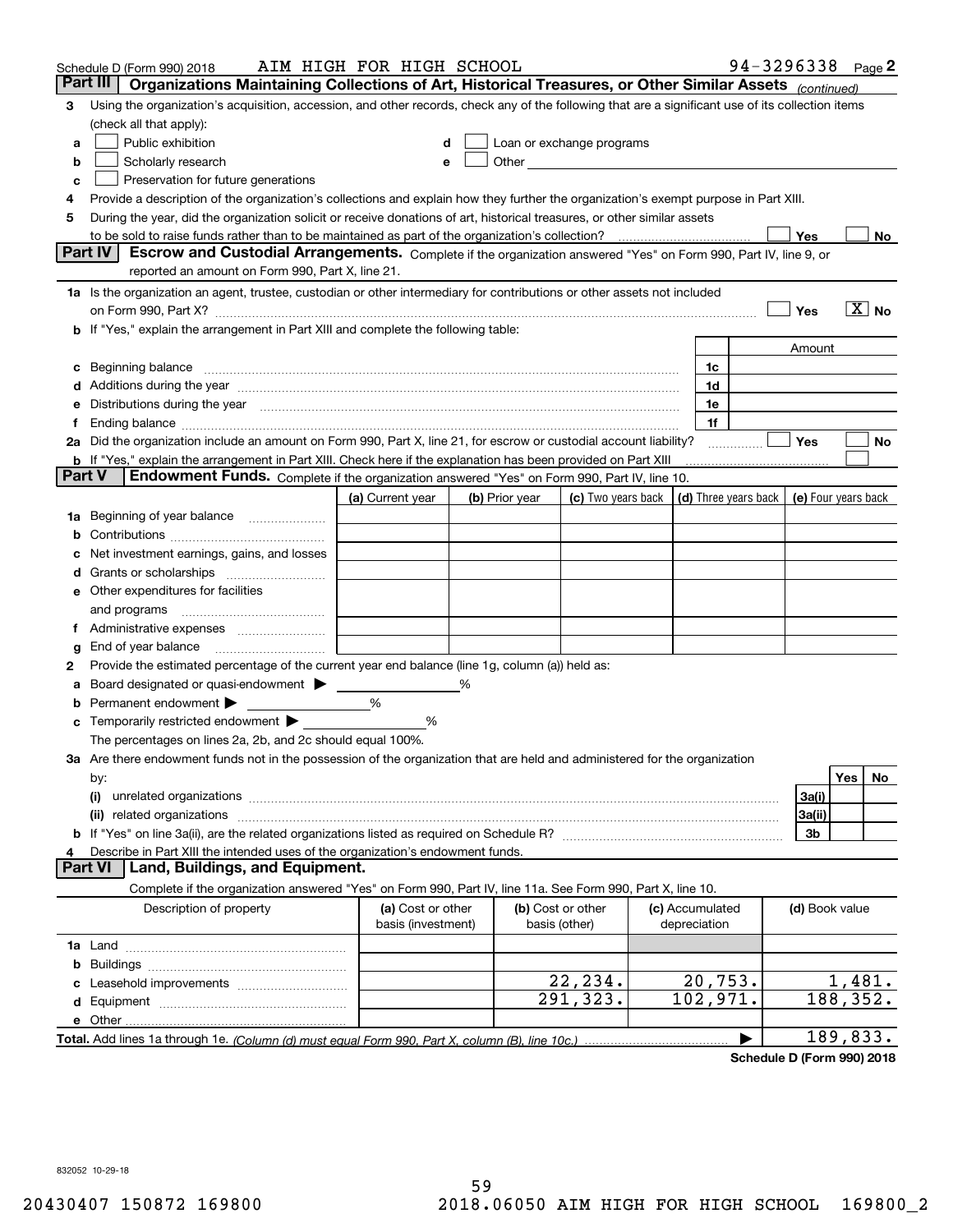Schedule D (Form 990) 2018 AIM HIGH FOR HIGH SCHOOL 94-3296338 Page 2

## Part III Organizations Maintaining Collections of Art, Historical Treasures, or Other Similar Assets *(continued)*

3 Using the organization's acquisition, accession, and other records, check any of the following that are a significant use of its collection items (check all that apply):

a ☐ Public exhibition
b ☐ Scholarly research
c ☐ Preservation for future generations
d ☐ Loan or exchange programs
e ☐ Other

4 Provide a description of the organization's collections and explain how they further the organization's exempt purpose in Part XIII.

5 During the year, did the organization solicit or receive donations of art, historical treasures, or other similar assets to be sold to raise funds rather than to be maintained as part of the organization's collection? ☐ Yes ☐ No

## Part IV Escrow and Custodial Arrangements.

Complete if the organization answered "Yes" on Form 990, Part IV, line 9, or reported an amount on Form 990, Part X, line 21.

1a Is the organization an agent, trustee, custodian or other intermediary for contributions or other assets not included on Form 990, Part X? ☐ Yes ☒ No

b If "Yes," explain the arrangement in Part XIII and complete the following table:

| | | Amount |
|---|---|---|
| c Beginning balance | 1c | |
| d Additions during the year | 1d | |
| e Distributions during the year | 1e | |
| f Ending balance | 1f | |

2a Did the organization include an amount on Form 990, Part X, line 21, for escrow or custodial account liability? ☐ Yes ☐ No

b If "Yes," explain the arrangement in Part XIII. Check here if the explanation has been provided on Part XIII ☐

## Part V Endowment Funds.

Complete if the organization answered "Yes" on Form 990, Part IV, line 10.

| | (a) Current year | (b) Prior year | (c) Two years back | (d) Three years back | (e) Four years back |
|---|---|---|---|---|---|
| 1a Beginning of year balance | | | | | |
| b Contributions | | | | | |
| c Net investment earnings, gains, and losses | | | | | |
| d Grants or scholarships | | | | | |
| e Other expenditures for facilities and programs | | | | | |
| f Administrative expenses | | | | | |
| g End of year balance | | | | | |

2 Provide the estimated percentage of the current year end balance (line 1g, column (a)) held as:

a Board designated or quasi-endowment ▶ ______ %
b Permanent endowment ▶ ______ %
c Temporarily restricted endowment ▶ ______ %

The percentages on lines 2a, 2b, and 2c should equal 100%.

3a Are there endowment funds not in the possession of the organization that are held and administered for the organization by:

| | | Yes | No |
|---|---|---|---|
| (i) unrelated organizations | 3a(i) | | |
| (ii) related organizations | 3a(ii) | | |
| b If "Yes" on line 3a(ii), are the related organizations listed as required on Schedule R? | 3b | | |

4 Describe in Part XIII the intended uses of the organization's endowment funds.

## Part VI Land, Buildings, and Equipment.

Complete if the organization answered "Yes" on Form 990, Part IV, line 11a. See Form 990, Part X, line 10.

| Description of property | (a) Cost or other basis (investment) | (b) Cost or other basis (other) | (c) Accumulated depreciation | (d) Book value |
|---|---|---|---|---|
| 1a Land | | | | |
| b Buildings | | | | |
| c Leasehold improvements | | 22,234. | 20,753. | 1,481. |
| d Equipment | | 291,323. | 102,971. | 188,352. |
| e Other | | | | |
| **Total.** Add lines 1a through 1e. *(Column (d) must equal Form 990, Part X, column (B), line 10c.)* | | | ▶ | 189,833. |

**Schedule D (Form 990) 2018**

832052 10-29-18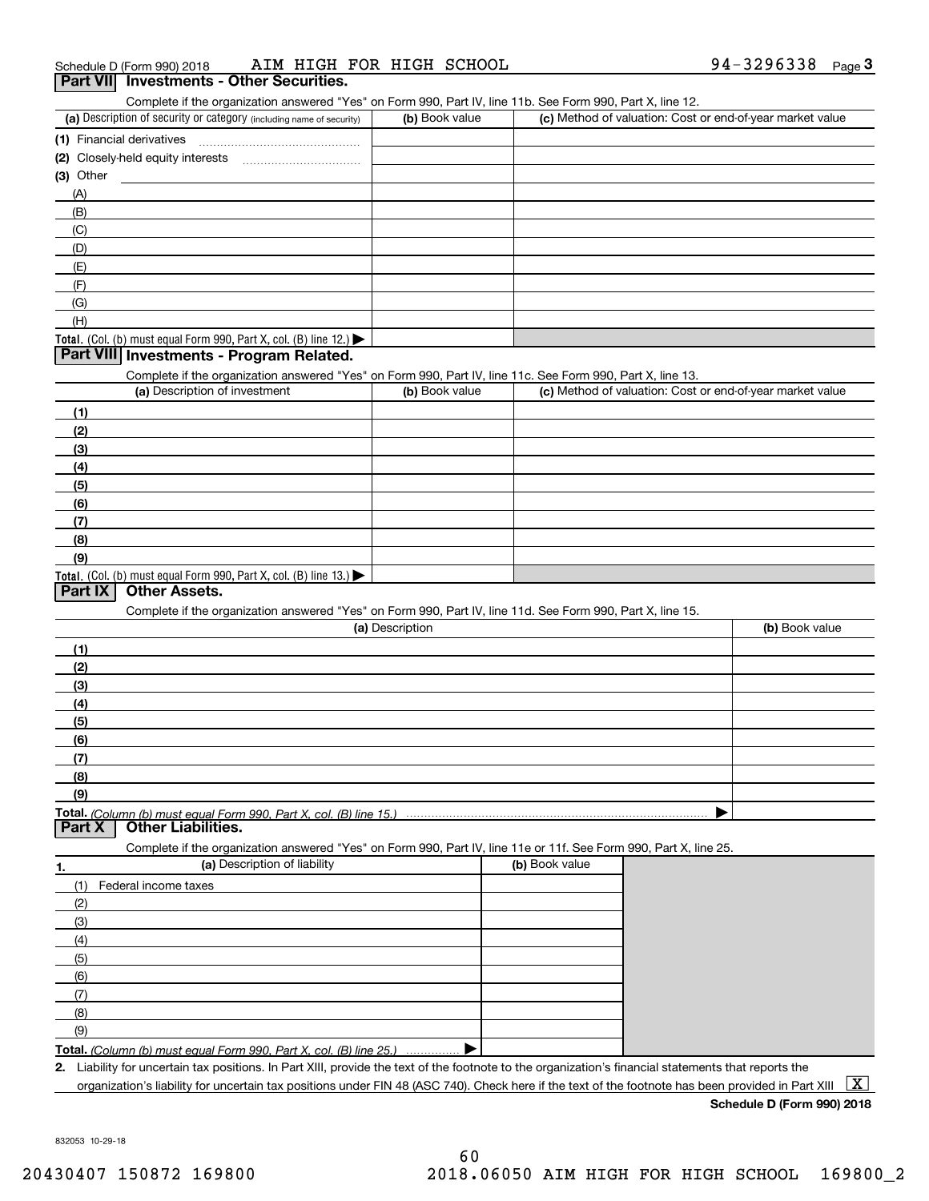Schedule D (Form 990) 2018 AIM HIGH FOR HIGH SCHOOL 94-3296338 Page 3

## Part VII Investments - Other Securities.

Complete if the organization answered "Yes" on Form 990, Part IV, line 11b. See Form 990, Part X, line 12.

| (a) Description of security or category (including name of security) | (b) Book value | (c) Method of valuation: Cost or end-of-year market value |
|---|---|---|
| (1) Financial derivatives | | |
| (2) Closely-held equity interests | | |
| (3) Other | | |
| (A) | | |
| (B) | | |
| (C) | | |
| (D) | | |
| (E) | | |
| (F) | | |
| (G) | | |
| (H) | | |
| **Total.** (Col. (b) must equal Form 990, Part X, col. (B) line 12.) ▶ | | |

## Part VIII Investments - Program Related.

Complete if the organization answered "Yes" on Form 990, Part IV, line 11c. See Form 990, Part X, line 13.

| (a) Description of investment | (b) Book value | (c) Method of valuation: Cost or end-of-year market value |
|---|---|---|
| (1) | | |
| (2) | | |
| (3) | | |
| (4) | | |
| (5) | | |
| (6) | | |
| (7) | | |
| (8) | | |
| (9) | | |
| **Total.** (Col. (b) must equal Form 990, Part X, col. (B) line 13.) ▶ | | |

## Part IX Other Assets.

Complete if the organization answered "Yes" on Form 990, Part IV, line 11d. See Form 990, Part X, line 15.

| (a) Description | (b) Book value |
|---|---|
| (1) | |
| (2) | |
| (3) | |
| (4) | |
| (5) | |
| (6) | |
| (7) | |
| (8) | |
| (9) | |
| **Total.** *(Column (b) must equal Form 990, Part X, col. (B) line 15.)* ▶ | |

## Part X Other Liabilities.

Complete if the organization answered "Yes" on Form 990, Part IV, line 11e or 11f. See Form 990, Part X, line 25.

| 1. (a) Description of liability | (b) Book value |
|---|---|
| (1) Federal income taxes | |
| (2) | |
| (3) | |
| (4) | |
| (5) | |
| (6) | |
| (7) | |
| (8) | |
| (9) | |
| **Total.** *(Column (b) must equal Form 990, Part X, col. (B) line 25.)* ▶ | |

2. Liability for uncertain tax positions. In Part XIII, provide the text of the footnote to the organization's financial statements that reports the organization's liability for uncertain tax positions under FIN 48 (ASC 740). Check here if the text of the footnote has been provided in Part XIII [X]

**Schedule D (Form 990) 2018**

832053 10-29-18

20430407 150872 169800 2018.06050 AIM HIGH FOR HIGH SCHOOL 169800_2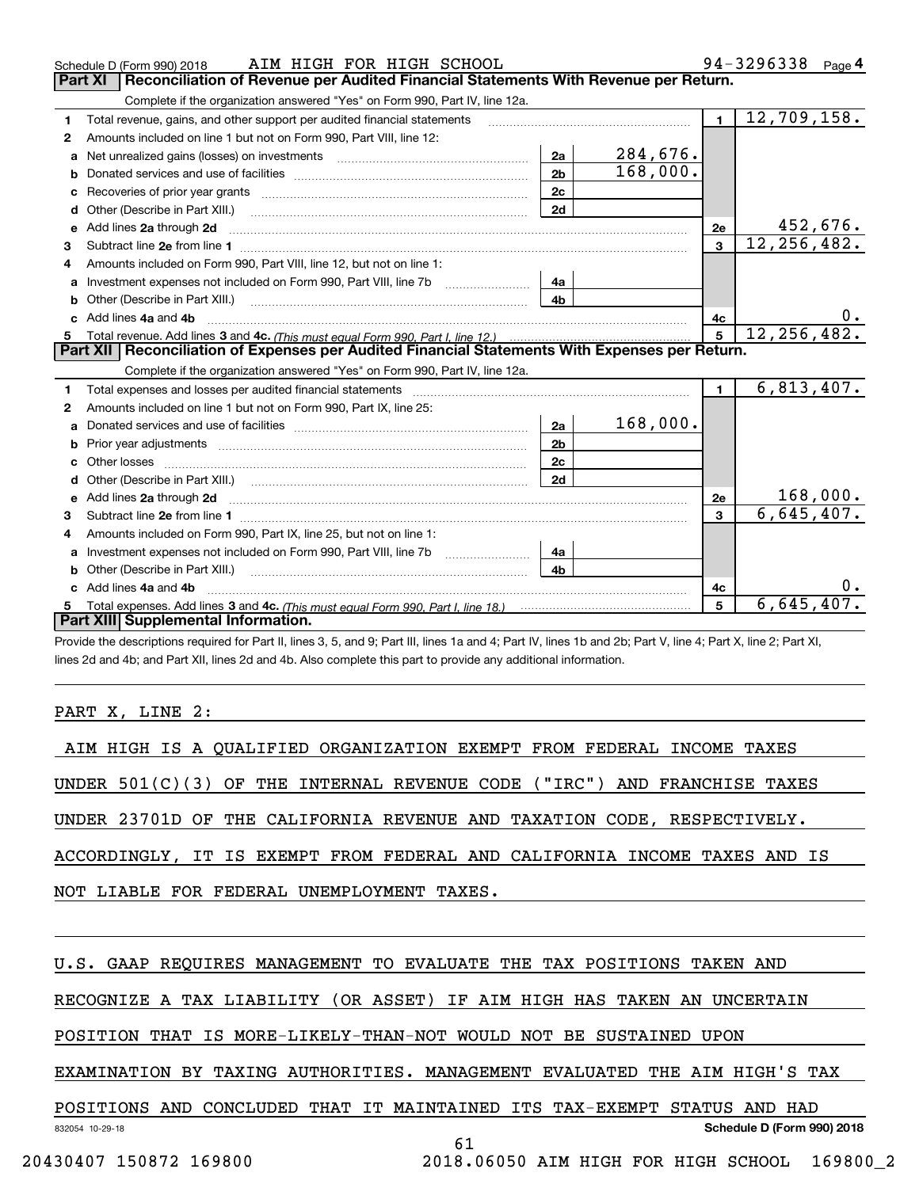Schedule D (Form 990) 2018 AIM HIGH FOR HIGH SCHOOL 94-3296338 Page 4

## Part XI Reconciliation of Revenue per Audited Financial Statements With Revenue per Return.

Complete if the organization answered "Yes" on Form 990, Part IV, line 12a.

| | | | | | |
|---|---|---|---|---|---|
| 1 | Total revenue, gains, and other support per audited financial statements | | | 1 | 12,709,158. |
| 2 | Amounts included on line 1 but not on Form 990, Part VIII, line 12: | | | | |
| a | Net unrealized gains (losses) on investments | 2a | 284,676. | | |
| b | Donated services and use of facilities | 2b | 168,000. | | |
| c | Recoveries of prior year grants | 2c | | | |
| d | Other (Describe in Part XIII.) | 2d | | | |
| e | Add lines 2a through 2d | | | 2e | 452,676. |
| 3 | Subtract line 2e from line 1 | | | 3 | 12,256,482. |
| 4 | Amounts included on Form 990, Part VIII, line 12, but not on line 1: | | | | |
| a | Investment expenses not included on Form 990, Part VIII, line 7b | 4a | | | |
| b | Other (Describe in Part XIII.) | 4b | | | |
| c | Add lines 4a and 4b | | | 4c | 0. |
| 5 | Total revenue. Add lines 3 and 4c. *(This must equal Form 990, Part I, line 12.)* | | | 5 | 12,256,482. |

## Part XII Reconciliation of Expenses per Audited Financial Statements With Expenses per Return.

Complete if the organization answered "Yes" on Form 990, Part IV, line 12a.

| | | | | | |
|---|---|---|---|---|---|
| 1 | Total expenses and losses per audited financial statements | | | 1 | 6,813,407. |
| 2 | Amounts included on line 1 but not on Form 990, Part IX, line 25: | | | | |
| a | Donated services and use of facilities | 2a | 168,000. | | |
| b | Prior year adjustments | 2b | | | |
| c | Other losses | 2c | | | |
| d | Other (Describe in Part XIII.) | 2d | | | |
| e | Add lines 2a through 2d | | | 2e | 168,000. |
| 3 | Subtract line 2e from line 1 | | | 3 | 6,645,407. |
| 4 | Amounts included on Form 990, Part IX, line 25, but not on line 1: | | | | |
| a | Investment expenses not included on Form 990, Part VIII, line 7b | 4a | | | |
| b | Other (Describe in Part XIII.) | 4b | | | |
| c | Add lines 4a and 4b | | | 4c | 0. |
| 5 | Total expenses. Add lines 3 and 4c. *(This must equal Form 990, Part I, line 18.)* | | | 5 | 6,645,407. |

## Part XIII Supplemental Information.

Provide the descriptions required for Part II, lines 3, 5, and 9; Part III, lines 1a and 4; Part IV, lines 1b and 2b; Part V, line 4; Part X, line 2; Part XI, lines 2d and 4b; and Part XII, lines 2d and 4b. Also complete this part to provide any additional information.

PART X, LINE 2:

AIM HIGH IS A QUALIFIED ORGANIZATION EXEMPT FROM FEDERAL INCOME TAXES UNDER 501(C)(3) OF THE INTERNAL REVENUE CODE ("IRC") AND FRANCHISE TAXES UNDER 23701D OF THE CALIFORNIA REVENUE AND TAXATION CODE, RESPECTIVELY. ACCORDINGLY, IT IS EXEMPT FROM FEDERAL AND CALIFORNIA INCOME TAXES AND IS NOT LIABLE FOR FEDERAL UNEMPLOYMENT TAXES.

U.S. GAAP REQUIRES MANAGEMENT TO EVALUATE THE TAX POSITIONS TAKEN AND RECOGNIZE A TAX LIABILITY (OR ASSET) IF AIM HIGH HAS TAKEN AN UNCERTAIN POSITION THAT IS MORE-LIKELY-THAN-NOT WOULD NOT BE SUSTAINED UPON EXAMINATION BY TAXING AUTHORITIES. MANAGEMENT EVALUATED THE AIM HIGH'S TAX POSITIONS AND CONCLUDED THAT IT MAINTAINED ITS TAX-EXEMPT STATUS AND HAD

832054 10-29-18 Schedule D (Form 990) 2018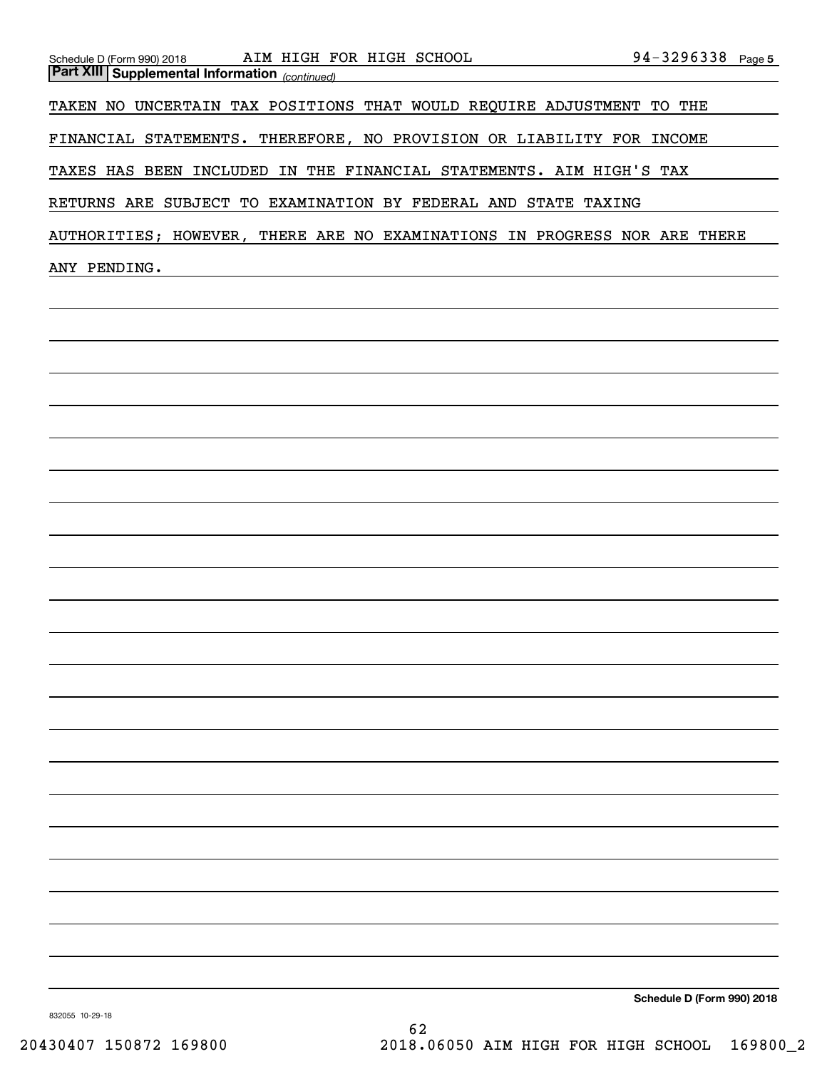Schedule D (Form 990) 2018 AIM HIGH FOR HIGH SCHOOL 94-3296338 Page 5

**Part XIII Supplemental Information** *(continued)*

TAKEN NO UNCERTAIN TAX POSITIONS THAT WOULD REQUIRE ADJUSTMENT TO THE FINANCIAL STATEMENTS. THEREFORE, NO PROVISION OR LIABILITY FOR INCOME TAXES HAS BEEN INCLUDED IN THE FINANCIAL STATEMENTS. AIM HIGH'S TAX RETURNS ARE SUBJECT TO EXAMINATION BY FEDERAL AND STATE TAXING AUTHORITIES; HOWEVER, THERE ARE NO EXAMINATIONS IN PROGRESS NOR ARE THERE ANY PENDING.

**Schedule D (Form 990) 2018**

832055 10-29-18

20430407 150872 169800 2018.06050 AIM HIGH FOR HIGH SCHOOL 169800_2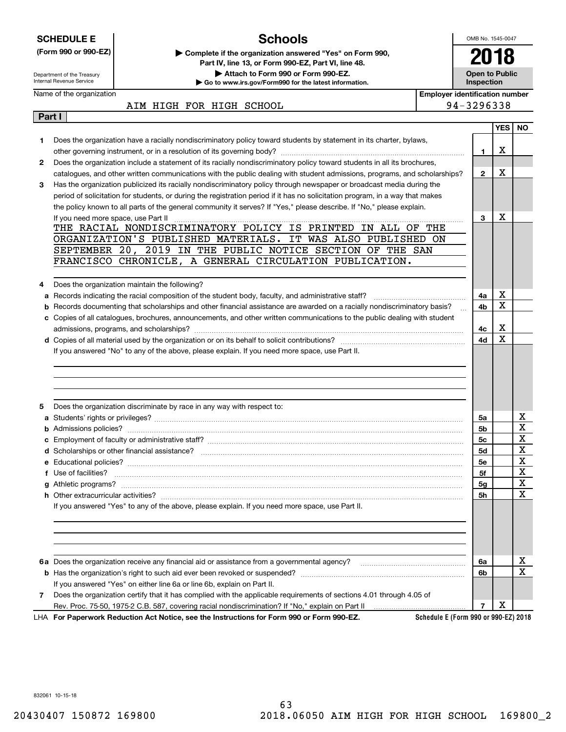**SCHEDULE E**
**(Form 990 or 990-EZ)**

Department of the Treasury
Internal Revenue Service

# Schools

▶ Complete if the organization answered "Yes" on Form 990, Part IV, line 13, or Form 990-EZ, Part VI, line 48.
▶ Attach to Form 990 or Form 990-EZ.
▶ Go to www.irs.gov/Form990 for the latest information.

OMB No. 1545-0047
**2018**
**Open to Public Inspection**

Name of the organization: AIM HIGH FOR HIGH SCHOOL
Employer identification number: 94-3296338

## Part I

| | | Line | YES | NO |
|---|---|---|---|---|
| 1 | Does the organization have a racially nondiscriminatory policy toward students by statement in its charter, bylaws, other governing instrument, or in a resolution of its governing body? | 1 | X | |
| 2 | Does the organization include a statement of its racially nondiscriminatory policy toward students in all its brochures, catalogues, and other written communications with the public dealing with student admissions, programs, and scholarships? | 2 | X | |
| 3 | Has the organization publicized its racially nondiscriminatory policy through newspaper or broadcast media during the period of solicitation for students, or during the registration period if it has no solicitation program, in a way that makes the policy known to all parts of the general community it serves? If "Yes," please describe. If "No," please explain. If you need more space, use Part II | 3 | X | |

THE RACIAL NONDISCRIMINATORY POLICY IS PRINTED IN ALL OF THE ORGANIZATION'S PUBLISHED MATERIALS. IT WAS ALSO PUBLISHED ON SEPTEMBER 20, 2019 IN THE PUBLIC NOTICE SECTION OF THE SAN FRANCISCO CHRONICLE, A GENERAL CIRCULATION PUBLICATION.

| | | Line | YES | NO |
|---|---|---|---|---|
| 4 | Does the organization maintain the following? | | | |
| a | Records indicating the racial composition of the student body, faculty, and administrative staff? | 4a | X | |
| b | Records documenting that scholarships and other financial assistance are awarded on a racially nondiscriminatory basis? | 4b | X | |
| c | Copies of all catalogues, brochures, announcements, and other written communications to the public dealing with student admissions, programs, and scholarships? | 4c | X | |
| d | Copies of all material used by the organization or on its behalf to solicit contributions? | 4d | X | |

If you answered "No" to any of the above, please explain. If you need more space, use Part II.

| | | Line | YES | NO |
|---|---|---|---|---|
| 5 | Does the organization discriminate by race in any way with respect to: | | | |
| a | Students' rights or privileges? | 5a | | X |
| b | Admissions policies? | 5b | | X |
| c | Employment of faculty or administrative staff? | 5c | | X |
| d | Scholarships or other financial assistance? | 5d | | X |
| e | Educational policies? | 5e | | X |
| f | Use of facilities? | 5f | | X |
| g | Athletic programs? | 5g | | X |
| h | Other extracurricular activities? | 5h | | X |

If you answered "Yes" to any of the above, please explain. If you need more space, use Part II.

| | | Line | YES | NO |
|---|---|---|---|---|
| 6a | Does the organization receive any financial aid or assistance from a governmental agency? | 6a | | X |
| b | Has the organization's right to such aid ever been revoked or suspended? | 6b | | X |
| | If you answered "Yes" on either line 6a or line 6b, explain on Part II. | | | |
| 7 | Does the organization certify that it has complied with the applicable requirements of sections 4.01 through 4.05 of Rev. Proc. 75-50, 1975-2 C.B. 587, covering racial nondiscrimination? If "No," explain on Part II | 7 | X | |

LHA **For Paperwork Reduction Act Notice, see the Instructions for Form 990 or Form 990-EZ.** **Schedule E (Form 990 or 990-EZ) 2018**

832061 10-15-18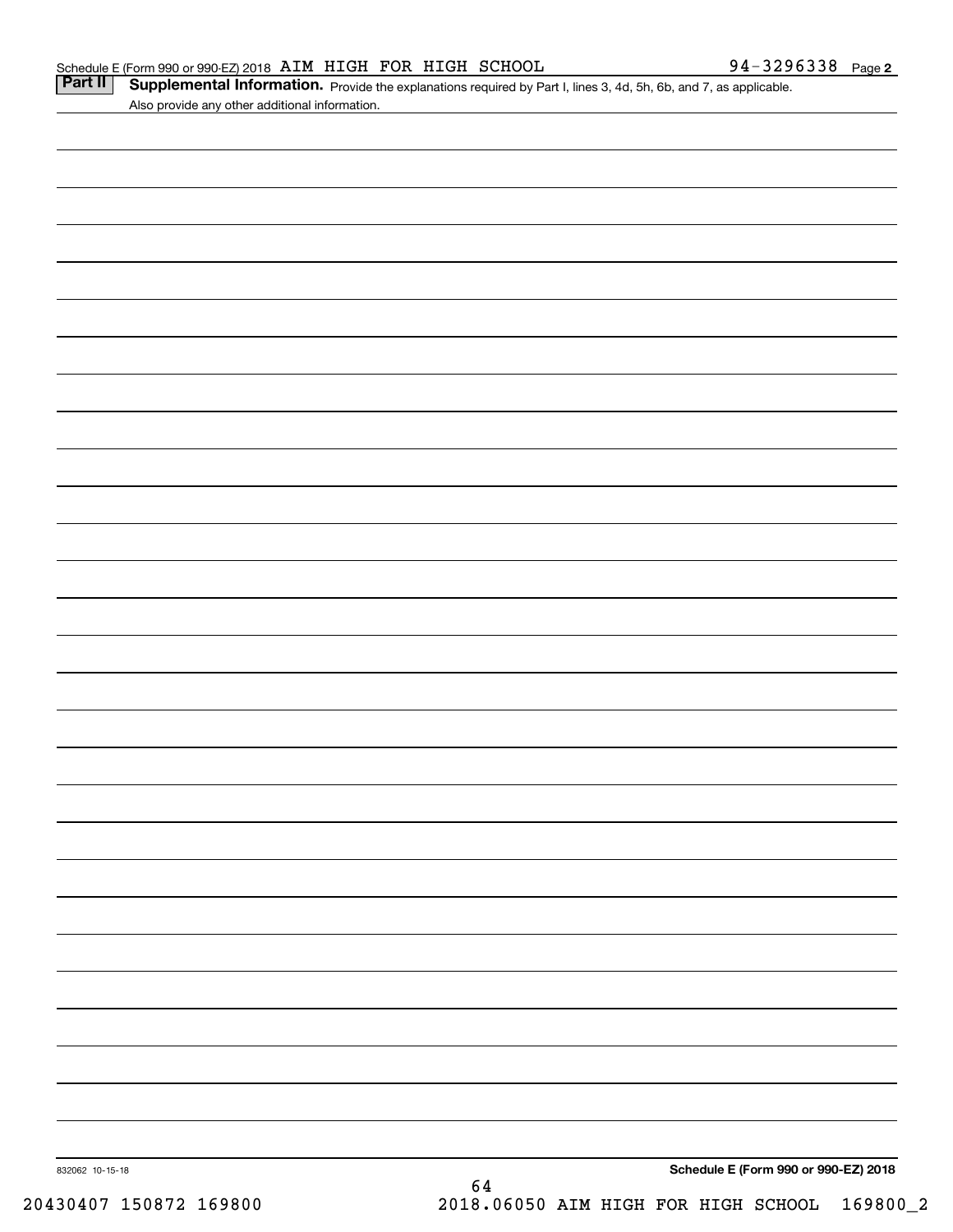Schedule E (Form 990 or 990-EZ) 2018 AIM HIGH FOR HIGH SCHOOL 94-3296338 Page **2**

**Part II** **Supplemental Information.** Provide the explanations required by Part I, lines 3, 4d, 5h, 6b, and 7, as applicable. Also provide any other additional information.

832062 10-15-18

**Schedule E (Form 990 or 990-EZ) 2018**

20430407 150872 169800 2018.06050 AIM HIGH FOR HIGH SCHOOL 169800_2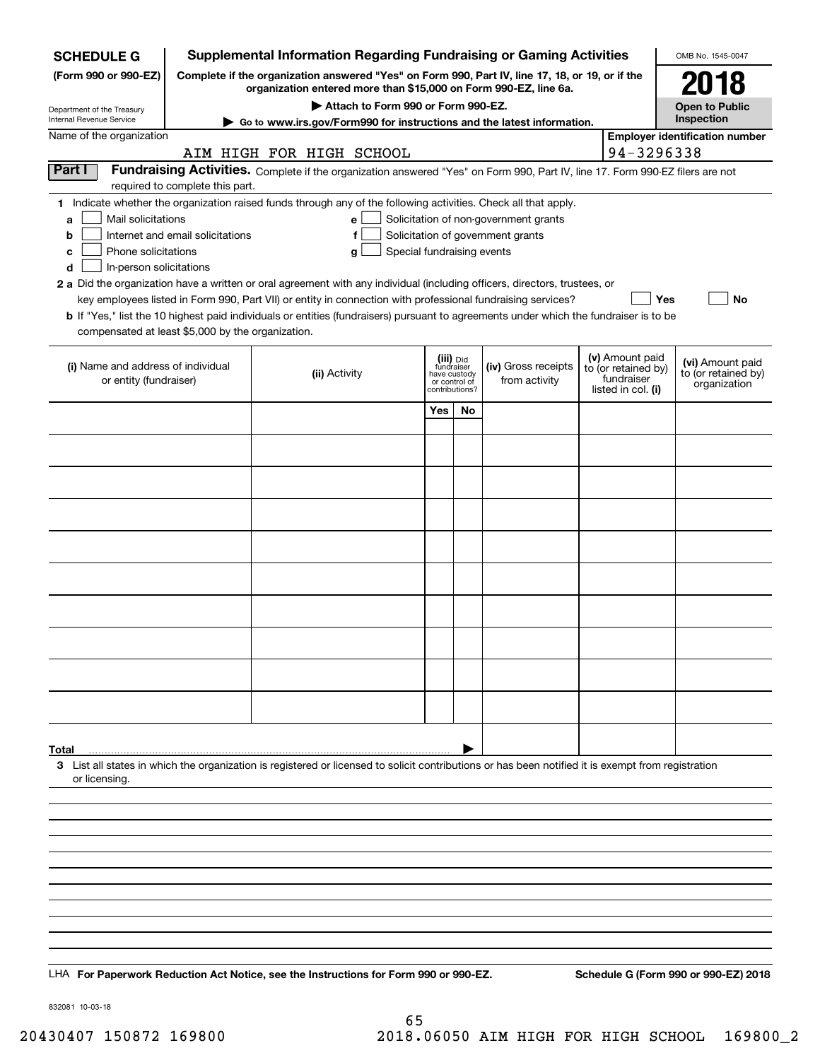**SCHEDULE G (Form 990 or 990-EZ)**

Department of the Treasury
Internal Revenue Service

# Supplemental Information Regarding Fundraising or Gaming Activities

**Complete if the organization answered "Yes" on Form 990, Part IV, line 17, 18, or 19, or if the organization entered more than $15,000 on Form 990-EZ, line 6a.**

**▶ Attach to Form 990 or Form 990-EZ.**

**▶ Go to www.irs.gov/Form990 for instructions and the latest information.**

OMB No. 1545-0047

**2018**

**Open to Public Inspection**

Name of the organization: AIM HIGH FOR HIGH SCHOOL

Employer identification number: 94-3296338

## Part I Fundraising Activities.

Complete if the organization answered "Yes" on Form 990, Part IV, line 17. Form 990-EZ filers are not required to complete this part.

**1** Indicate whether the organization raised funds through any of the following activities. Check all that apply.

- **a** ☐ Mail solicitations
- **b** ☐ Internet and email solicitations
- **c** ☐ Phone solicitations
- **d** ☐ In-person solicitations
- **e** ☐ Solicitation of non-government grants
- **f** ☐ Solicitation of government grants
- **g** ☐ Special fundraising events

**2 a** Did the organization have a written or oral agreement with any individual (including officers, directors, trustees, or key employees listed in Form 990, Part VII) or entity in connection with professional fundraising services? ☐ Yes ☐ No

**b** If "Yes," list the 10 highest paid individuals or entities (fundraisers) pursuant to agreements under which the fundraiser is to be compensated at least $5,000 by the organization.

| (i) Name and address of individual or entity (fundraiser) | (ii) Activity | (iii) Did fundraiser have custody or control of contributions? Yes | No | (iv) Gross receipts from activity | (v) Amount paid to (or retained by) fundraiser listed in col. (i) | (vi) Amount paid to (or retained by) organization |
|---|---|---|---|---|---|---|
| | | | | | | |
| | | | | | | |
| | | | | | | |
| | | | | | | |
| | | | | | | |
| | | | | | | |
| | | | | | | |
| | | | | | | |
| | | | | | | |
| | | | | | | |
| **Total** ▶ | | | | | | |

**3** List all states in which the organization is registered or licensed to solicit contributions or has been notified it is exempt from registration or licensing.

LHA **For Paperwork Reduction Act Notice, see the Instructions for Form 990 or 990-EZ.** **Schedule G (Form 990 or 990-EZ) 2018**

832081 10-03-18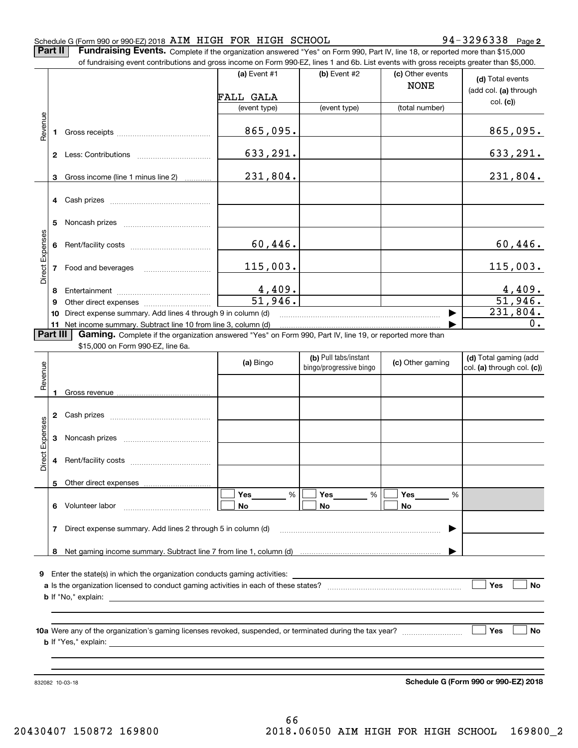Schedule G (Form 990 or 990-EZ) 2018 AIM HIGH FOR HIGH SCHOOL 94-3296338 Page **2**

**Part II** **Fundraising Events.** Complete if the organization answered "Yes" on Form 990, Part IV, line 18, or reported more than $15,000 of fundraising event contributions and gross income on Form 990-EZ, lines 1 and 6b. List events with gross receipts greater than $5,000.

| | | (a) Event #1 | (b) Event #2 | (c) Other events | (d) Total events (add col. (a) through col. (c)) |
|---|---|---|---|---|---|
| | | FALL GALA | | NONE | |
| | | (event type) | (event type) | (total number) | |
| Revenue | 1 Gross receipts | 865,095. | | | 865,095. |
| | 2 Less: Contributions | 633,291. | | | 633,291. |
| | 3 Gross income (line 1 minus line 2) | 231,804. | | | 231,804. |
| Direct Expenses | 4 Cash prizes | | | | |
| | 5 Noncash prizes | | | | |
| | 6 Rent/facility costs | 60,446. | | | 60,446. |
| | 7 Food and beverages | 115,003. | | | 115,003. |
| | 8 Entertainment | 4,409. | | | 4,409. |
| | 9 Other direct expenses | 51,946. | | | 51,946. |
| | 10 Direct expense summary. Add lines 4 through 9 in column (d) | | | | 231,804. |
| | 11 Net income summary. Subtract line 10 from line 3, column (d) | | | | 0. |

**Part III** **Gaming.** Complete if the organization answered "Yes" on Form 990, Part IV, line 19, or reported more than $15,000 on Form 990-EZ, line 6a.

| | | (a) Bingo | (b) Pull tabs/instant bingo/progressive bingo | (c) Other gaming | (d) Total gaming (add col. (a) through col. (c)) |
|---|---|---|---|---|---|
| Revenue | 1 Gross revenue | | | | |
| Direct Expenses | 2 Cash prizes | | | | |
| | 3 Noncash prizes | | | | |
| | 4 Rent/facility costs | | | | |
| | 5 Other direct expenses | | | | |
| | 6 Volunteer labor | Yes ___ % / No | Yes ___ % / No | Yes ___ % / No | |
| | 7 Direct expense summary. Add lines 2 through 5 in column (d) | | | | |
| | 8 Net gaming income summary. Subtract line 7 from line 1, column (d) | | | | |

**9** Enter the state(s) in which the organization conducts gaming activities: ____________

**a** Is the organization licensed to conduct gaming activities in each of these states? ☐ Yes ☐ No

**b** If "No," explain: ____________

**10a** Were any of the organization's gaming licenses revoked, suspended, or terminated during the tax year? ☐ Yes ☐ No

**b** If "Yes," explain: ____________

832082 10-03-18 **Schedule G (Form 990 or 990-EZ) 2018**

20430407 150872 169800 2018.06050 AIM HIGH FOR HIGH SCHOOL 169800_2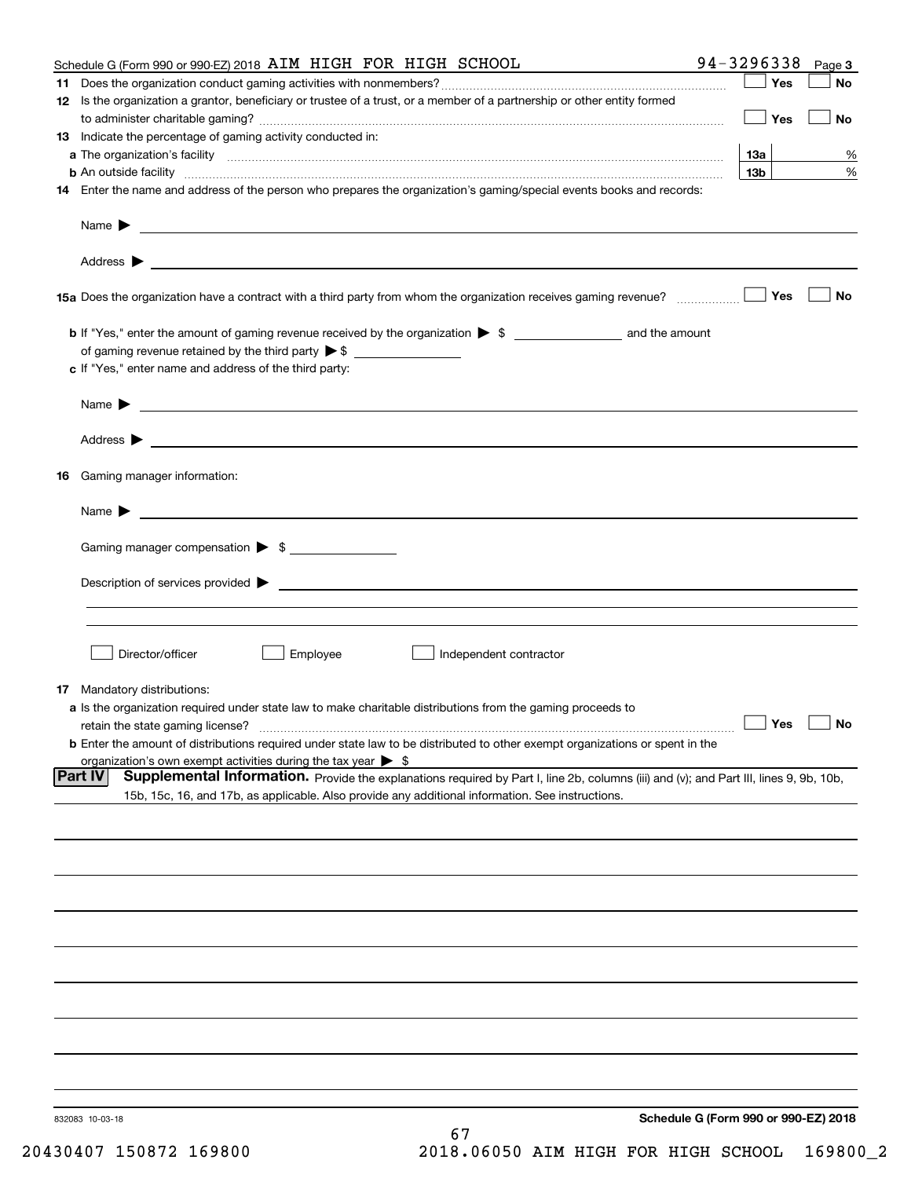Schedule G (Form 990 or 990-EZ) 2018 AIM HIGH FOR HIGH SCHOOL 94-3296338 Page 3

**11** Does the organization conduct gaming activities with nonmembers? ☐ Yes ☐ No

**12** Is the organization a grantor, beneficiary or trustee of a trust, or a member of a partnership or other entity formed to administer charitable gaming? ☐ Yes ☐ No

**13** Indicate the percentage of gaming activity conducted in:

**a** The organization's facility **13a** %

**b** An outside facility **13b** %

**14** Enter the name and address of the person who prepares the organization's gaming/special events books and records:

Name ▶

Address ▶

**15a** Does the organization have a contract with a third party from whom the organization receives gaming revenue? ☐ Yes ☐ No

**b** If "Yes," enter the amount of gaming revenue received by the organization ▶ $ ______ and the amount of gaming revenue retained by the third party ▶ $ ______

**c** If "Yes," enter name and address of the third party:

Name ▶

Address ▶

**16** Gaming manager information:

Name ▶

Gaming manager compensation ▶ $

Description of services provided ▶

☐ Director/officer ☐ Employee ☐ Independent contractor

**17** Mandatory distributions:

**a** Is the organization required under state law to make charitable distributions from the gaming proceeds to retain the state gaming license? ☐ Yes ☐ No

**b** Enter the amount of distributions required under state law to be distributed to other exempt organizations or spent in the organization's own exempt activities during the tax year ▶ $

**Part IV** **Supplemental Information.** Provide the explanations required by Part I, line 2b, columns (iii) and (v); and Part III, lines 9, 9b, 10b, 15b, 15c, 16, and 17b, as applicable. Also provide any additional information. See instructions.

832083 10-03-18 **Schedule G (Form 990 or 990-EZ) 2018**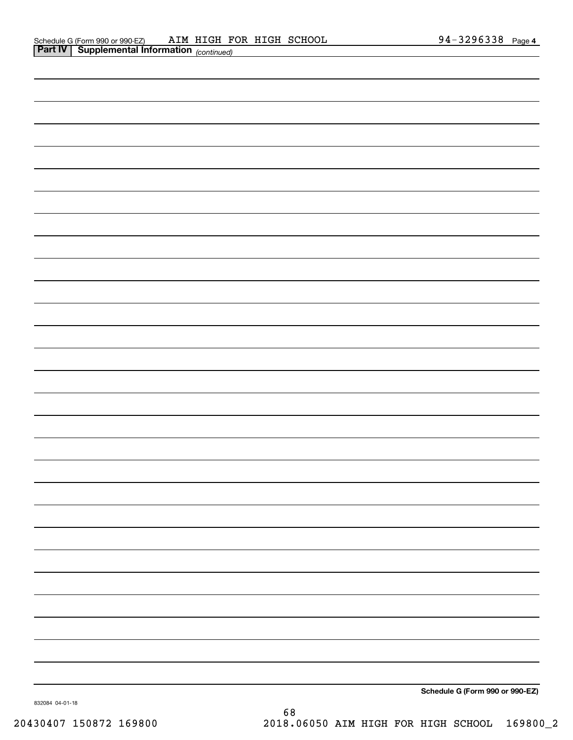Schedule G (Form 990 or 990-EZ) AIM HIGH FOR HIGH SCHOOL 94-3296338 Page **4**

**Part IV | Supplemental Information** *(continued)*

**Schedule G (Form 990 or 990-EZ)**

832084 04-01-18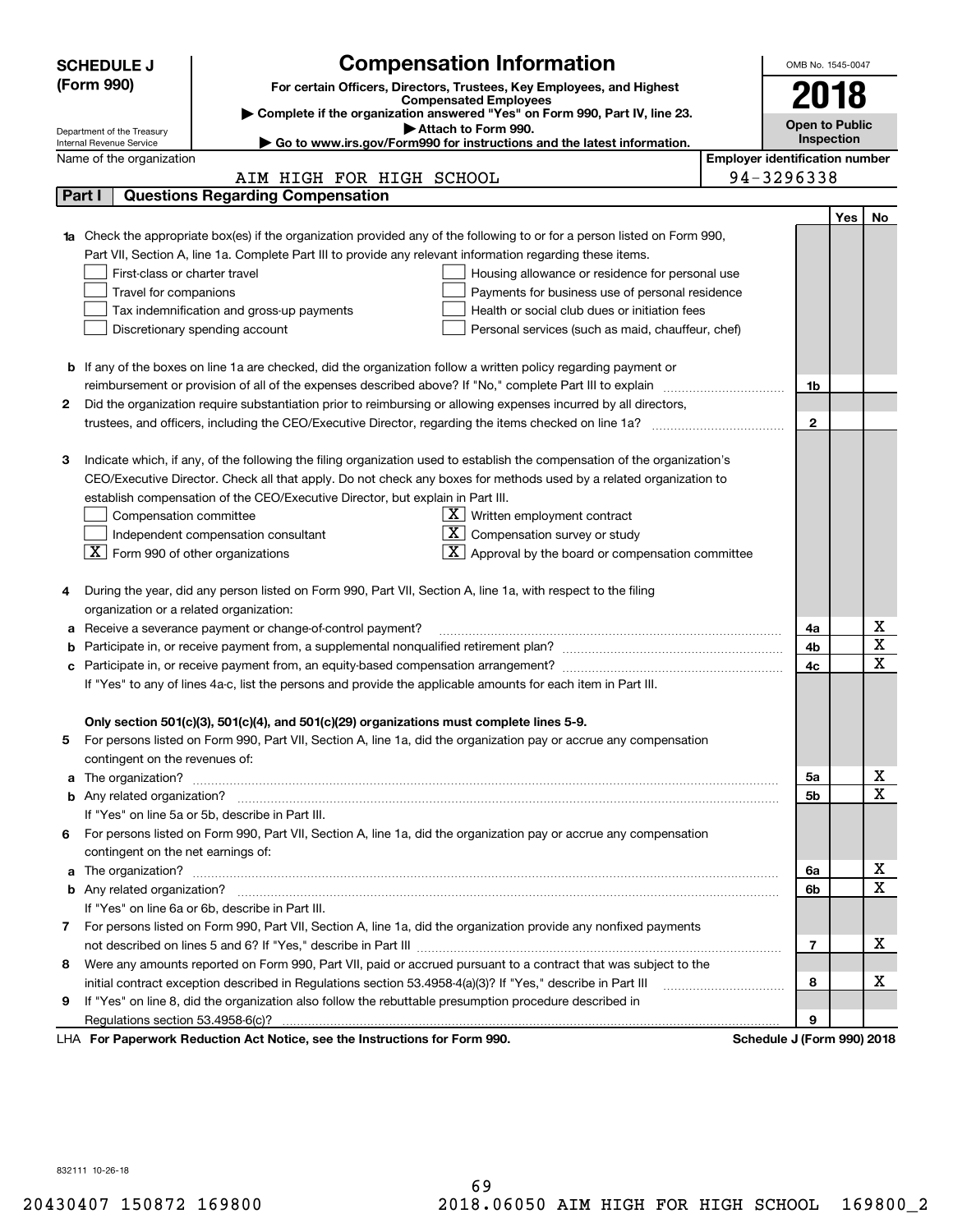**SCHEDULE J (Form 990)**

Department of the Treasury
Internal Revenue Service

# Compensation Information

**For certain Officers, Directors, Trustees, Key Employees, and Highest Compensated Employees**

▶ Complete if the organization answered "Yes" on Form 990, Part IV, line 23.

▶ Attach to Form 990.

▶ Go to www.irs.gov/Form990 for instructions and the latest information.

OMB No. 1545-0047

**2018**

**Open to Public Inspection**

Name of the organization: AIM HIGH FOR HIGH SCHOOL

Employer identification number: 94-3296338

## Part I Questions Regarding Compensation

| | | Line | Yes | No |
|---|---|---|---|---|
| **1a** | Check the appropriate box(es) if the organization provided any of the following to or for a person listed on Form 990, Part VII, Section A, line 1a. Complete Part III to provide any relevant information regarding these items.<br>☐ First-class or charter travel ☐ Housing allowance or residence for personal use<br>☐ Travel for companions ☐ Payments for business use of personal residence<br>☐ Tax indemnification and gross-up payments ☐ Health or social club dues or initiation fees<br>☐ Discretionary spending account ☐ Personal services (such as maid, chauffeur, chef) | | | |
| **b** | If any of the boxes on line 1a are checked, did the organization follow a written policy regarding payment or reimbursement or provision of all of the expenses described above? If "No," complete Part III to explain | 1b | | |
| **2** | Did the organization require substantiation prior to reimbursing or allowing expenses incurred by all directors, trustees, and officers, including the CEO/Executive Director, regarding the items checked on line 1a? | 2 | | |
| **3** | Indicate which, if any, of the following the filing organization used to establish the compensation of the organization's CEO/Executive Director. Check all that apply. Do not check any boxes for methods used by a related organization to establish compensation of the CEO/Executive Director, but explain in Part III.<br>☐ Compensation committee ☒ Written employment contract<br>☐ Independent compensation consultant ☒ Compensation survey or study<br>☒ Form 990 of other organizations ☒ Approval by the board or compensation committee | | | |
| **4** | During the year, did any person listed on Form 990, Part VII, Section A, line 1a, with respect to the filing organization or a related organization: | | | |
| **a** | Receive a severance payment or change-of-control payment? | 4a | | X |
| **b** | Participate in, or receive payment from, a supplemental nonqualified retirement plan? | 4b | | X |
| **c** | Participate in, or receive payment from, an equity-based compensation arrangement? | 4c | | X |
| | If "Yes" to any of lines 4a-c, list the persons and provide the applicable amounts for each item in Part III. | | | |
| | **Only section 501(c)(3), 501(c)(4), and 501(c)(29) organizations must complete lines 5-9.** | | | |
| **5** | For persons listed on Form 990, Part VII, Section A, line 1a, did the organization pay or accrue any compensation contingent on the revenues of: | | | |
| **a** | The organization? | 5a | | X |
| **b** | Any related organization? | 5b | | X |
| | If "Yes" on line 5a or 5b, describe in Part III. | | | |
| **6** | For persons listed on Form 990, Part VII, Section A, line 1a, did the organization pay or accrue any compensation contingent on the net earnings of: | | | |
| **a** | The organization? | 6a | | X |
| **b** | Any related organization? | 6b | | X |
| | If "Yes" on line 6a or 6b, describe in Part III. | | | |
| **7** | For persons listed on Form 990, Part VII, Section A, line 1a, did the organization provide any nonfixed payments not described on lines 5 and 6? If "Yes," describe in Part III | 7 | | X |
| **8** | Were any amounts reported on Form 990, Part VII, paid or accrued pursuant to a contract that was subject to the initial contract exception described in Regulations section 53.4958-4(a)(3)? If "Yes," describe in Part III | 8 | | X |
| **9** | If "Yes" on line 8, did the organization also follow the rebuttable presumption procedure described in Regulations section 53.4958-6(c)? | 9 | | |

LHA **For Paperwork Reduction Act Notice, see the Instructions for Form 990.** **Schedule J (Form 990) 2018**

832111 10-26-18

20430407 150872 169800 2018.06050 AIM HIGH FOR HIGH SCHOOL 169800_2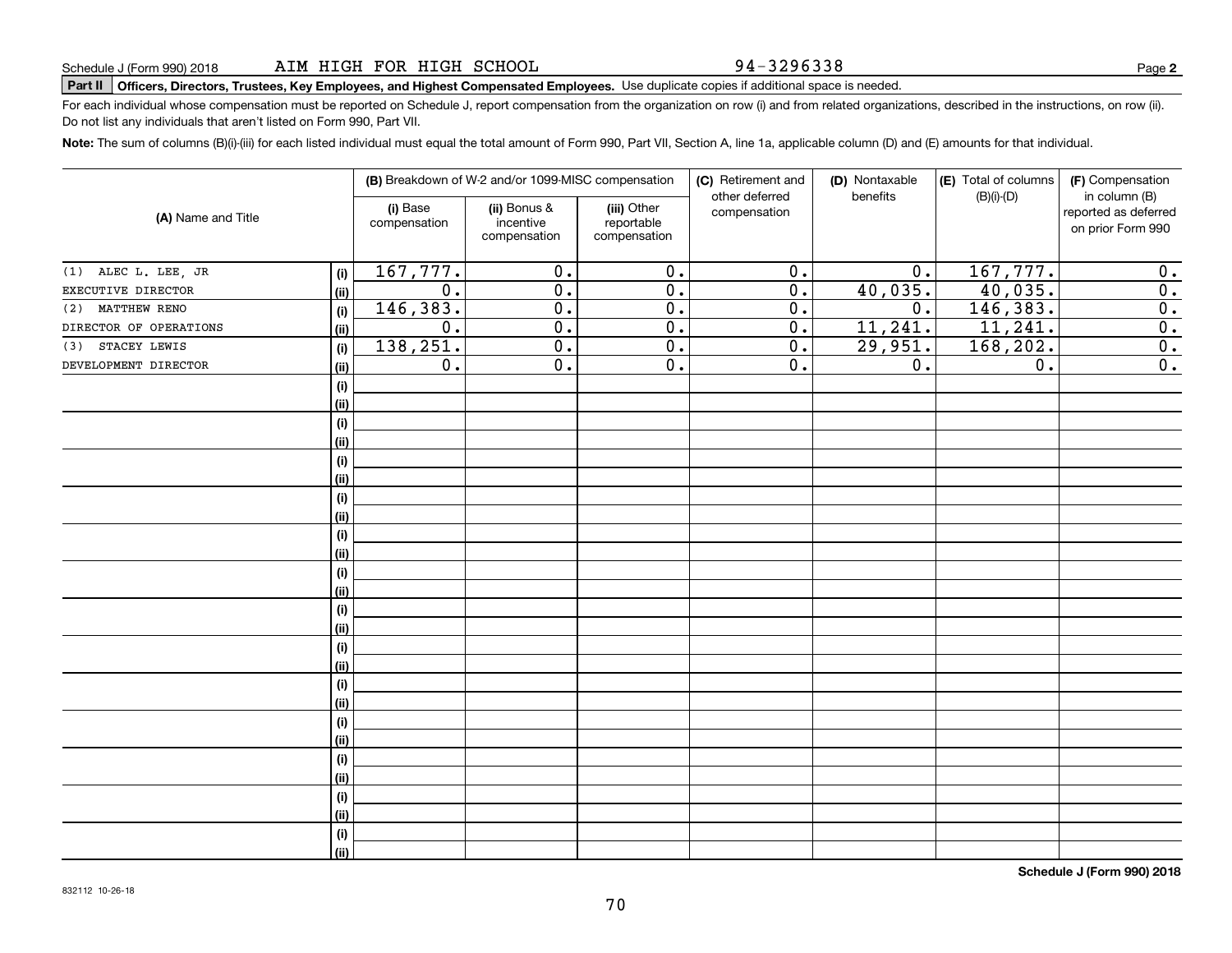Schedule J (Form 990) 2018 AIM HIGH FOR HIGH SCHOOL 94-3296338

**Part II Officers, Directors, Trustees, Key Employees, and Highest Compensated Employees.** Use duplicate copies if additional space is needed.

For each individual whose compensation must be reported on Schedule J, report compensation from the organization on row (i) and from related organizations, described in the instructions, on row (ii). Do not list any individuals that aren't listed on Form 990, Part VII.

**Note:** The sum of columns (B)(i)-(iii) for each listed individual must equal the total amount of Form 990, Part VII, Section A, line 1a, applicable column (D) and (E) amounts for that individual.

| (A) Name and Title | | (B) Breakdown of W-2 and/or 1099-MISC compensation | | | (C) Retirement and other deferred compensation | (D) Nontaxable benefits | (E) Total of columns (B)(i)-(D) | (F) Compensation in column (B) reported as deferred on prior Form 990 |
|---|---|---|---|---|---|---|---|---|
| | | (i) Base compensation | (ii) Bonus & incentive compensation | (iii) Other reportable compensation | | | | |
| (1) ALEC L. LEE, JR | (i) | 167,777. | 0. | 0. | 0. | 0. | 167,777. | 0. |
| EXECUTIVE DIRECTOR | (ii) | 0. | 0. | 0. | 0. | 40,035. | 40,035. | 0. |
| (2) MATTHEW RENO | (i) | 146,383. | 0. | 0. | 0. | 0. | 146,383. | 0. |
| DIRECTOR OF OPERATIONS | (ii) | 0. | 0. | 0. | 0. | 11,241. | 11,241. | 0. |
| (3) STACEY LEWIS | (i) | 138,251. | 0. | 0. | 0. | 29,951. | 168,202. | 0. |
| DEVELOPMENT DIRECTOR | (ii) | 0. | 0. | 0. | 0. | 0. | 0. | 0. |

**Schedule J (Form 990) 2018**

832112 10-26-18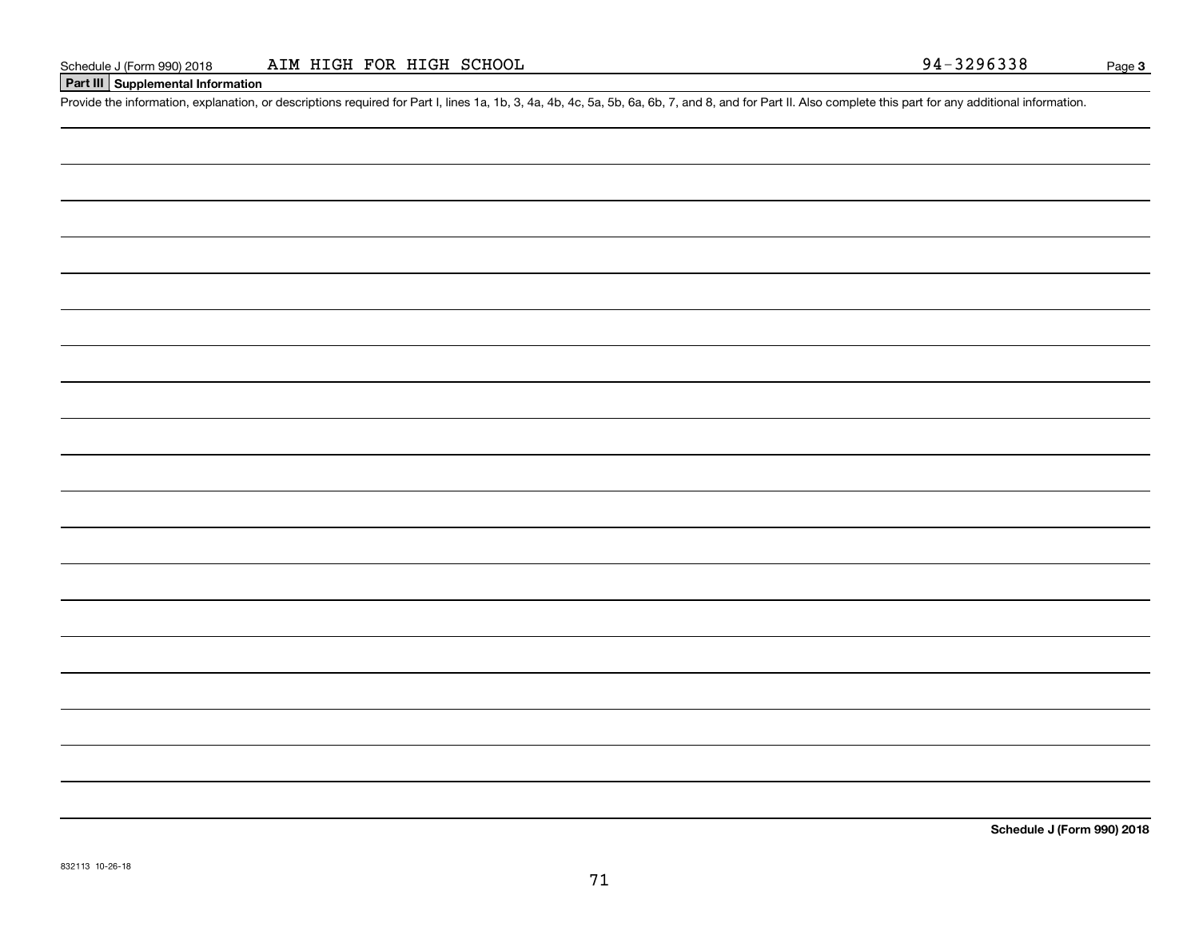Schedule J (Form 990) 2018 AIM HIGH FOR HIGH SCHOOL 94-3296338 Page **3**

## Part III Supplemental Information

Provide the information, explanation, or descriptions required for Part I, lines 1a, 1b, 3, 4a, 4b, 4c, 5a, 5b, 6a, 6b, 7, and 8, and for Part II. Also complete this part for any additional information.

**Schedule J (Form 990) 2018**

832113 10-26-18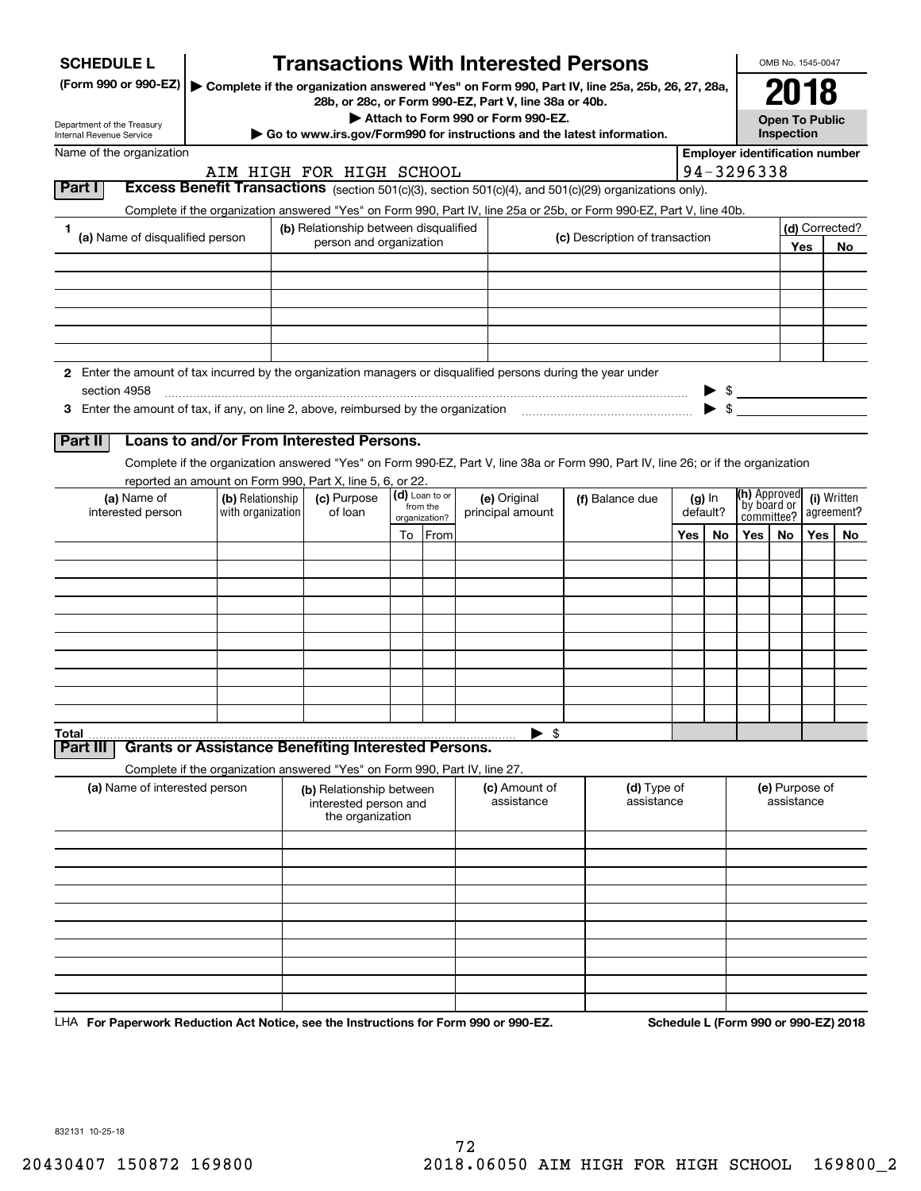**SCHEDULE L** (Form 990 or 990-EZ)

Department of the Treasury Internal Revenue Service

# Transactions With Interested Persons

▶ Complete if the organization answered "Yes" on Form 990, Part IV, line 25a, 25b, 26, 27, 28a, 28b, or 28c, or Form 990-EZ, Part V, line 38a or 40b.

▶ Attach to Form 990 or Form 990-EZ.

▶ Go to www.irs.gov/Form990 for instructions and the latest information.

OMB No. 1545-0047

**2018**

**Open To Public Inspection**

Name of the organization: AIM HIGH FOR HIGH SCHOOL

Employer identification number: 94-3296338

**Part I** **Excess Benefit Transactions** (section 501(c)(3), section 501(c)(4), and 501(c)(29) organizations only).

Complete if the organization answered "Yes" on Form 990, Part IV, line 25a or 25b, or Form 990-EZ, Part V, line 40b.

| 1 (a) Name of disqualified person | (b) Relationship between disqualified person and organization | (c) Description of transaction | (d) Corrected? Yes | No |
|---|---|---|---|---|
| | | | | |
| | | | | |
| | | | | |
| | | | | |
| | | | | |
| | | | | |

**2** Enter the amount of tax incurred by the organization managers or disqualified persons during the year under section 4958 ▶ $

**3** Enter the amount of tax, if any, on line 2, above, reimbursed by the organization ▶ $

**Part II** **Loans to and/or From Interested Persons.**

Complete if the organization answered "Yes" on Form 990-EZ, Part V, line 38a or Form 990, Part IV, line 26; or if the organization reported an amount on Form 990, Part X, line 5, 6, or 22.

| (a) Name of interested person | (b) Relationship with organization | (c) Purpose of loan | (d) Loan to or from the organization? To | From | (e) Original principal amount | (f) Balance due | (g) In default? Yes | No | (h) Approved by board or committee? Yes | No | (i) Written agreement? Yes | No |
|---|---|---|---|---|---|---|---|---|---|---|---|---|
| | | | | | | | | | | | | |
| | | | | | | | | | | | | |
| | | | | | | | | | | | | |
| | | | | | | | | | | | | |
| | | | | | | | | | | | | |
| | | | | | | | | | | | | |
| | | | | | | | | | | | | |
| | | | | | | | | | | | | |
| | | | | | | | | | | | | |
| | | | | | | | | | | | | |
| **Total** | | | | | | ▶ $ | | | | | | |

**Part III** **Grants or Assistance Benefiting Interested Persons.**

Complete if the organization answered "Yes" on Form 990, Part IV, line 27.

| (a) Name of interested person | (b) Relationship between interested person and the organization | (c) Amount of assistance | (d) Type of assistance | (e) Purpose of assistance |
|---|---|---|---|---|
| | | | | |
| | | | | |
| | | | | |
| | | | | |
| | | | | |
| | | | | |
| | | | | |
| | | | | |
| | | | | |
| | | | | |

LHA **For Paperwork Reduction Act Notice, see the Instructions for Form 990 or 990-EZ.** **Schedule L (Form 990 or 990-EZ) 2018**

832131 10-25-18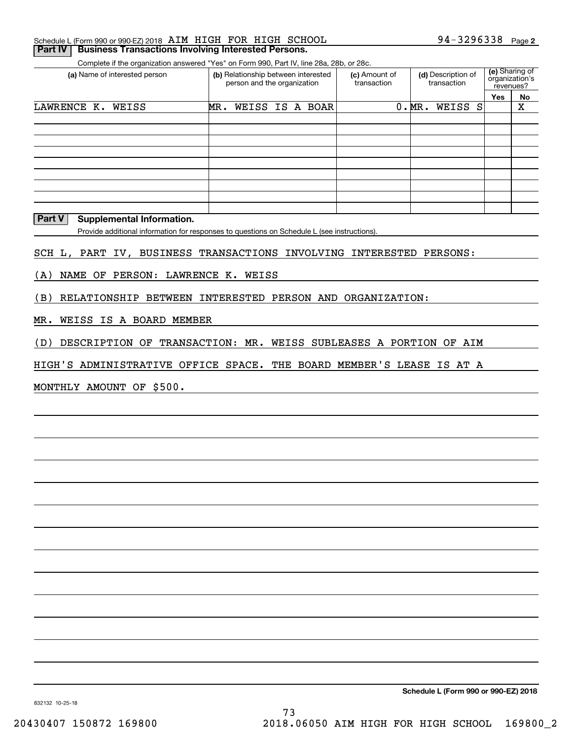Schedule L (Form 990 or 990-EZ) 2018 AIM HIGH FOR HIGH SCHOOL 94-3296338 Page 2

**Part IV | Business Transactions Involving Interested Persons.**

Complete if the organization answered "Yes" on Form 990, Part IV, line 28a, 28b, or 28c.

| (a) Name of interested person | (b) Relationship between interested person and the organization | (c) Amount of transaction | (d) Description of transaction | (e) Sharing of organization's revenues? | |
|---|---|---|---|---|---|
| | | | | Yes | No |
| LAWRENCE K. WEISS | MR. WEISS IS A BOAR | 0. | MR. WEISS S | | X |
| | | | | | |
| | | | | | |
| | | | | | |
| | | | | | |
| | | | | | |
| | | | | | |
| | | | | | |
| | | | | | |

**Part V | Supplemental Information.**

Provide additional information for responses to questions on Schedule L (see instructions).

SCH L, PART IV, BUSINESS TRANSACTIONS INVOLVING INTERESTED PERSONS:

(A) NAME OF PERSON: LAWRENCE K. WEISS

(B) RELATIONSHIP BETWEEN INTERESTED PERSON AND ORGANIZATION:

MR. WEISS IS A BOARD MEMBER

(D) DESCRIPTION OF TRANSACTION: MR. WEISS SUBLEASES A PORTION OF AIM HIGH'S ADMINISTRATIVE OFFICE SPACE. THE BOARD MEMBER'S LEASE IS AT A MONTHLY AMOUNT OF $500.

**Schedule L (Form 990 or 990-EZ) 2018**

832132 10-25-18

20430407 150872 169800 2018.06050 AIM HIGH FOR HIGH SCHOOL 169800_2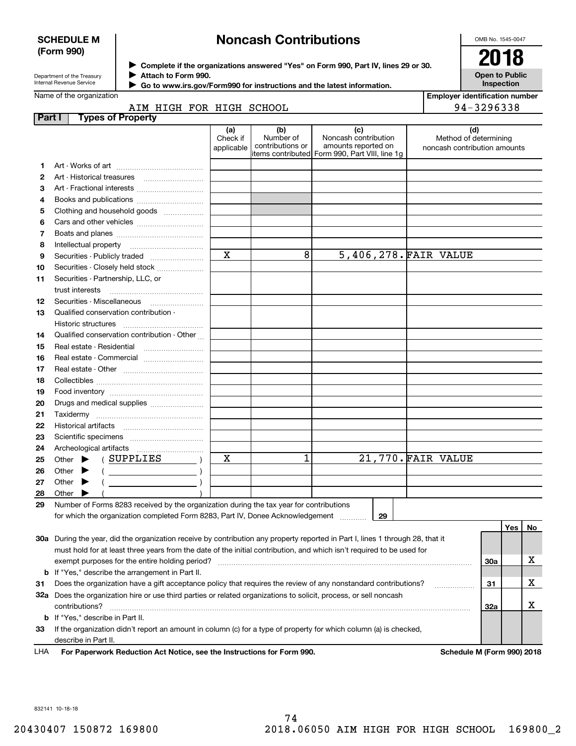**SCHEDULE M (Form 990)**

Department of the Treasury
Internal Revenue Service

# Noncash Contributions

▶ Complete if the organizations answered "Yes" on Form 990, Part IV, lines 29 or 30.
▶ Attach to Form 990.
▶ Go to www.irs.gov/Form990 for instructions and the latest information.

OMB No. 1545-0047

**2018**

**Open to Public Inspection**

Name of the organization: AIM HIGH FOR HIGH SCHOOL

Employer identification number: 94-3296338

**Part I — Types of Property**

| | | (a) Check if applicable | (b) Number of contributions or items contributed | (c) Noncash contribution amounts reported on Form 990, Part VIII, line 1g | (d) Method of determining noncash contribution amounts |
|---|---|---|---|---|---|
| 1 | Art - Works of art | | | | |
| 2 | Art - Historical treasures | | | | |
| 3 | Art - Fractional interests | | | | |
| 4 | Books and publications | | | | |
| 5 | Clothing and household goods | | | | |
| 6 | Cars and other vehicles | | | | |
| 7 | Boats and planes | | | | |
| 8 | Intellectual property | | | | |
| 9 | Securities - Publicly traded | X | 8 | 5,406,278. | FAIR VALUE |
| 10 | Securities - Closely held stock | | | | |
| 11 | Securities - Partnership, LLC, or trust interests | | | | |
| 12 | Securities - Miscellaneous | | | | |
| 13 | Qualified conservation contribution - Historic structures | | | | |
| 14 | Qualified conservation contribution - Other | | | | |
| 15 | Real estate - Residential | | | | |
| 16 | Real estate - Commercial | | | | |
| 17 | Real estate - Other | | | | |
| 18 | Collectibles | | | | |
| 19 | Food inventory | | | | |
| 20 | Drugs and medical supplies | | | | |
| 21 | Taxidermy | | | | |
| 22 | Historical artifacts | | | | |
| 23 | Scientific specimens | | | | |
| 24 | Archeological artifacts | | | | |
| 25 | Other ▶ ( SUPPLIES ) | X | 1 | 21,770. | FAIR VALUE |
| 26 | Other ▶ ( ) | | | | |
| 27 | Other ▶ ( ) | | | | |
| 28 | Other ▶ ( ) | | | | |

29 Number of Forms 8283 received by the organization during the tax year for contributions for which the organization completed Form 8283, Part IV, Donee Acknowledgement ..... **29**

| | | | Yes | No |
|---|---|---|---|---|
| 30a | During the year, did the organization receive by contribution any property reported in Part I, lines 1 through 28, that it must hold for at least three years from the date of the initial contribution, and which isn't required to be used for exempt purposes for the entire holding period? | 30a | | X |
| b | If "Yes," describe the arrangement in Part II. | | | |
| 31 | Does the organization have a gift acceptance policy that requires the review of any nonstandard contributions? | 31 | | X |
| 32a | Does the organization hire or use third parties or related organizations to solicit, process, or sell noncash contributions? | 32a | | X |
| b | If "Yes," describe in Part II. | | | |
| 33 | If the organization didn't report an amount in column (c) for a type of property for which column (a) is checked, describe in Part II. | | | |

LHA For Paperwork Reduction Act Notice, see the Instructions for Form 990. Schedule M (Form 990) 2018

832141 10-18-18

20430407 150872 169800 2018.06050 AIM HIGH FOR HIGH SCHOOL 169800_2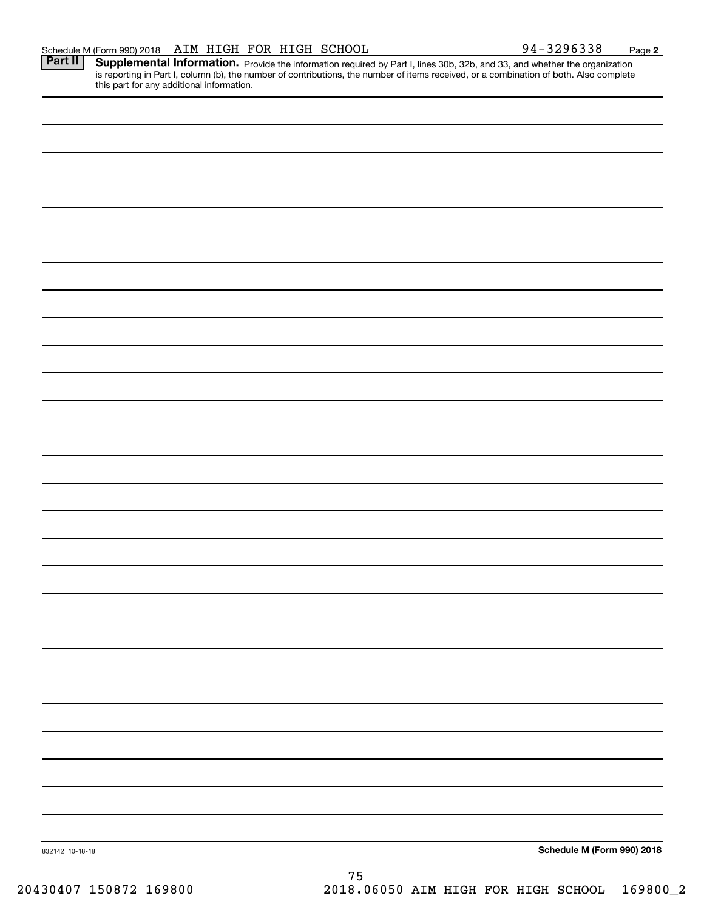Schedule M (Form 990) 2018 AIM HIGH FOR HIGH SCHOOL 94-3296338 Page **2**

## Part II Supplemental Information.

Provide the information required by Part I, lines 30b, 32b, and 33, and whether the organization is reporting in Part I, column (b), the number of contributions, the number of items received, or a combination of both. Also complete this part for any additional information.

832142 10-18-18

**Schedule M (Form 990) 2018**

20430407 150872 169800 2018.06050 AIM HIGH FOR HIGH SCHOOL 169800_2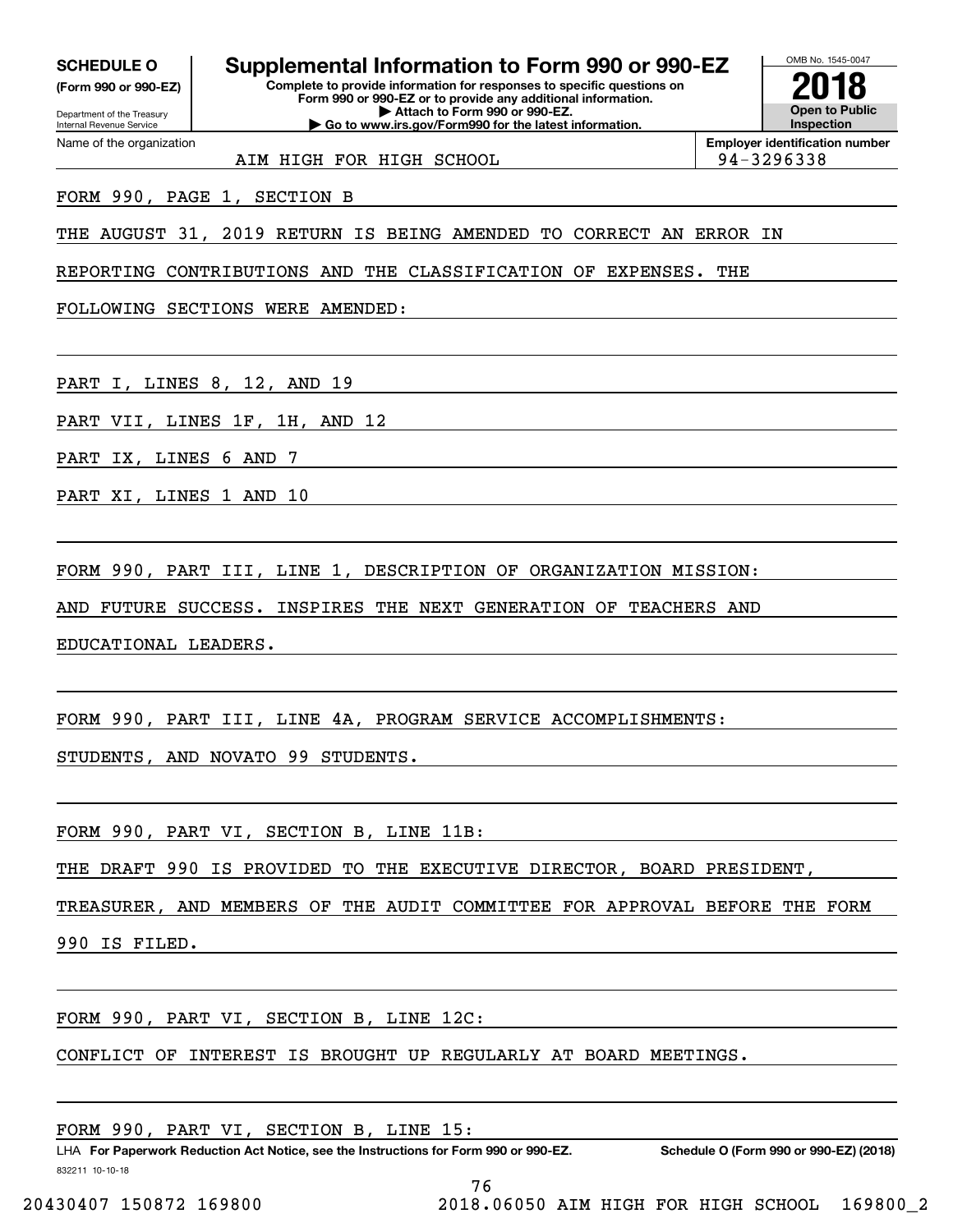**SCHEDULE O**
**(Form 990 or 990-EZ)**

Department of the Treasury
Internal Revenue Service

# Supplemental Information to Form 990 or 990-EZ

**Complete to provide information for responses to specific questions on Form 990 or 990-EZ or to provide any additional information.**
**▶ Attach to Form 990 or 990-EZ.**
**▶ Go to www.irs.gov/Form990 for the latest information.**

OMB No. 1545-0047

**2018**

**Open to Public Inspection**

Name of the organization: AIM HIGH FOR HIGH SCHOOL

**Employer identification number** 94-3296338

FORM 990, PAGE 1, SECTION B

THE AUGUST 31, 2019 RETURN IS BEING AMENDED TO CORRECT AN ERROR IN REPORTING CONTRIBUTIONS AND THE CLASSIFICATION OF EXPENSES. THE FOLLOWING SECTIONS WERE AMENDED:

PART I, LINES 8, 12, AND 19

PART VII, LINES 1F, 1H, AND 12

PART IX, LINES 6 AND 7

PART XI, LINES 1 AND 10

FORM 990, PART III, LINE 1, DESCRIPTION OF ORGANIZATION MISSION:

AND FUTURE SUCCESS. INSPIRES THE NEXT GENERATION OF TEACHERS AND EDUCATIONAL LEADERS.

FORM 990, PART III, LINE 4A, PROGRAM SERVICE ACCOMPLISHMENTS:

STUDENTS, AND NOVATO 99 STUDENTS.

FORM 990, PART VI, SECTION B, LINE 11B:

THE DRAFT 990 IS PROVIDED TO THE EXECUTIVE DIRECTOR, BOARD PRESIDENT, TREASURER, AND MEMBERS OF THE AUDIT COMMITTEE FOR APPROVAL BEFORE THE FORM 990 IS FILED.

FORM 990, PART VI, SECTION B, LINE 12C:

CONFLICT OF INTEREST IS BROUGHT UP REGULARLY AT BOARD MEETINGS.

FORM 990, PART VI, SECTION B, LINE 15:

LHA **For Paperwork Reduction Act Notice, see the Instructions for Form 990 or 990-EZ.** **Schedule O (Form 990 or 990-EZ) (2018)**

832211 10-10-18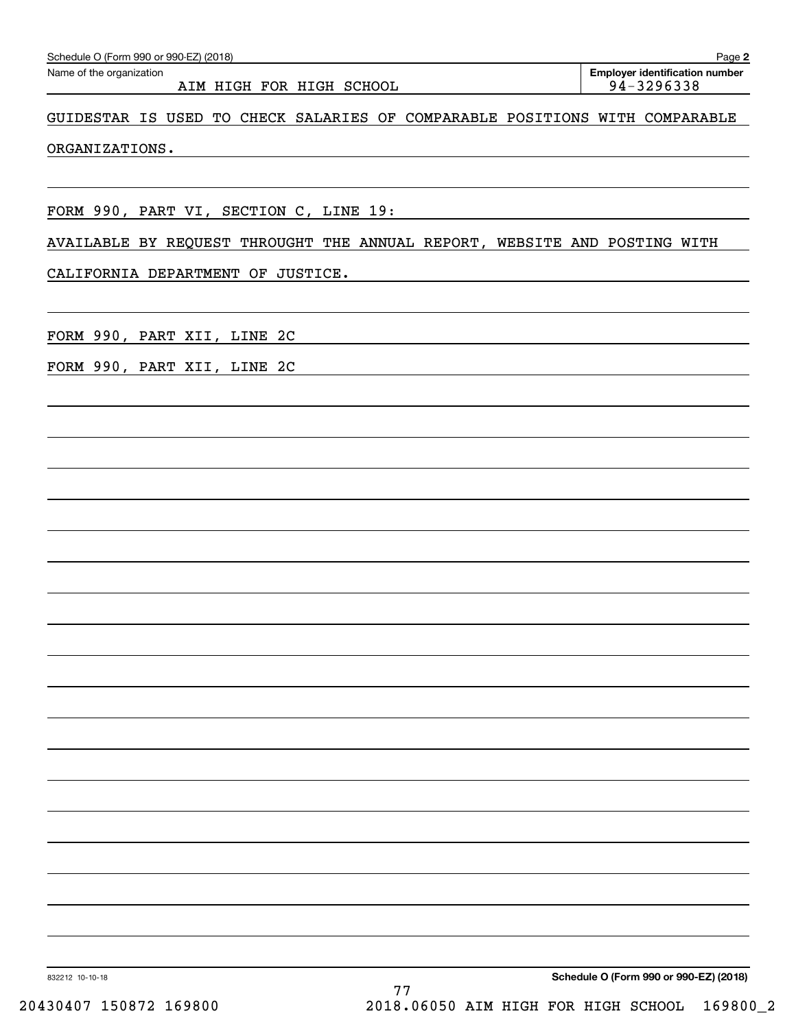Schedule O (Form 990 or 990-EZ) (2018)

Name of the organization: AIM HIGH FOR HIGH SCHOOL

Employer identification number: 94-3296338

GUIDESTAR IS USED TO CHECK SALARIES OF COMPARABLE POSITIONS WITH COMPARABLE ORGANIZATIONS.

FORM 990, PART VI, SECTION C, LINE 19:

AVAILABLE BY REQUEST THROUGHT THE ANNUAL REPORT, WEBSITE AND POSTING WITH CALIFORNIA DEPARTMENT OF JUSTICE.

FORM 990, PART XII, LINE 2C

FORM 990, PART XII, LINE 2C

832212 10-10-18

Schedule O (Form 990 or 990-EZ) (2018)

20430407 150872 169800 2018.06050 AIM HIGH FOR HIGH SCHOOL 169800_2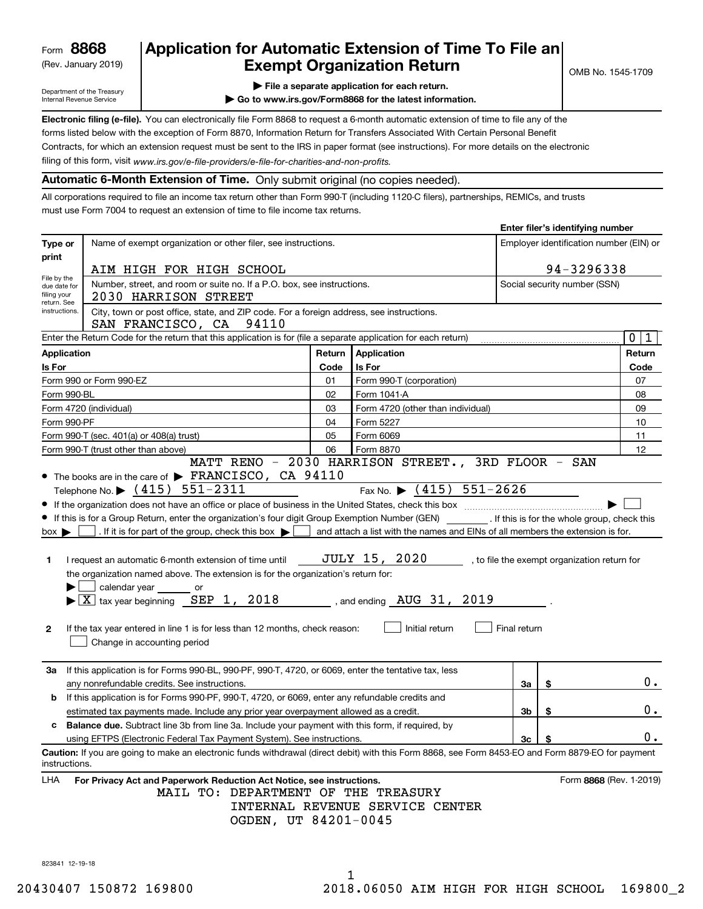Form **8868**
(Rev. January 2019)

Department of the Treasury
Internal Revenue Service

# Application for Automatic Extension of Time To File an Exempt Organization Return

▶ File a separate application for each return.
▶ Go to www.irs.gov/Form8868 for the latest information.

OMB No. 1545-1709

**Electronic filing (e-file).** You can electronically file Form 8868 to request a 6-month automatic extension of time to file any of the forms listed below with the exception of Form 8870, Information Return for Transfers Associated With Certain Personal Benefit Contracts, for which an extension request must be sent to the IRS in paper format (see instructions). For more details on the electronic filing of this form, visit *www.irs.gov/e-file-providers/e-file-for-charities-and-non-profits.*

## Automatic 6-Month Extension of Time. Only submit original (no copies needed).

All corporations required to file an income tax return other than Form 990-T (including 1120-C filers), partnerships, REMICs, and trusts must use Form 7004 to request an extension of time to file income tax returns.

| Type or print | | Enter filer's identifying number |
|---|---|---|
| File by the due date for filing your return. See instructions. | Name of exempt organization or other filer, see instructions. AIM HIGH FOR HIGH SCHOOL | Employer identification number (EIN) or 94-3296338 |
| | Number, street, and room or suite no. If a P.O. box, see instructions. 2030 HARRISON STREET | Social security number (SSN) |
| | City, town or post office, state, and ZIP code. For a foreign address, see instructions. SAN FRANCISCO, CA 94110 | |

Enter the Return Code for the return that this application is for (file a separate application for each return) 0 1

| Application Is For | Return Code | Application Is For | Return Code |
|---|---|---|---|
| Form 990 or Form 990-EZ | 01 | Form 990-T (corporation) | 07 |
| Form 990-BL | 02 | Form 1041-A | 08 |
| Form 4720 (individual) | 03 | Form 4720 (other than individual) | 09 |
| Form 990-PF | 04 | Form 5227 | 10 |
| Form 990-T (sec. 401(a) or 408(a) trust) | 05 | Form 6069 | 11 |
| Form 990-T (trust other than above) | 06 | Form 8870 | 12 |

- The books are in the care of ▶ MATT RENO - 2030 HARRISON STREET., 3RD FLOOR - SAN FRANCISCO, CA 94110
  Telephone No. ▶ (415) 551-2311 Fax No. ▶ (415) 551-2626
- If the organization does not have an office or place of business in the United States, check this box ▶ ☐
- If this is for a Group Return, enter the organization's four digit Group Exemption Number (GEN) ______ . If this is for the whole group, check this box ▶ ☐ . If it is for part of the group, check this box ▶ ☐ and attach a list with the names and EINs of all members the extension is for.

**1** I request an automatic 6-month extension of time until JULY 15, 2020 , to file the exempt organization return for the organization named above. The extension is for the organization's return for:
▶ ☐ calendar year ______ or
▶ ☒ tax year beginning SEP 1, 2018 , and ending AUG 31, 2019 .

**2** If the tax year entered in line 1 is for less than 12 months, check reason: ☐ Initial return ☐ Final return ☐ Change in accounting period

| | | | |
|---|---|---|---|
| **3a** | If this application is for Forms 990-BL, 990-PF, 990-T, 4720, or 6069, enter the tentative tax, less any nonrefundable credits. See instructions. | 3a | $ 0. |
| **b** | If this application is for Forms 990-PF, 990-T, 4720, or 6069, enter any refundable credits and estimated tax payments made. Include any prior year overpayment allowed as a credit. | 3b | $ 0. |
| **c** | **Balance due.** Subtract line 3b from line 3a. Include your payment with this form, if required, by using EFTPS (Electronic Federal Tax Payment System). See instructions. | 3c | $ 0. |

**Caution:** If you are going to make an electronic funds withdrawal (direct debit) with this Form 8868, see Form 8453-EO and Form 8879-EO for payment instructions.

LHA **For Privacy Act and Paperwork Reduction Act Notice, see instructions.** Form **8868** (Rev. 1-2019)

MAIL TO: DEPARTMENT OF THE TREASURY
INTERNAL REVENUE SERVICE CENTER
OGDEN, UT 84201-0045

823841 12-19-18

20430407 150872 169800 2018.06050 AIM HIGH FOR HIGH SCHOOL 169800_2